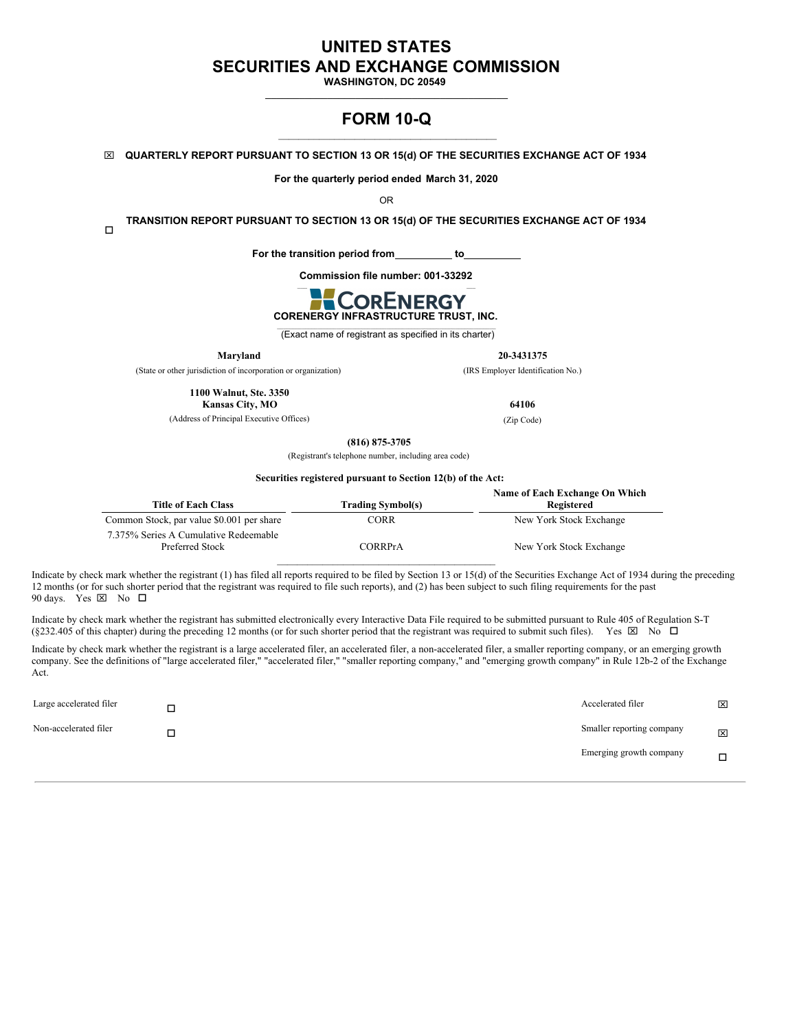# UNITED STATES
# SECURITIES AND EXCHANGE COMMISSION

**WASHINGTON, DC 20549**

## FORM 10-Q

☒ **QUARTERLY REPORT PURSUANT TO SECTION 13 OR 15(d) OF THE SECURITIES EXCHANGE ACT OF 1934**

**For the quarterly period ended March 31, 2020**

OR

☐ **TRANSITION REPORT PURSUANT TO SECTION 13 OR 15(d) OF THE SECURITIES EXCHANGE ACT OF 1934**

**For the transition period from\_\_\_\_\_\_\_\_\_\_ to\_\_\_\_\_\_\_\_\_\_**

**Commission file number: 001-33292**

**CORENERGY**

**CORENERGY INFRASTRUCTURE TRUST, INC.**

(Exact name of registrant as specified in its charter)

| **Maryland** | **20-3431375** |
|---|---|
| (State or other jurisdiction of incorporation or organization) | (IRS Employer Identification No.) |
| **1100 Walnut, Ste. 3350**<br>**Kansas City, MO** | **64106** |
| (Address of Principal Executive Offices) | (Zip Code) |

**(816) 875-3705**

(Registrant's telephone number, including area code)

**Securities registered pursuant to Section 12(b) of the Act:**

| Title of Each Class | Trading Symbol(s) | Name of Each Exchange On Which Registered |
|---|---|---|
| Common Stock, par value $0.001 per share | CORR | New York Stock Exchange |
| 7.375% Series A Cumulative Redeemable Preferred Stock | CORRPrA | New York Stock Exchange |

Indicate by check mark whether the registrant (1) has filed all reports required to be filed by Section 13 or 15(d) of the Securities Exchange Act of 1934 during the preceding 12 months (or for such shorter period that the registrant was required to file such reports), and (2) has been subject to such filing requirements for the past 90 days. Yes ☒ No ☐

Indicate by check mark whether the registrant has submitted electronically every Interactive Data File required to be submitted pursuant to Rule 405 of Regulation S-T (§232.405 of this chapter) during the preceding 12 months (or for such shorter period that the registrant was required to submit such files). Yes ☒ No ☐

Indicate by check mark whether the registrant is a large accelerated filer, an accelerated filer, a non-accelerated filer, a smaller reporting company, or an emerging growth company. See the definitions of "large accelerated filer," "accelerated filer," "smaller reporting company," and "emerging growth company" in Rule 12b-2 of the Exchange Act.

| | | | |
|---|---|---|---|
| Large accelerated filer | ☐ | Accelerated filer | ☒ |
| Non-accelerated filer | ☐ | Smaller reporting company | ☒ |
| | | Emerging growth company | ☐ |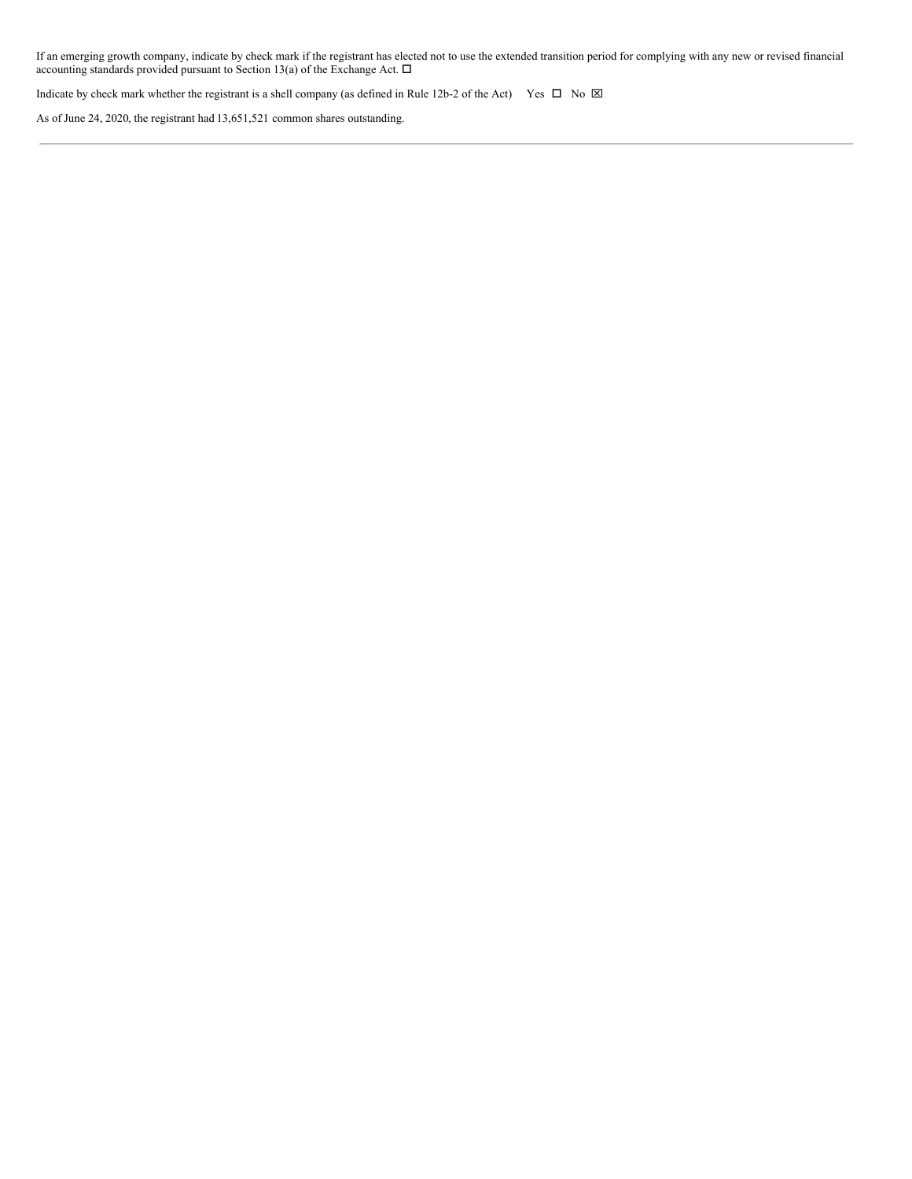If an emerging growth company, indicate by check mark if the registrant has elected not to use the extended transition period for complying with any new or revised financial accounting standards provided pursuant to Section 13(a) of the Exchange Act. ☐

Indicate by check mark whether the registrant is a shell company (as defined in Rule 12b-2 of the Act) Yes ☐ No ☒

As of June 24, 2020, the registrant had 13,651,521 common shares outstanding.

---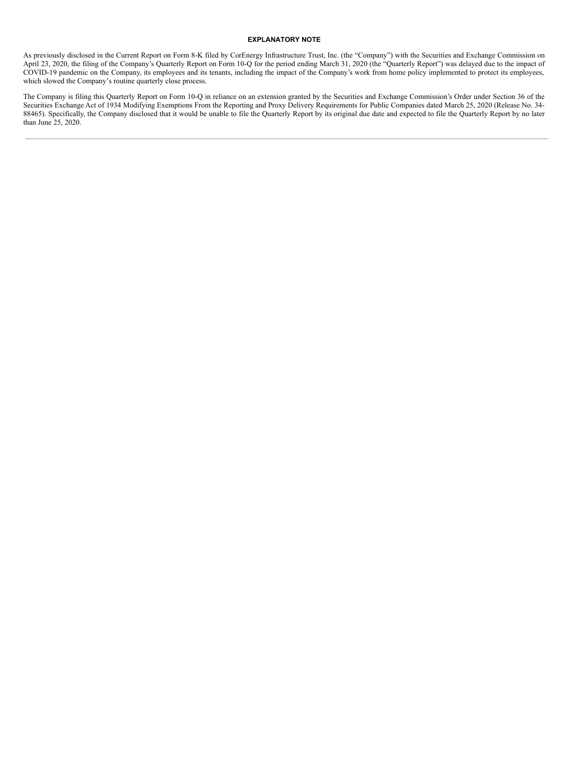## EXPLANATORY NOTE

As previously disclosed in the Current Report on Form 8-K filed by CorEnergy Infrastructure Trust, Inc. (the "Company") with the Securities and Exchange Commission on April 23, 2020, the filing of the Company's Quarterly Report on Form 10-Q for the period ending March 31, 2020 (the "Quarterly Report") was delayed due to the impact of COVID-19 pandemic on the Company, its employees and its tenants, including the impact of the Company's work from home policy implemented to protect its employees, which slowed the Company's routine quarterly close process.

The Company is filing this Quarterly Report on Form 10-Q in reliance on an extension granted by the Securities and Exchange Commission's Order under Section 36 of the Securities Exchange Act of 1934 Modifying Exemptions From the Reporting and Proxy Delivery Requirements for Public Companies dated March 25, 2020 (Release No. 34-88465). Specifically, the Company disclosed that it would be unable to file the Quarterly Report by its original due date and expected to file the Quarterly Report by no later than June 25, 2020.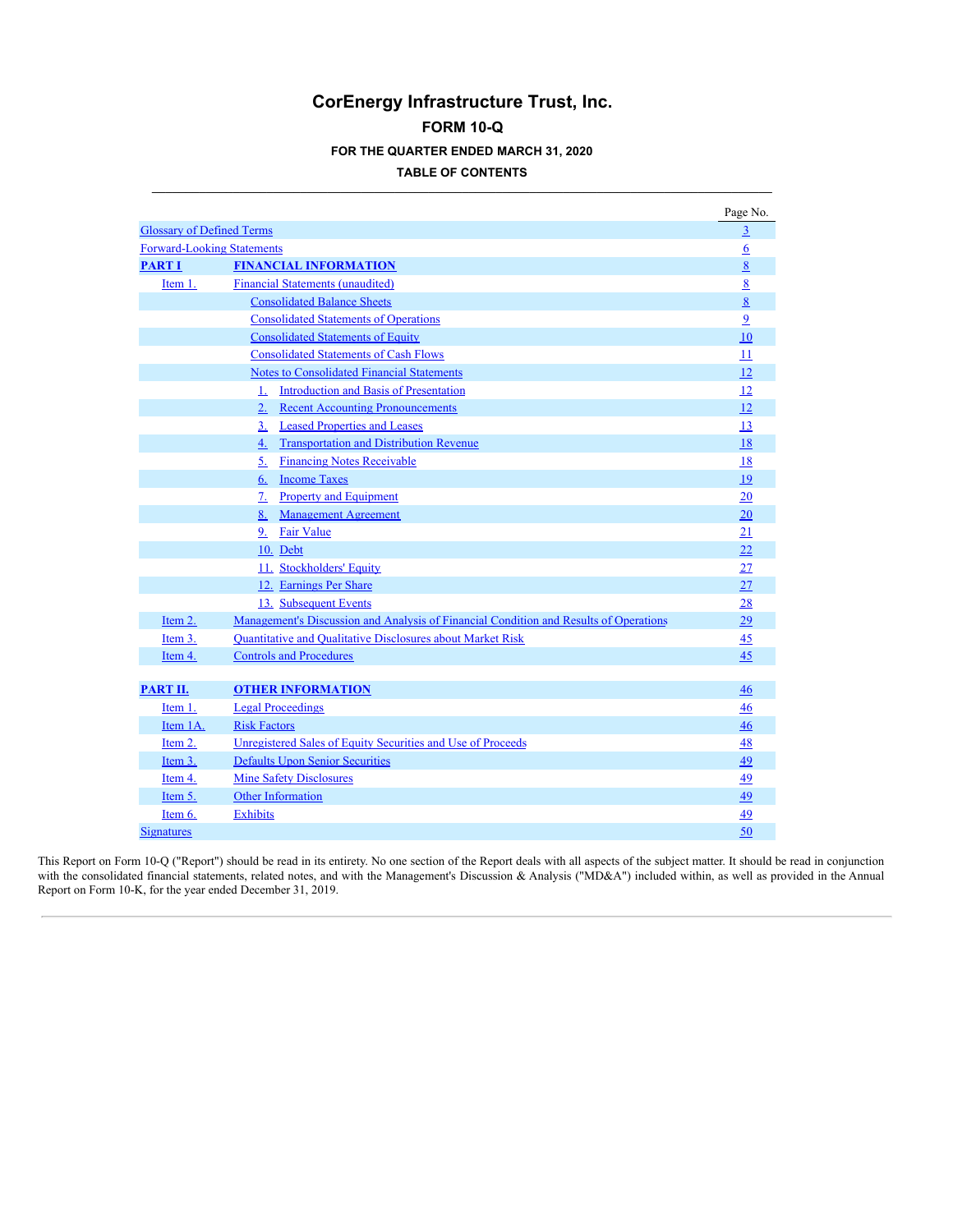# CorEnergy Infrastructure Trust, Inc.

## FORM 10-Q

### FOR THE QUARTER ENDED MARCH 31, 2020

### TABLE OF CONTENTS

| | | | Page No. |
|---|---|---|---|
| Glossary of Defined Terms | | | 3 |
| Forward-Looking Statements | | | 6 |
| **PART I** | **FINANCIAL INFORMATION** | | 8 |
| Item 1. | Financial Statements (unaudited) | | 8 |
| | Consolidated Balance Sheets | | 8 |
| | Consolidated Statements of Operations | | 9 |
| | Consolidated Statements of Equity | | 10 |
| | Consolidated Statements of Cash Flows | | 11 |
| | Notes to Consolidated Financial Statements | | 12 |
| | 1. | Introduction and Basis of Presentation | 12 |
| | 2. | Recent Accounting Pronouncements | 12 |
| | 3. | Leased Properties and Leases | 13 |
| | 4. | Transportation and Distribution Revenue | 18 |
| | 5. | Financing Notes Receivable | 18 |
| | 6. | Income Taxes | 19 |
| | 7. | Property and Equipment | 20 |
| | 8. | Management Agreement | 20 |
| | 9. | Fair Value | 21 |
| | 10. | Debt | 22 |
| | 11. | Stockholders' Equity | 27 |
| | 12. | Earnings Per Share | 27 |
| | 13. | Subsequent Events | 28 |
| Item 2. | Management's Discussion and Analysis of Financial Condition and Results of Operations | | 29 |
| Item 3. | Quantitative and Qualitative Disclosures about Market Risk | | 45 |
| Item 4. | Controls and Procedures | | 45 |
| | | | |
| **PART II.** | **OTHER INFORMATION** | | 46 |
| Item 1. | Legal Proceedings | | 46 |
| Item 1A. | Risk Factors | | 46 |
| Item 2. | Unregistered Sales of Equity Securities and Use of Proceeds | | 48 |
| Item 3. | Defaults Upon Senior Securities | | 49 |
| Item 4. | Mine Safety Disclosures | | 49 |
| Item 5. | Other Information | | 49 |
| Item 6. | Exhibits | | 49 |
| Signatures | | | 50 |

This Report on Form 10-Q ("Report") should be read in its entirety. No one section of the Report deals with all aspects of the subject matter. It should be read in conjunction with the consolidated financial statements, related notes, and with the Management's Discussion & Analysis ("MD&A") included within, as well as provided in the Annual Report on Form 10-K, for the year ended December 31, 2019.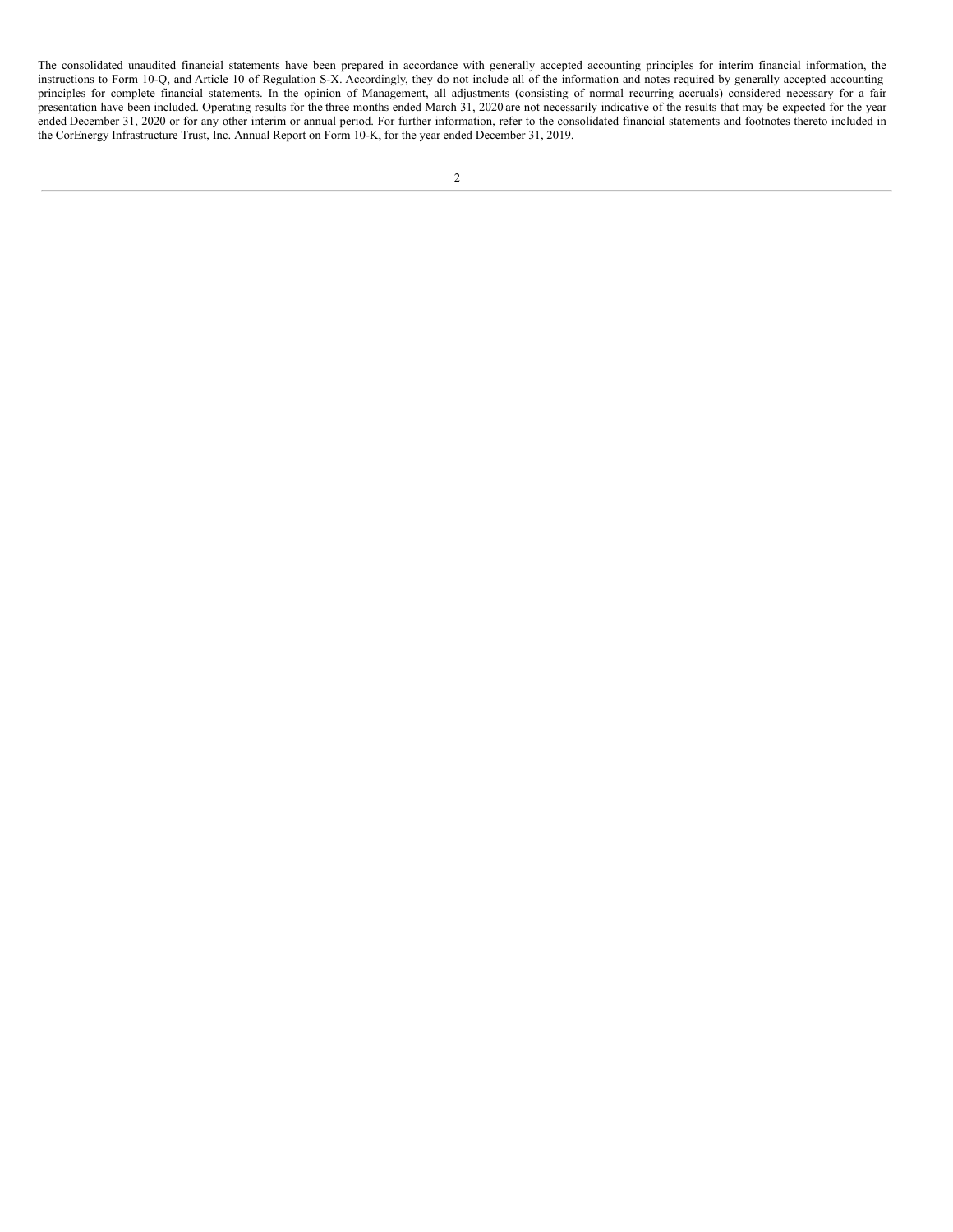The consolidated unaudited financial statements have been prepared in accordance with generally accepted accounting principles for interim financial information, the instructions to Form 10-Q, and Article 10 of Regulation S-X. Accordingly, they do not include all of the information and notes required by generally accepted accounting principles for complete financial statements. In the opinion of Management, all adjustments (consisting of normal recurring accruals) considered necessary for a fair presentation have been included. Operating results for the three months ended March 31, 2020 are not necessarily indicative of the results that may be expected for the year ended December 31, 2020 or for any other interim or annual period. For further information, refer to the consolidated financial statements and footnotes thereto included in the CorEnergy Infrastructure Trust, Inc. Annual Report on Form 10-K, for the year ended December 31, 2019.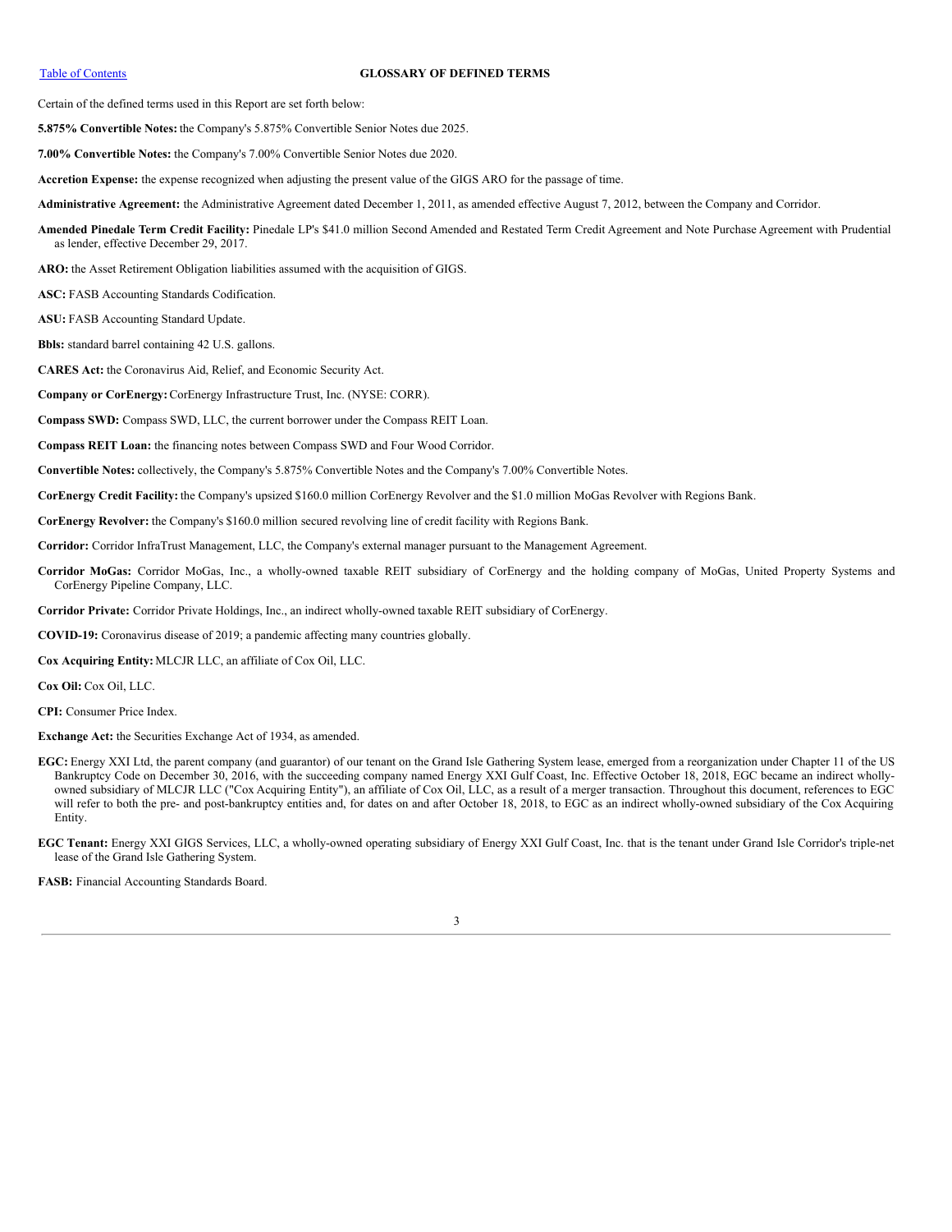## GLOSSARY OF DEFINED TERMS

Certain of the defined terms used in this Report are set forth below:

**5.875% Convertible Notes:** the Company's 5.875% Convertible Senior Notes due 2025.

**7.00% Convertible Notes:** the Company's 7.00% Convertible Senior Notes due 2020.

**Accretion Expense:** the expense recognized when adjusting the present value of the GIGS ARO for the passage of time.

**Administrative Agreement:** the Administrative Agreement dated December 1, 2011, as amended effective August 7, 2012, between the Company and Corridor.

**Amended Pinedale Term Credit Facility:** Pinedale LP's $41.0 million Second Amended and Restated Term Credit Agreement and Note Purchase Agreement with Prudential as lender, effective December 29, 2017.

**ARO:** the Asset Retirement Obligation liabilities assumed with the acquisition of GIGS.

**ASC:** FASB Accounting Standards Codification.

**ASU:** FASB Accounting Standard Update.

**Bbls:** standard barrel containing 42 U.S. gallons.

**CARES Act:** the Coronavirus Aid, Relief, and Economic Security Act.

**Company or CorEnergy:** CorEnergy Infrastructure Trust, Inc. (NYSE: CORR).

**Compass SWD:** Compass SWD, LLC, the current borrower under the Compass REIT Loan.

**Compass REIT Loan:** the financing notes between Compass SWD and Four Wood Corridor.

**Convertible Notes:** collectively, the Company's 5.875% Convertible Notes and the Company's 7.00% Convertible Notes.

**CorEnergy Credit Facility:** the Company's upsized $160.0 million CorEnergy Revolver and the $1.0 million MoGas Revolver with Regions Bank.

**CorEnergy Revolver:** the Company's $160.0 million secured revolving line of credit facility with Regions Bank.

**Corridor:** Corridor InfraTrust Management, LLC, the Company's external manager pursuant to the Management Agreement.

**Corridor MoGas:** Corridor MoGas, Inc., a wholly-owned taxable REIT subsidiary of CorEnergy and the holding company of MoGas, United Property Systems and CorEnergy Pipeline Company, LLC.

**Corridor Private:** Corridor Private Holdings, Inc., an indirect wholly-owned taxable REIT subsidiary of CorEnergy.

**COVID-19:** Coronavirus disease of 2019; a pandemic affecting many countries globally.

**Cox Acquiring Entity:** MLCJR LLC, an affiliate of Cox Oil, LLC.

**Cox Oil:** Cox Oil, LLC.

**CPI:** Consumer Price Index.

**Exchange Act:** the Securities Exchange Act of 1934, as amended.

**EGC:** Energy XXI Ltd, the parent company (and guarantor) of our tenant on the Grand Isle Gathering System lease, emerged from a reorganization under Chapter 11 of the US Bankruptcy Code on December 30, 2016, with the succeeding company named Energy XXI Gulf Coast, Inc. Effective October 18, 2018, EGC became an indirect wholly-owned subsidiary of MLCJR LLC ("Cox Acquiring Entity"), an affiliate of Cox Oil, LLC, as a result of a merger transaction. Throughout this document, references to EGC will refer to both the pre- and post-bankruptcy entities and, for dates on and after October 18, 2018, to EGC as an indirect wholly-owned subsidiary of the Cox Acquiring Entity.

**EGC Tenant:** Energy XXI GIGS Services, LLC, a wholly-owned operating subsidiary of Energy XXI Gulf Coast, Inc. that is the tenant under Grand Isle Corridor's triple-net lease of the Grand Isle Gathering System.

**FASB:** Financial Accounting Standards Board.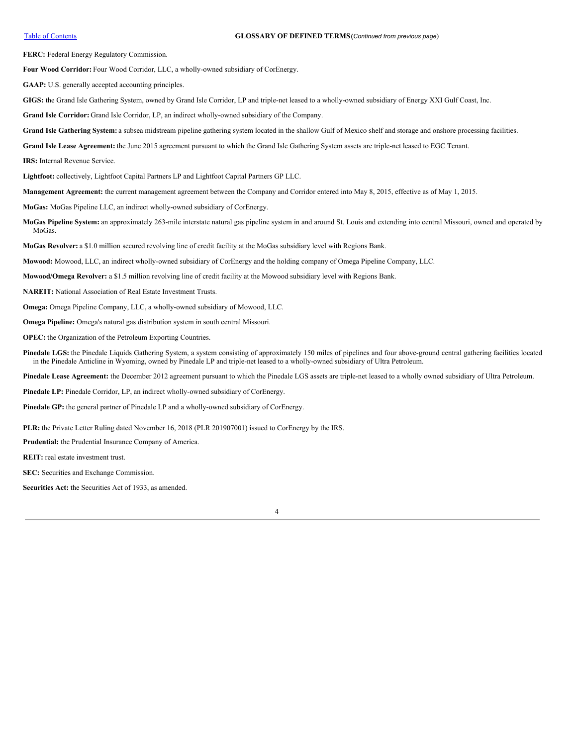## GLOSSARY OF DEFINED TERMS (*Continued from previous page*)

**FERC:** Federal Energy Regulatory Commission.

**Four Wood Corridor:** Four Wood Corridor, LLC, a wholly-owned subsidiary of CorEnergy.

**GAAP:** U.S. generally accepted accounting principles.

**GIGS:** the Grand Isle Gathering System, owned by Grand Isle Corridor, LP and triple-net leased to a wholly-owned subsidiary of Energy XXI Gulf Coast, Inc.

**Grand Isle Corridor:** Grand Isle Corridor, LP, an indirect wholly-owned subsidiary of the Company.

**Grand Isle Gathering System:** a subsea midstream pipeline gathering system located in the shallow Gulf of Mexico shelf and storage and onshore processing facilities.

**Grand Isle Lease Agreement:** the June 2015 agreement pursuant to which the Grand Isle Gathering System assets are triple-net leased to EGC Tenant.

**IRS:** Internal Revenue Service.

**Lightfoot:** collectively, Lightfoot Capital Partners LP and Lightfoot Capital Partners GP LLC.

**Management Agreement:** the current management agreement between the Company and Corridor entered into May 8, 2015, effective as of May 1, 2015.

**MoGas:** MoGas Pipeline LLC, an indirect wholly-owned subsidiary of CorEnergy.

**MoGas Pipeline System:** an approximately 263-mile interstate natural gas pipeline system in and around St. Louis and extending into central Missouri, owned and operated by MoGas.

**MoGas Revolver:** a $1.0 million secured revolving line of credit facility at the MoGas subsidiary level with Regions Bank.

**Mowood:** Mowood, LLC, an indirect wholly-owned subsidiary of CorEnergy and the holding company of Omega Pipeline Company, LLC.

**Mowood/Omega Revolver:** a $1.5 million revolving line of credit facility at the Mowood subsidiary level with Regions Bank.

**NAREIT:** National Association of Real Estate Investment Trusts.

**Omega:** Omega Pipeline Company, LLC, a wholly-owned subsidiary of Mowood, LLC.

**Omega Pipeline:** Omega's natural gas distribution system in south central Missouri.

**OPEC:** the Organization of the Petroleum Exporting Countries.

**Pinedale LGS:** the Pinedale Liquids Gathering System, a system consisting of approximately 150 miles of pipelines and four above-ground central gathering facilities located in the Pinedale Anticline in Wyoming, owned by Pinedale LP and triple-net leased to a wholly-owned subsidiary of Ultra Petroleum.

**Pinedale Lease Agreement:** the December 2012 agreement pursuant to which the Pinedale LGS assets are triple-net leased to a wholly owned subsidiary of Ultra Petroleum.

**Pinedale LP:** Pinedale Corridor, LP, an indirect wholly-owned subsidiary of CorEnergy.

**Pinedale GP:** the general partner of Pinedale LP and a wholly-owned subsidiary of CorEnergy.

**PLR:** the Private Letter Ruling dated November 16, 2018 (PLR 201907001) issued to CorEnergy by the IRS.

**Prudential:** the Prudential Insurance Company of America.

**REIT:** real estate investment trust.

**SEC:** Securities and Exchange Commission.

**Securities Act:** the Securities Act of 1933, as amended.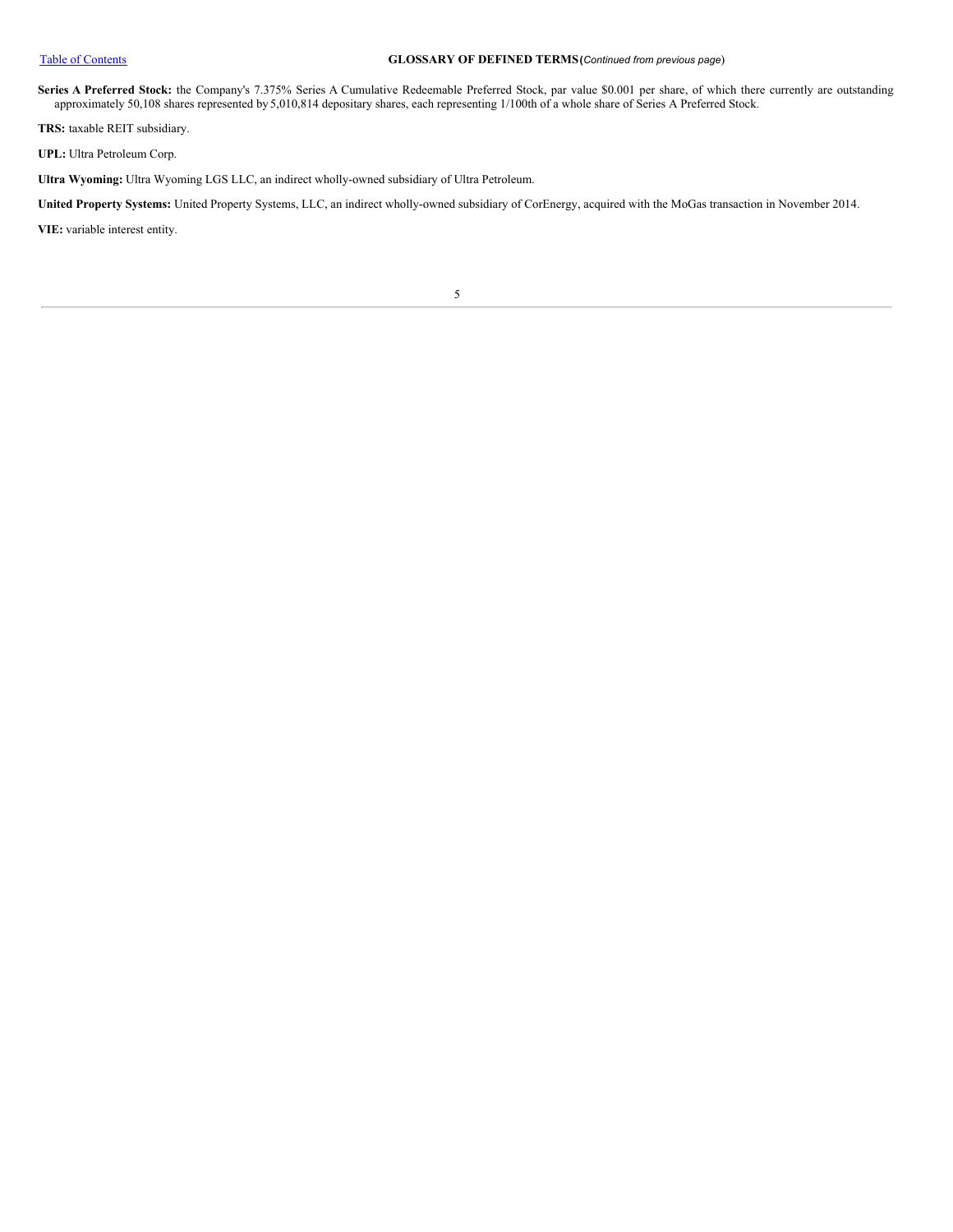**Series A Preferred Stock:** the Company's 7.375% Series A Cumulative Redeemable Preferred Stock, par value $0.001 per share, of which there currently are outstanding approximately 50,108 shares represented by 5,010,814 depositary shares, each representing 1/100th of a whole share of Series A Preferred Stock.

**TRS:** taxable REIT subsidiary.

**UPL:** Ultra Petroleum Corp.

**Ultra Wyoming:** Ultra Wyoming LGS LLC, an indirect wholly-owned subsidiary of Ultra Petroleum.

**United Property Systems:** United Property Systems, LLC, an indirect wholly-owned subsidiary of CorEnergy, acquired with the MoGas transaction in November 2014.

**VIE:** variable interest entity.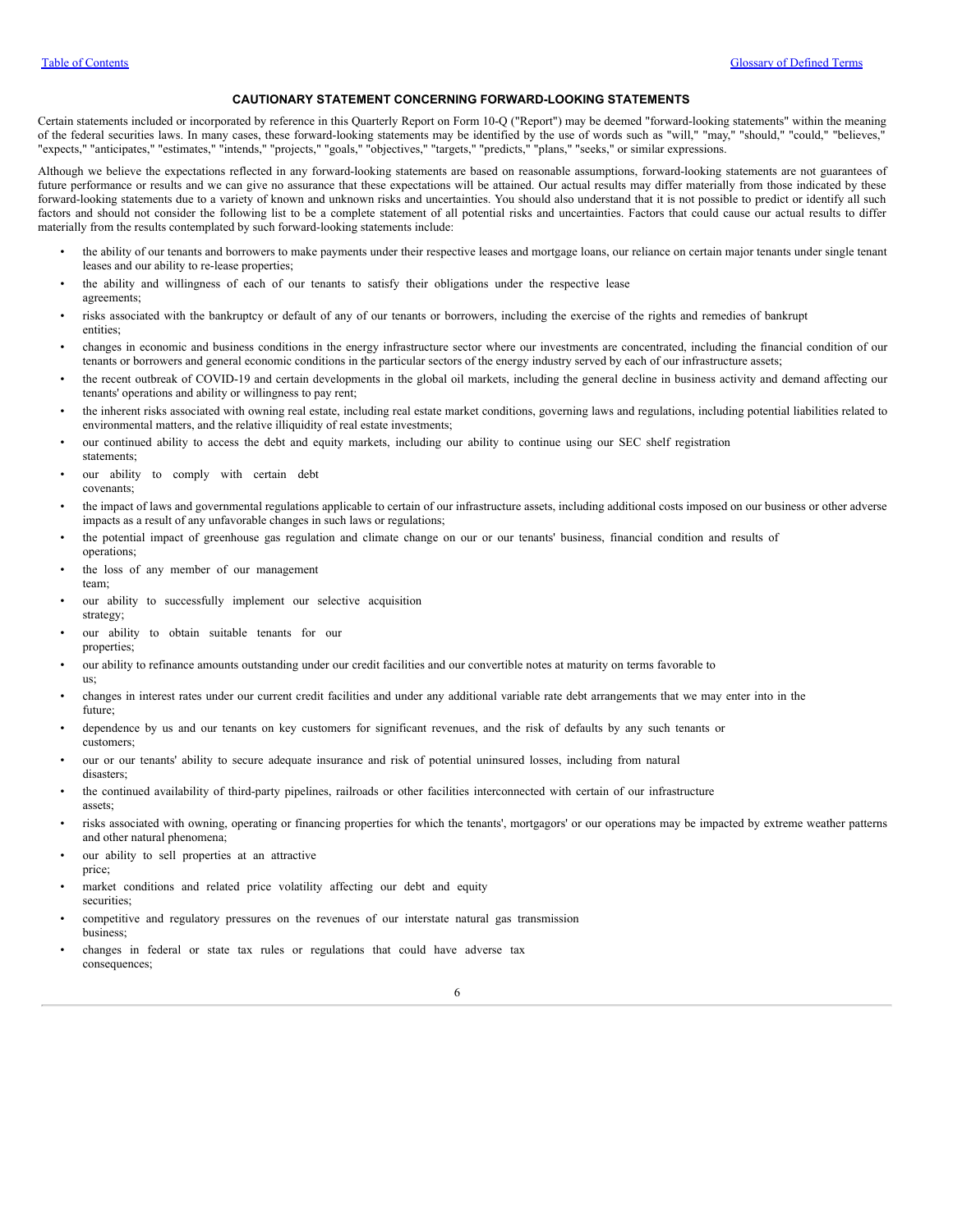## CAUTIONARY STATEMENT CONCERNING FORWARD-LOOKING STATEMENTS

Certain statements included or incorporated by reference in this Quarterly Report on Form 10-Q ("Report") may be deemed "forward-looking statements" within the meaning of the federal securities laws. In many cases, these forward-looking statements may be identified by the use of words such as "will," "may," "should," "could," "believes," "expects," "anticipates," "estimates," "intends," "projects," "goals," "objectives," "targets," "predicts," "plans," "seeks," or similar expressions.

Although we believe the expectations reflected in any forward-looking statements are based on reasonable assumptions, forward-looking statements are not guarantees of future performance or results and we can give no assurance that these expectations will be attained. Our actual results may differ materially from those indicated by these forward-looking statements due to a variety of known and unknown risks and uncertainties. You should also understand that it is not possible to predict or identify all such factors and should not consider the following list to be a complete statement of all potential risks and uncertainties. Factors that could cause our actual results to differ materially from the results contemplated by such forward-looking statements include:

- the ability of our tenants and borrowers to make payments under their respective leases and mortgage loans, our reliance on certain major tenants under single tenant leases and our ability to re-lease properties;
- the ability and willingness of each of our tenants to satisfy their obligations under the respective lease agreements;
- risks associated with the bankruptcy or default of any of our tenants or borrowers, including the exercise of the rights and remedies of bankrupt entities;
- changes in economic and business conditions in the energy infrastructure sector where our investments are concentrated, including the financial condition of our tenants or borrowers and general economic conditions in the particular sectors of the energy industry served by each of our infrastructure assets;
- the recent outbreak of COVID-19 and certain developments in the global oil markets, including the general decline in business activity and demand affecting our tenants' operations and ability or willingness to pay rent;
- the inherent risks associated with owning real estate, including real estate market conditions, governing laws and regulations, including potential liabilities related to environmental matters, and the relative illiquidity of real estate investments;
- our continued ability to access the debt and equity markets, including our ability to continue using our SEC shelf registration statements;
- our ability to comply with certain debt covenants;
- the impact of laws and governmental regulations applicable to certain of our infrastructure assets, including additional costs imposed on our business or other adverse impacts as a result of any unfavorable changes in such laws or regulations;
- the potential impact of greenhouse gas regulation and climate change on our or our tenants' business, financial condition and results of operations;
- the loss of any member of our management team;
- our ability to successfully implement our selective acquisition strategy;
- our ability to obtain suitable tenants for our properties;
- our ability to refinance amounts outstanding under our credit facilities and our convertible notes at maturity on terms favorable to us;
- changes in interest rates under our current credit facilities and under any additional variable rate debt arrangements that we may enter into in the future;
- dependence by us and our tenants on key customers for significant revenues, and the risk of defaults by any such tenants or customers;
- our or our tenants' ability to secure adequate insurance and risk of potential uninsured losses, including from natural disasters;
- the continued availability of third-party pipelines, railroads or other facilities interconnected with certain of our infrastructure assets;
- risks associated with owning, operating or financing properties for which the tenants', mortgagors' or our operations may be impacted by extreme weather patterns and other natural phenomena;
- our ability to sell properties at an attractive price;
- market conditions and related price volatility affecting our debt and equity securities;
- competitive and regulatory pressures on the revenues of our interstate natural gas transmission business;
- changes in federal or state tax rules or regulations that could have adverse tax consequences;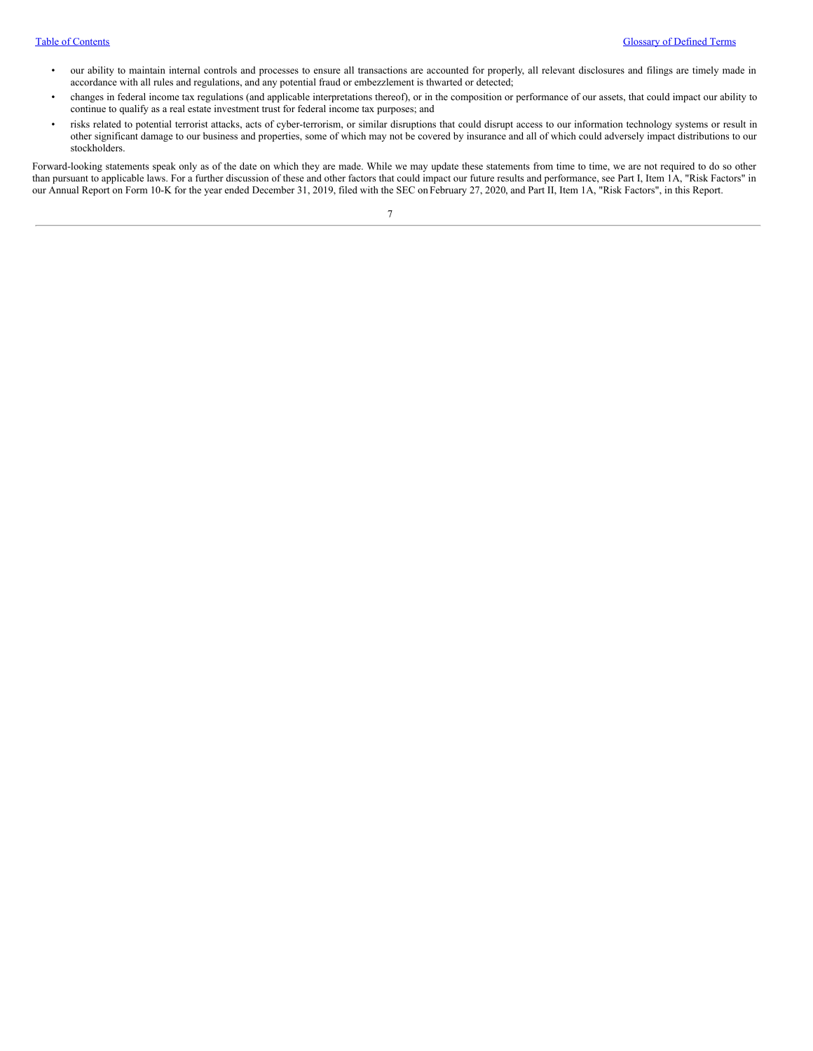- our ability to maintain internal controls and processes to ensure all transactions are accounted for properly, all relevant disclosures and filings are timely made in accordance with all rules and regulations, and any potential fraud or embezzlement is thwarted or detected;
- changes in federal income tax regulations (and applicable interpretations thereof), or in the composition or performance of our assets, that could impact our ability to continue to qualify as a real estate investment trust for federal income tax purposes; and
- risks related to potential terrorist attacks, acts of cyber-terrorism, or similar disruptions that could disrupt access to our information technology systems or result in other significant damage to our business and properties, some of which may not be covered by insurance and all of which could adversely impact distributions to our stockholders.

Forward-looking statements speak only as of the date on which they are made. While we may update these statements from time to time, we are not required to do so other than pursuant to applicable laws. For a further discussion of these and other factors that could impact our future results and performance, see Part I, Item 1A, "Risk Factors" in our Annual Report on Form 10-K for the year ended December 31, 2019, filed with the SEC on February 27, 2020, and Part II, Item 1A, "Risk Factors", in this Report.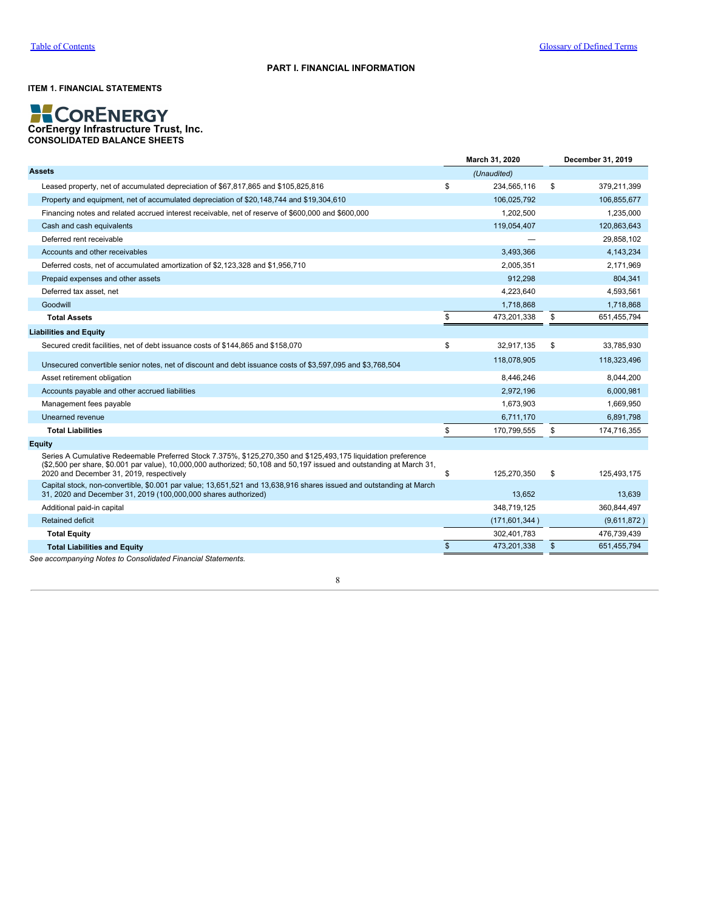# PART I. FINANCIAL INFORMATION

## ITEM 1. FINANCIAL STATEMENTS

**CorEnergy Infrastructure Trust, Inc.**
**CONSOLIDATED BALANCE SHEETS**

| | March 31, 2020 | December 31, 2019 |
|---|---|---|
| **Assets** | *(Unaudited)* | |
| Leased property, net of accumulated depreciation of $67,817,865 and $105,825,816 | $ 234,565,116 | $ 379,211,399 |
| Property and equipment, net of accumulated depreciation of $20,148,744 and $19,304,610 | 106,025,792 | 106,855,677 |
| Financing notes and related accrued interest receivable, net of reserve of $600,000 and $600,000 | 1,202,500 | 1,235,000 |
| Cash and cash equivalents | 119,054,407 | 120,863,643 |
| Deferred rent receivable | — | 29,858,102 |
| Accounts and other receivables | 3,493,366 | 4,143,234 |
| Deferred costs, net of accumulated amortization of $2,123,328 and $1,956,710 | 2,005,351 | 2,171,969 |
| Prepaid expenses and other assets | 912,298 | 804,341 |
| Deferred tax asset, net | 4,223,640 | 4,593,561 |
| Goodwill | 1,718,868 | 1,718,868 |
| **Total Assets** | $ 473,201,338 | $ 651,455,794 |
| **Liabilities and Equity** | | |
| Secured credit facilities, net of debt issuance costs of $144,865 and $158,070 | $ 32,917,135 | $ 33,785,930 |
| Unsecured convertible senior notes, net of discount and debt issuance costs of $3,597,095 and $3,768,504 | 118,078,905 | 118,323,496 |
| Asset retirement obligation | 8,446,246 | 8,044,200 |
| Accounts payable and other accrued liabilities | 2,972,196 | 6,000,981 |
| Management fees payable | 1,673,903 | 1,669,950 |
| Unearned revenue | 6,711,170 | 6,891,798 |
| **Total Liabilities** | $ 170,799,555 | $ 174,716,355 |
| **Equity** | | |
| Series A Cumulative Redeemable Preferred Stock 7.375%, $125,270,350 and $125,493,175 liquidation preference ($2,500 per share, $0.001 par value), 10,000,000 authorized; 50,108 and 50,197 issued and outstanding at March 31, 2020 and December 31, 2019, respectively | $ 125,270,350 | $ 125,493,175 |
| Capital stock, non-convertible, $0.001 par value; 13,651,521 and 13,638,916 shares issued and outstanding at March 31, 2020 and December 31, 2019 (100,000,000 shares authorized) | 13,652 | 13,639 |
| Additional paid-in capital | 348,719,125 | 360,844,497 |
| Retained deficit | (171,601,344) | (9,611,872) |
| **Total Equity** | 302,401,783 | 476,739,439 |
| **Total Liabilities and Equity** | $ 473,201,338 | $ 651,455,794 |

*See accompanying Notes to Consolidated Financial Statements.*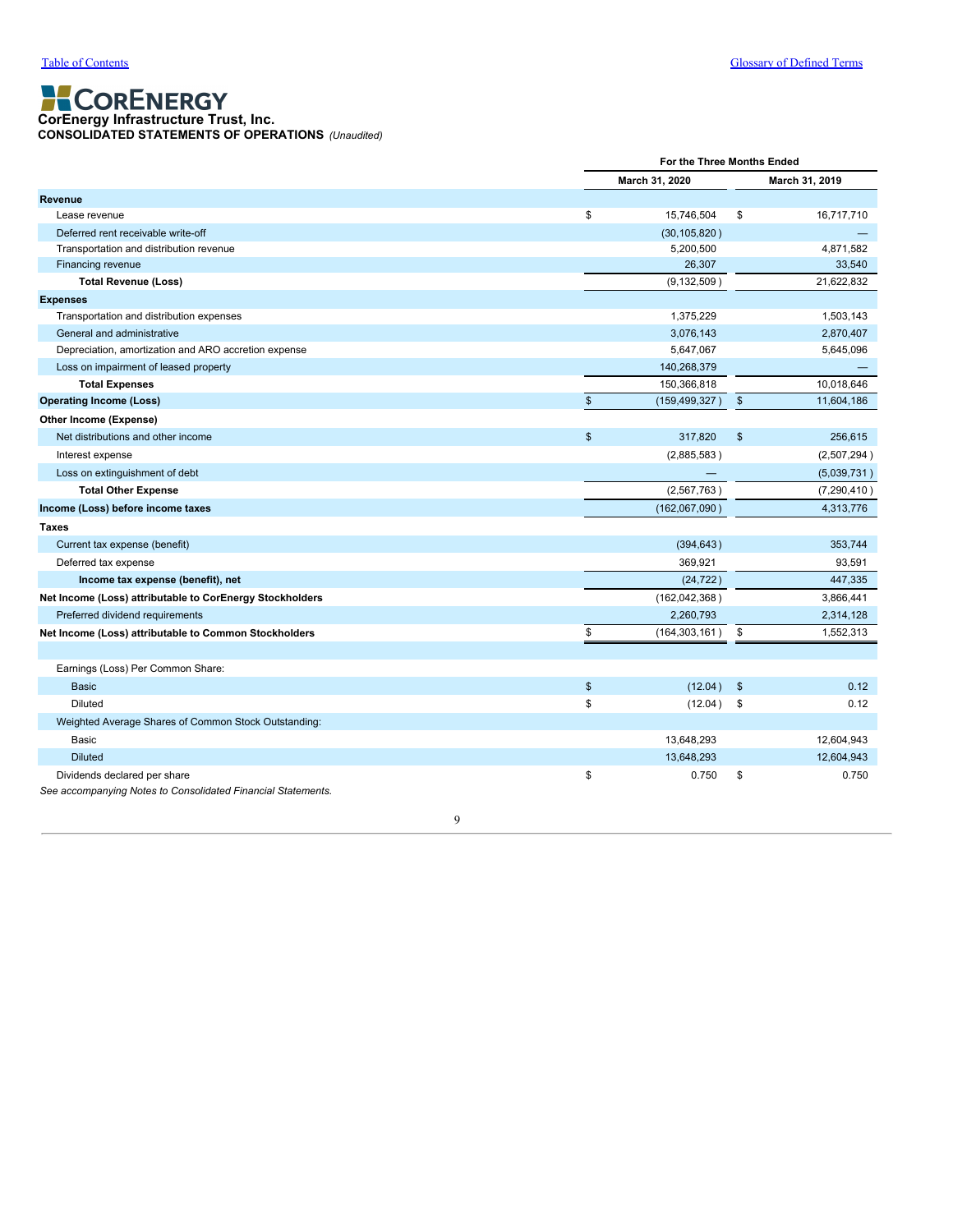Table of Contents | Glossary of Defined Terms

# CorEnergy

**CorEnergy Infrastructure Trust, Inc.**
**CONSOLIDATED STATEMENTS OF OPERATIONS** *(Unaudited)*

| | For the Three Months Ended | |
|---|---|---|
| | March 31, 2020 | March 31, 2019 |
| **Revenue** | | |
| Lease revenue | $ 15,746,504 | $ 16,717,710 |
| Deferred rent receivable write-off | (30,105,820) | — |
| Transportation and distribution revenue | 5,200,500 | 4,871,582 |
| Financing revenue | 26,307 | 33,540 |
| **Total Revenue (Loss)** | (9,132,509) | 21,622,832 |
| **Expenses** | | |
| Transportation and distribution expenses | 1,375,229 | 1,503,143 |
| General and administrative | 3,076,143 | 2,870,407 |
| Depreciation, amortization and ARO accretion expense | 5,647,067 | 5,645,096 |
| Loss on impairment of leased property | 140,268,379 | — |
| **Total Expenses** | 150,366,818 | 10,018,646 |
| **Operating Income (Loss)** | $ (159,499,327) | $ 11,604,186 |
| **Other Income (Expense)** | | |
| Net distributions and other income | $ 317,820 | $ 256,615 |
| Interest expense | (2,885,583) | (2,507,294) |
| Loss on extinguishment of debt | — | (5,039,731) |
| **Total Other Expense** | (2,567,763) | (7,290,410) |
| **Income (Loss) before income taxes** | (162,067,090) | 4,313,776 |
| **Taxes** | | |
| Current tax expense (benefit) | (394,643) | 353,744 |
| Deferred tax expense | 369,921 | 93,591 |
| **Income tax expense (benefit), net** | (24,722) | 447,335 |
| **Net Income (Loss) attributable to CorEnergy Stockholders** | (162,042,368) | 3,866,441 |
| Preferred dividend requirements | 2,260,793 | 2,314,128 |
| **Net Income (Loss) attributable to Common Stockholders** | $ (164,303,161) | $ 1,552,313 |
| | | |
| Earnings (Loss) Per Common Share: | | |
| Basic | $ (12.04) | $ 0.12 |
| Diluted | $ (12.04) | $ 0.12 |
| Weighted Average Shares of Common Stock Outstanding: | | |
| Basic | 13,648,293 | 12,604,943 |
| Diluted | 13,648,293 | 12,604,943 |
| Dividends declared per share | $ 0.750 | $ 0.750 |

*See accompanying Notes to Consolidated Financial Statements.*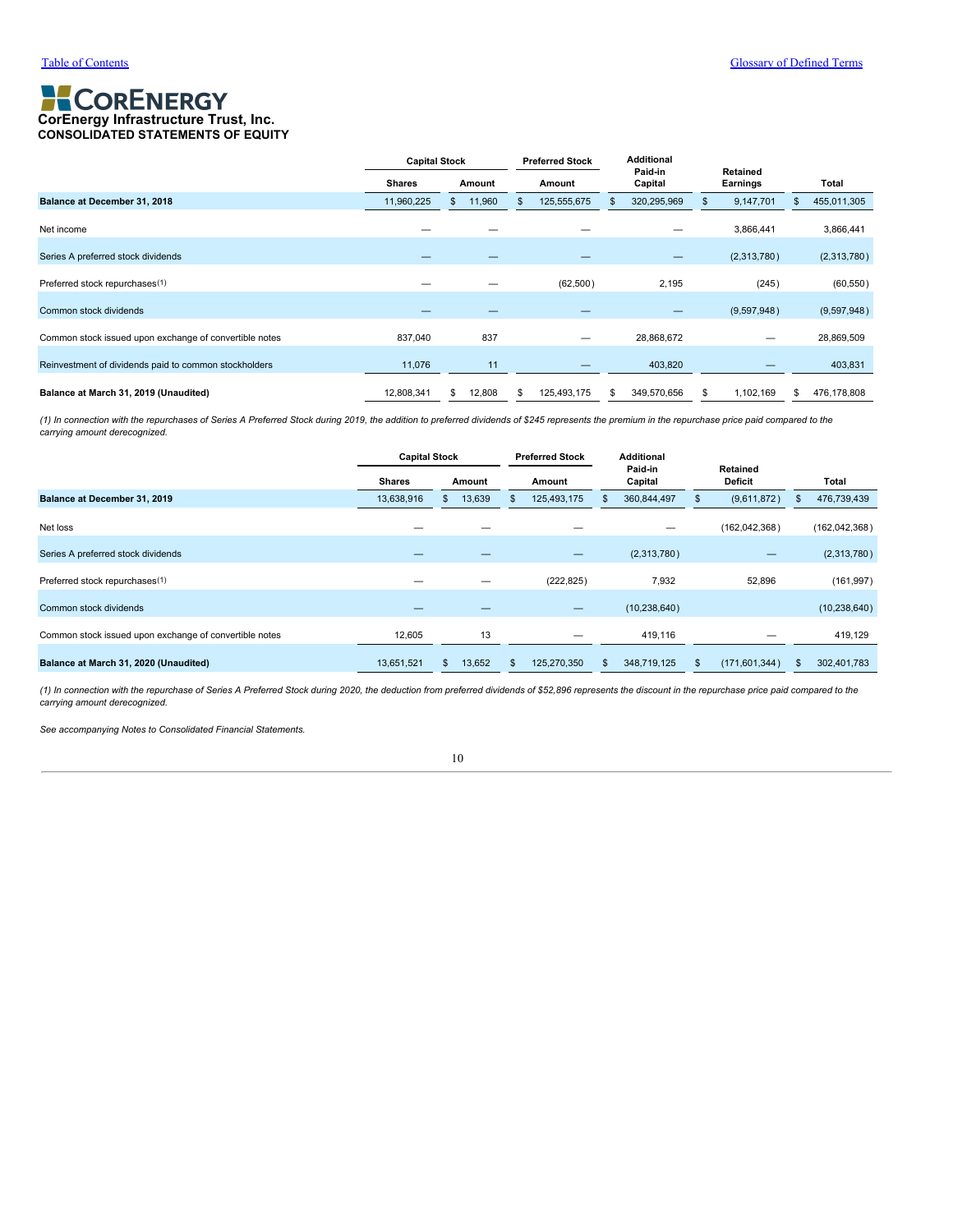# CorEnergy Infrastructure Trust, Inc.
## CONSOLIDATED STATEMENTS OF EQUITY

| | Capital Stock | | Preferred Stock | Additional Paid-in Capital | Retained Earnings | Total |
|---|---|---|---|---|---|---|
| | Shares | Amount | Amount | | | |
| **Balance at December 31, 2018** | 11,960,225 | $ 11,960 | $ 125,555,675 | $ 320,295,969 | $ 9,147,701 | $ 455,011,305 |
| Net income | — | — | — | — | 3,866,441 | 3,866,441 |
| Series A preferred stock dividends | — | — | — | — | (2,313,780) | (2,313,780) |
| Preferred stock repurchases(1) | — | — | (62,500) | 2,195 | (245) | (60,550) |
| Common stock dividends | — | — | — | — | (9,597,948) | (9,597,948) |
| Common stock issued upon exchange of convertible notes | 837,040 | 837 | — | 28,868,672 | — | 28,869,509 |
| Reinvestment of dividends paid to common stockholders | 11,076 | 11 | — | 403,820 | — | 403,831 |
| **Balance at March 31, 2019 (Unaudited)** | 12,808,341 | $ 12,808 | $ 125,493,175 | $ 349,570,656 | $ 1,102,169 | $ 476,178,808 |

*(1) In connection with the repurchases of Series A Preferred Stock during 2019, the addition to preferred dividends of $245 represents the premium in the repurchase price paid compared to the carrying amount derecognized.*

| | Capital Stock | | Preferred Stock | Additional Paid-in Capital | Retained Deficit | Total |
|---|---|---|---|---|---|---|
| | Shares | Amount | Amount | | | |
| **Balance at December 31, 2019** | 13,638,916 | $ 13,639 | $ 125,493,175 | $ 360,844,497 | $ (9,611,872) | $ 476,739,439 |
| Net loss | — | — | — | — | (162,042,368) | (162,042,368) |
| Series A preferred stock dividends | — | — | — | (2,313,780) | — | (2,313,780) |
| Preferred stock repurchases(1) | — | — | (222,825) | 7,932 | 52,896 | (161,997) |
| Common stock dividends | — | — | — | (10,238,640) | | (10,238,640) |
| Common stock issued upon exchange of convertible notes | 12,605 | 13 | — | 419,116 | — | 419,129 |
| **Balance at March 31, 2020 (Unaudited)** | 13,651,521 | $ 13,652 | $ 125,270,350 | $ 348,719,125 | $ (171,601,344) | $ 302,401,783 |

*(1) In connection with the repurchase of Series A Preferred Stock during 2020, the deduction from preferred dividends of $52,896 represents the discount in the repurchase price paid compared to the carrying amount derecognized.*

*See accompanying Notes to Consolidated Financial Statements.*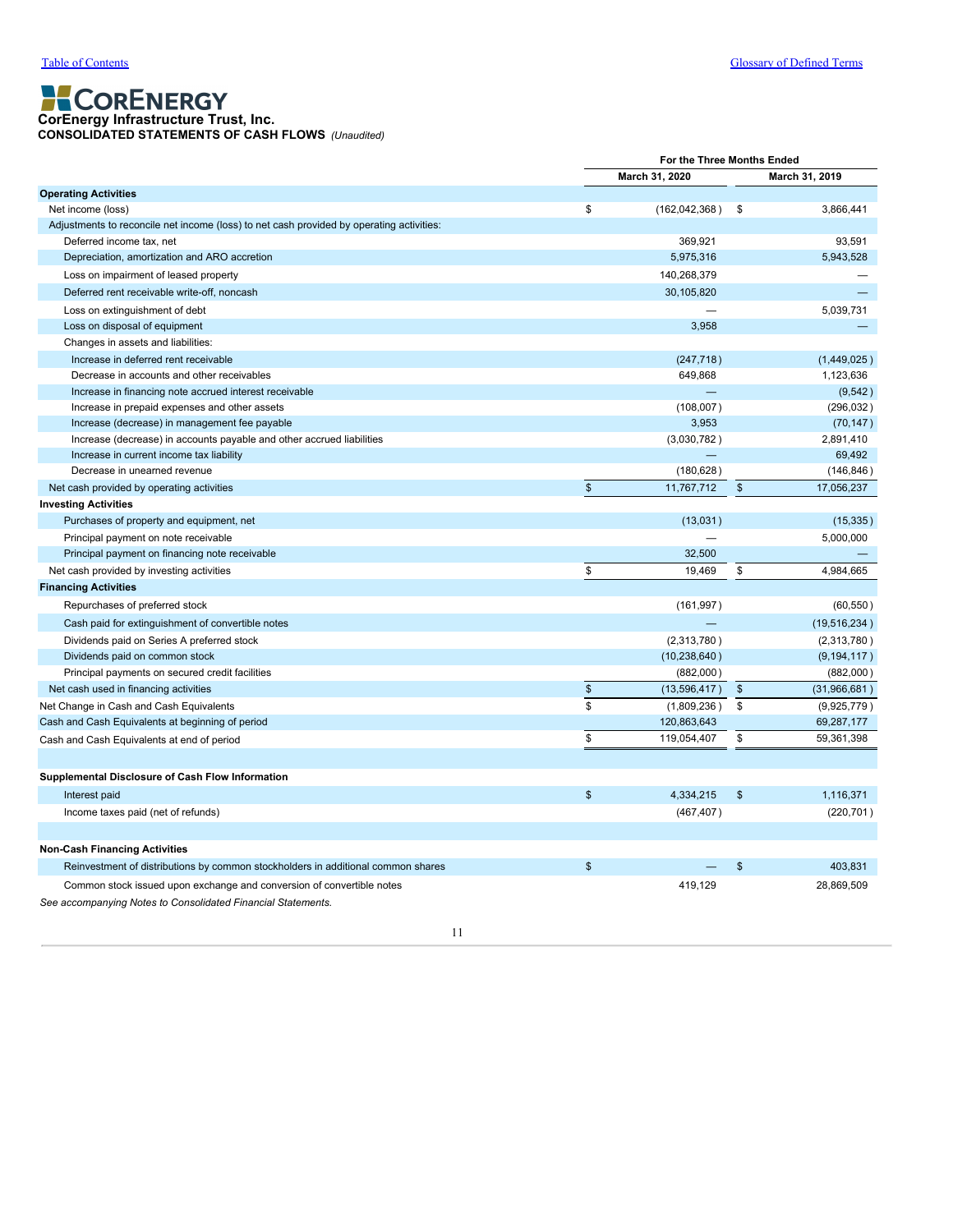CorEnergy Infrastructure Trust, Inc.

**CONSOLIDATED STATEMENTS OF CASH FLOWS** *(Unaudited)*

| | For the Three Months Ended | |
|---|---|---|
| | March 31, 2020 | March 31, 2019 |
| **Operating Activities** | | |
| Net income (loss) | $ (162,042,368) | $ 3,866,441 |
| Adjustments to reconcile net income (loss) to net cash provided by operating activities: | | |
| Deferred income tax, net | 369,921 | 93,591 |
| Depreciation, amortization and ARO accretion | 5,975,316 | 5,943,528 |
| Loss on impairment of leased property | 140,268,379 | — |
| Deferred rent receivable write-off, noncash | 30,105,820 | — |
| Loss on extinguishment of debt | — | 5,039,731 |
| Loss on disposal of equipment | 3,958 | — |
| Changes in assets and liabilities: | | |
| Increase in deferred rent receivable | (247,718) | (1,449,025) |
| Decrease in accounts and other receivables | 649,868 | 1,123,636 |
| Increase in financing note accrued interest receivable | — | (9,542) |
| Increase in prepaid expenses and other assets | (108,007) | (296,032) |
| Increase (decrease) in management fee payable | 3,953 | (70,147) |
| Increase (decrease) in accounts payable and other accrued liabilities | (3,030,782) | 2,891,410 |
| Increase in current income tax liability | — | 69,492 |
| Decrease in unearned revenue | (180,628) | (146,846) |
| Net cash provided by operating activities | $ 11,767,712 | $ 17,056,237 |
| **Investing Activities** | | |
| Purchases of property and equipment, net | (13,031) | (15,335) |
| Principal payment on note receivable | — | 5,000,000 |
| Principal payment on financing note receivable | 32,500 | — |
| Net cash provided by investing activities | $ 19,469 | $ 4,984,665 |
| **Financing Activities** | | |
| Repurchases of preferred stock | (161,997) | (60,550) |
| Cash paid for extinguishment of convertible notes | — | (19,516,234) |
| Dividends paid on Series A preferred stock | (2,313,780) | (2,313,780) |
| Dividends paid on common stock | (10,238,640) | (9,194,117) |
| Principal payments on secured credit facilities | (882,000) | (882,000) |
| Net cash used in financing activities | $ (13,596,417) | $ (31,966,681) |
| Net Change in Cash and Cash Equivalents | $ (1,809,236) | $ (9,925,779) |
| Cash and Cash Equivalents at beginning of period | 120,863,643 | 69,287,177 |
| Cash and Cash Equivalents at end of period | $ 119,054,407 | $ 59,361,398 |
| | | |
| **Supplemental Disclosure of Cash Flow Information** | | |
| Interest paid | $ 4,334,215 | $ 1,116,371 |
| Income taxes paid (net of refunds) | (467,407) | (220,701) |
| | | |
| **Non-Cash Financing Activities** | | |
| Reinvestment of distributions by common stockholders in additional common shares | $ — | $ 403,831 |
| Common stock issued upon exchange and conversion of convertible notes | 419,129 | 28,869,509 |

*See accompanying Notes to Consolidated Financial Statements.*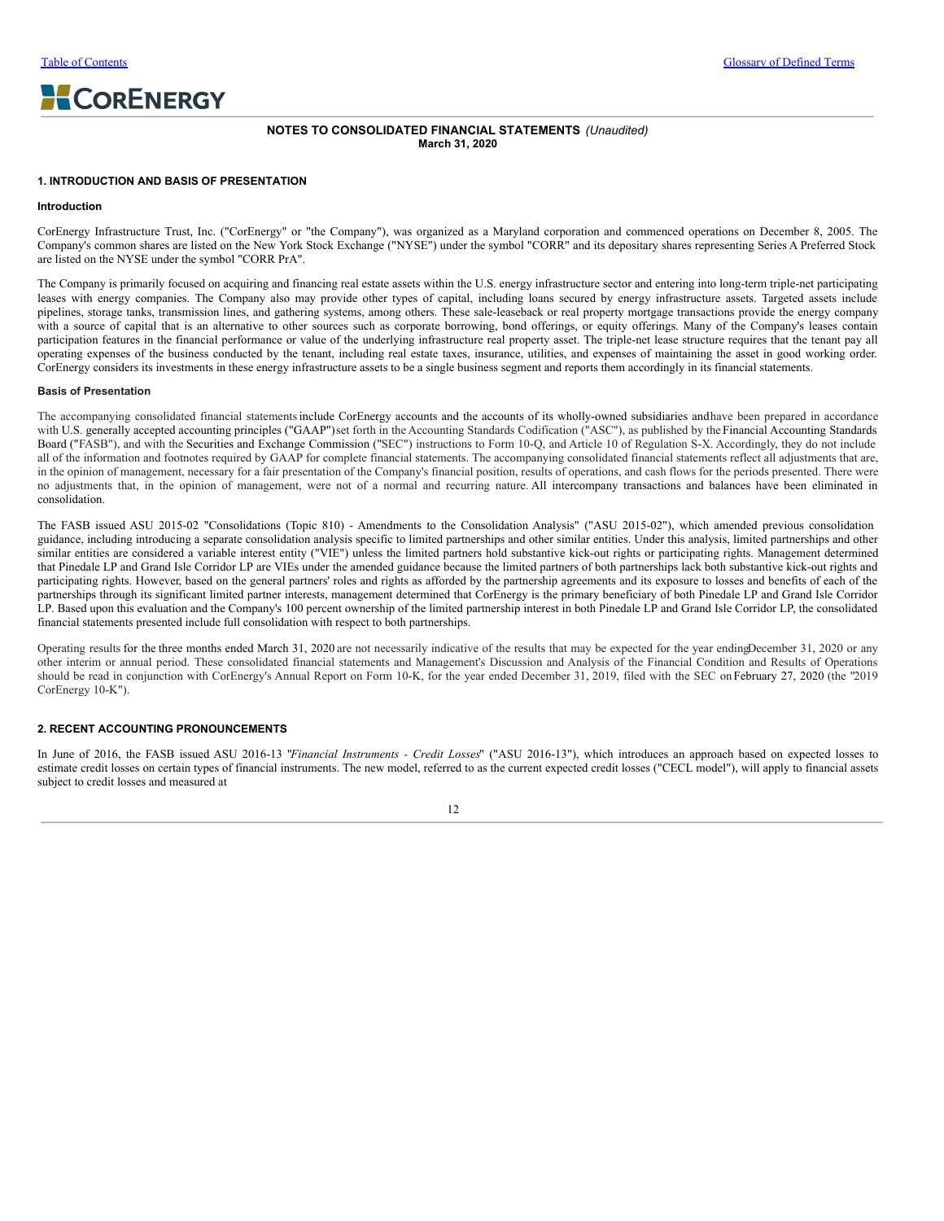# NOTES TO CONSOLIDATED FINANCIAL STATEMENTS *(Unaudited)*
**March 31, 2020**

## 1. INTRODUCTION AND BASIS OF PRESENTATION

### Introduction

CorEnergy Infrastructure Trust, Inc. ("CorEnergy" or "the Company"), was organized as a Maryland corporation and commenced operations on December 8, 2005. The Company's common shares are listed on the New York Stock Exchange ("NYSE") under the symbol "CORR" and its depositary shares representing Series A Preferred Stock are listed on the NYSE under the symbol "CORR PrA".

The Company is primarily focused on acquiring and financing real estate assets within the U.S. energy infrastructure sector and entering into long-term triple-net participating leases with energy companies. The Company also may provide other types of capital, including loans secured by energy infrastructure assets. Targeted assets include pipelines, storage tanks, transmission lines, and gathering systems, among others. These sale-leaseback or real property mortgage transactions provide the energy company with a source of capital that is an alternative to other sources such as corporate borrowing, bond offerings, or equity offerings. Many of the Company's leases contain participation features in the financial performance or value of the underlying infrastructure real property asset. The triple-net lease structure requires that the tenant pay all operating expenses of the business conducted by the tenant, including real estate taxes, insurance, utilities, and expenses of maintaining the asset in good working order. CorEnergy considers its investments in these energy infrastructure assets to be a single business segment and reports them accordingly in its financial statements.

### Basis of Presentation

The accompanying consolidated financial statements include CorEnergy accounts and the accounts of its wholly-owned subsidiaries and have been prepared in accordance with U.S. generally accepted accounting principles ("GAAP") set forth in the Accounting Standards Codification ("ASC"), as published by the Financial Accounting Standards Board ("FASB"), and with the Securities and Exchange Commission ("SEC") instructions to Form 10-Q, and Article 10 of Regulation S-X. Accordingly, they do not include all of the information and footnotes required by GAAP for complete financial statements. The accompanying consolidated financial statements reflect all adjustments that are, in the opinion of management, necessary for a fair presentation of the Company's financial position, results of operations, and cash flows for the periods presented. There were no adjustments that, in the opinion of management, were not of a normal and recurring nature. All intercompany transactions and balances have been eliminated in consolidation.

The FASB issued ASU 2015-02 "Consolidations (Topic 810) - Amendments to the Consolidation Analysis" ("ASU 2015-02"), which amended previous consolidation guidance, including introducing a separate consolidation analysis specific to limited partnerships and other similar entities. Under this analysis, limited partnerships and other similar entities are considered a variable interest entity ("VIE") unless the limited partners hold substantive kick-out rights or participating rights. Management determined that Pinedale LP and Grand Isle Corridor LP are VIEs under the amended guidance because the limited partners of both partnerships lack both substantive kick-out rights and participating rights. However, based on the general partners' roles and rights as afforded by the partnership agreements and its exposure to losses and benefits of each of the partnerships through its significant limited partner interests, management determined that CorEnergy is the primary beneficiary of both Pinedale LP and Grand Isle Corridor LP. Based upon this evaluation and the Company's 100 percent ownership of the limited partnership interest in both Pinedale LP and Grand Isle Corridor LP, the consolidated financial statements presented include full consolidation with respect to both partnerships.

Operating results for the three months ended March 31, 2020 are not necessarily indicative of the results that may be expected for the year ending December 31, 2020 or any other interim or annual period. These consolidated financial statements and Management's Discussion and Analysis of the Financial Condition and Results of Operations should be read in conjunction with CorEnergy's Annual Report on Form 10-K, for the year ended December 31, 2019, filed with the SEC on February 27, 2020 (the "2019 CorEnergy 10-K").

## 2. RECENT ACCOUNTING PRONOUNCEMENTS

In June of 2016, the FASB issued ASU 2016-13 "*Financial Instruments - Credit Losses*" ("ASU 2016-13"), which introduces an approach based on expected losses to estimate credit losses on certain types of financial instruments. The new model, referred to as the current expected credit losses ("CECL model"), will apply to financial assets subject to credit losses and measured at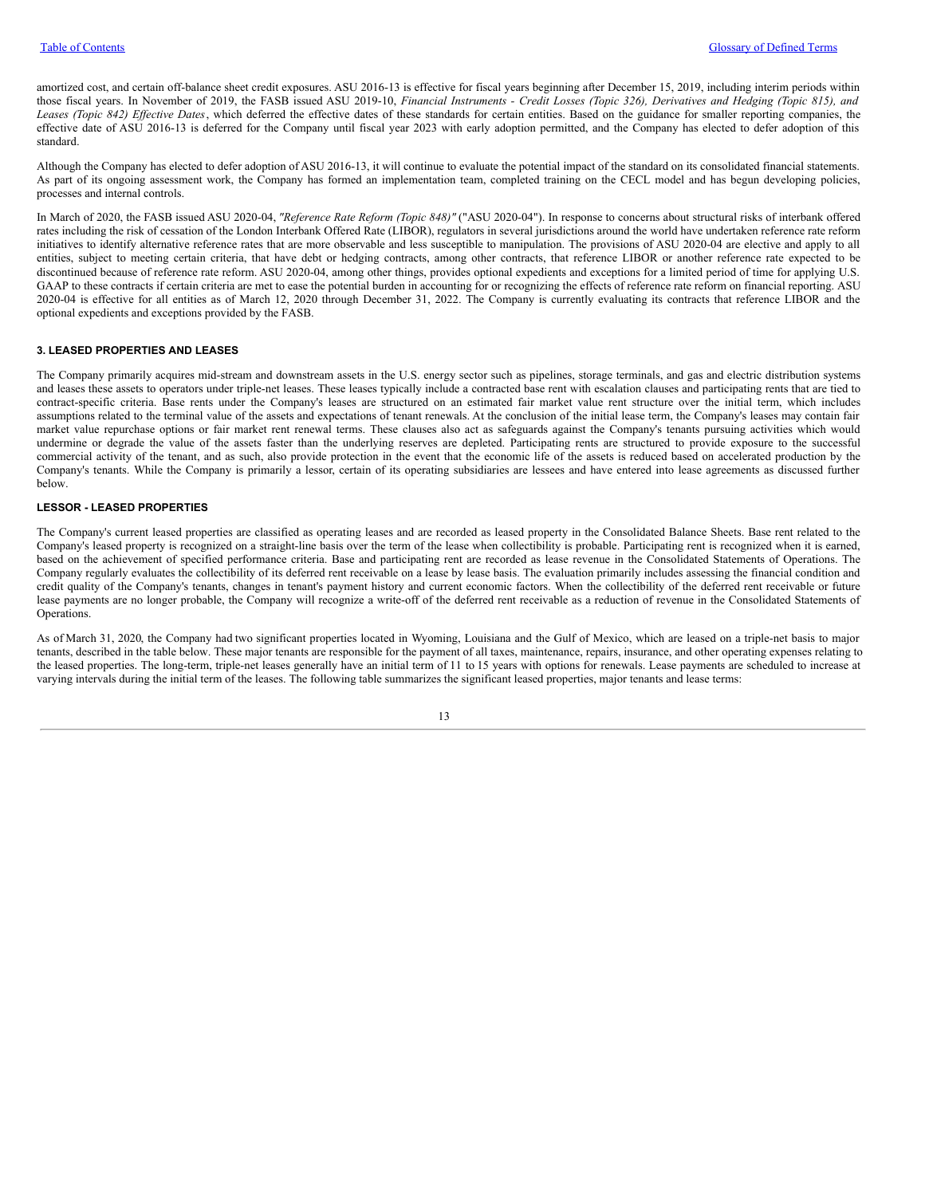amortized cost, and certain off-balance sheet credit exposures. ASU 2016-13 is effective for fiscal years beginning after December 15, 2019, including interim periods within those fiscal years. In November of 2019, the FASB issued ASU 2019-10, *Financial Instruments - Credit Losses (Topic 326), Derivatives and Hedging (Topic 815), and Leases (Topic 842) Effective Dates*, which deferred the effective dates of these standards for certain entities. Based on the guidance for smaller reporting companies, the effective date of ASU 2016-13 is deferred for the Company until fiscal year 2023 with early adoption permitted, and the Company has elected to defer adoption of this standard.

Although the Company has elected to defer adoption of ASU 2016-13, it will continue to evaluate the potential impact of the standard on its consolidated financial statements. As part of its ongoing assessment work, the Company has formed an implementation team, completed training on the CECL model and has begun developing policies, processes and internal controls.

In March of 2020, the FASB issued ASU 2020-04, *"Reference Rate Reform (Topic 848)"* ("ASU 2020-04"). In response to concerns about structural risks of interbank offered rates including the risk of cessation of the London Interbank Offered Rate (LIBOR), regulators in several jurisdictions around the world have undertaken reference rate reform initiatives to identify alternative reference rates that are more observable and less susceptible to manipulation. The provisions of ASU 2020-04 are elective and apply to all entities, subject to meeting certain criteria, that have debt or hedging contracts, among other contracts, that reference LIBOR or another reference rate expected to be discontinued because of reference rate reform. ASU 2020-04, among other things, provides optional expedients and exceptions for a limited period of time for applying U.S. GAAP to these contracts if certain criteria are met to ease the potential burden in accounting for or recognizing the effects of reference rate reform on financial reporting. ASU 2020-04 is effective for all entities as of March 12, 2020 through December 31, 2022. The Company is currently evaluating its contracts that reference LIBOR and the optional expedients and exceptions provided by the FASB.

### 3. LEASED PROPERTIES AND LEASES

The Company primarily acquires mid-stream and downstream assets in the U.S. energy sector such as pipelines, storage terminals, and gas and electric distribution systems and leases these assets to operators under triple-net leases. These leases typically include a contracted base rent with escalation clauses and participating rents that are tied to contract-specific criteria. Base rents under the Company's leases are structured on an estimated fair market value rent structure over the initial term, which includes assumptions related to the terminal value of the assets and expectations of tenant renewals. At the conclusion of the initial lease term, the Company's leases may contain fair market value repurchase options or fair market rent renewal terms. These clauses also act as safeguards against the Company's tenants pursuing activities which would undermine or degrade the value of the assets faster than the underlying reserves are depleted. Participating rents are structured to provide exposure to the successful commercial activity of the tenant, and as such, also provide protection in the event that the economic life of the assets is reduced based on accelerated production by the Company's tenants. While the Company is primarily a lessor, certain of its operating subsidiaries are lessees and have entered into lease agreements as discussed further below.

### LESSOR - LEASED PROPERTIES

The Company's current leased properties are classified as operating leases and are recorded as leased property in the Consolidated Balance Sheets. Base rent related to the Company's leased property is recognized on a straight-line basis over the term of the lease when collectibility is probable. Participating rent is recognized when it is earned, based on the achievement of specified performance criteria. Base and participating rent are recorded as lease revenue in the Consolidated Statements of Operations. The Company regularly evaluates the collectibility of its deferred rent receivable on a lease by lease basis. The evaluation primarily includes assessing the financial condition and credit quality of the Company's tenants, changes in tenant's payment history and current economic factors. When the collectibility of the deferred rent receivable or future lease payments are no longer probable, the Company will recognize a write-off of the deferred rent receivable as a reduction of revenue in the Consolidated Statements of Operations.

As of March 31, 2020, the Company had two significant properties located in Wyoming, Louisiana and the Gulf of Mexico, which are leased on a triple-net basis to major tenants, described in the table below. These major tenants are responsible for the payment of all taxes, maintenance, repairs, insurance, and other operating expenses relating to the leased properties. The long-term, triple-net leases generally have an initial term of 11 to 15 years with options for renewals. Lease payments are scheduled to increase at varying intervals during the initial term of the leases. The following table summarizes the significant leased properties, major tenants and lease terms: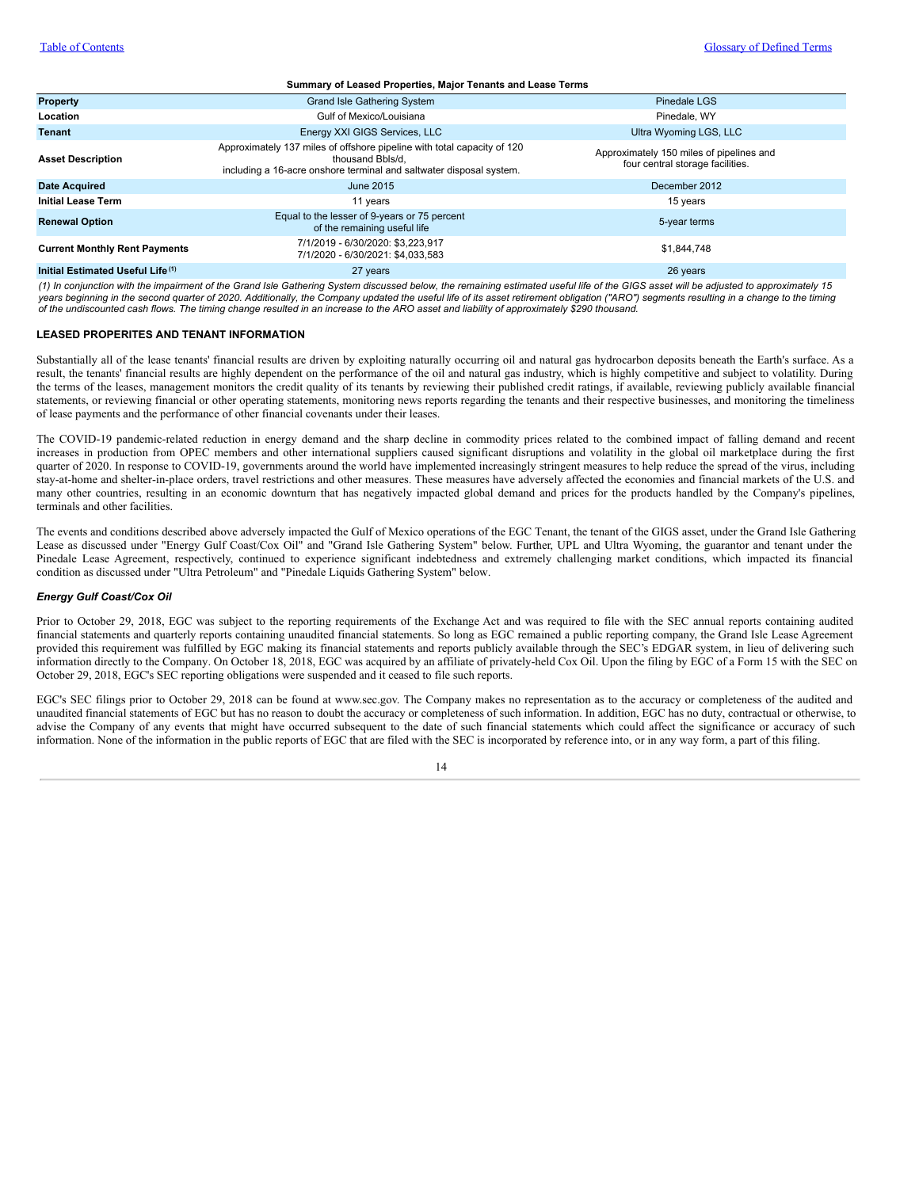**Summary of Leased Properties, Major Tenants and Lease Terms**

| Property | Grand Isle Gathering System | Pinedale LGS |
|---|---|---|
| **Location** | Gulf of Mexico/Louisiana | Pinedale, WY |
| **Tenant** | Energy XXI GIGS Services, LLC | Ultra Wyoming LGS, LLC |
| **Asset Description** | Approximately 137 miles of offshore pipeline with total capacity of 120 thousand Bbls/d, including a 16-acre onshore terminal and saltwater disposal system. | Approximately 150 miles of pipelines and four central storage facilities. |
| **Date Acquired** | June 2015 | December 2012 |
| **Initial Lease Term** | 11 years | 15 years |
| **Renewal Option** | Equal to the lesser of 9-years or 75 percent of the remaining useful life | 5-year terms |
| **Current Monthly Rent Payments** | 7/1/2019 - 6/30/2020: $3,223,917<br>7/1/2020 - 6/30/2021: $4,033,583 | $1,844,748 |
| **Initial Estimated Useful Life [1]** | 27 years | 26 years |

*(1) In conjunction with the impairment of the Grand Isle Gathering System discussed below, the remaining estimated useful life of the GIGS asset will be adjusted to approximately 15 years beginning in the second quarter of 2020. Additionally, the Company updated the useful life of its asset retirement obligation ("ARO") segments resulting in a change to the timing of the undiscounted cash flows. The timing change resulted in an increase to the ARO asset and liability of approximately $290 thousand.*

### LEASED PROPERITES AND TENANT INFORMATION

Substantially all of the lease tenants' financial results are driven by exploiting naturally occurring oil and natural gas hydrocarbon deposits beneath the Earth's surface. As a result, the tenants' financial results are highly dependent on the performance of the oil and natural gas industry, which is highly competitive and subject to volatility. During the terms of the leases, management monitors the credit quality of its tenants by reviewing their published credit ratings, if available, reviewing publicly available financial statements, or reviewing financial or other operating statements, monitoring news reports regarding the tenants and their respective businesses, and monitoring the timeliness of lease payments and the performance of other financial covenants under their leases.

The COVID-19 pandemic-related reduction in energy demand and the sharp decline in commodity prices related to the combined impact of falling demand and recent increases in production from OPEC members and other international suppliers caused significant disruptions and volatility in the global oil marketplace during the first quarter of 2020. In response to COVID-19, governments around the world have implemented increasingly stringent measures to help reduce the spread of the virus, including stay-at-home and shelter-in-place orders, travel restrictions and other measures. These measures have adversely affected the economies and financial markets of the U.S. and many other countries, resulting in an economic downturn that has negatively impacted global demand and prices for the products handled by the Company's pipelines, terminals and other facilities.

The events and conditions described above adversely impacted the Gulf of Mexico operations of the EGC Tenant, the tenant of the GIGS asset, under the Grand Isle Gathering Lease as discussed under "Energy Gulf Coast/Cox Oil" and "Grand Isle Gathering System" below. Further, UPL and Ultra Wyoming, the guarantor and tenant under the Pinedale Lease Agreement, respectively, continued to experience significant indebtedness and extremely challenging market conditions, which impacted its financial condition as discussed under "Ultra Petroleum" and "Pinedale Liquids Gathering System" below.

#### *Energy Gulf Coast/Cox Oil*

Prior to October 29, 2018, EGC was subject to the reporting requirements of the Exchange Act and was required to file with the SEC annual reports containing audited financial statements and quarterly reports containing unaudited financial statements. So long as EGC remained a public reporting company, the Grand Isle Lease Agreement provided this requirement was fulfilled by EGC making its financial statements and reports publicly available through the SEC's EDGAR system, in lieu of delivering such information directly to the Company. On October 18, 2018, EGC was acquired by an affiliate of privately-held Cox Oil. Upon the filing by EGC of a Form 15 with the SEC on October 29, 2018, EGC's SEC reporting obligations were suspended and it ceased to file such reports.

EGC's SEC filings prior to October 29, 2018 can be found at www.sec.gov. The Company makes no representation as to the accuracy or completeness of the audited and unaudited financial statements of EGC but has no reason to doubt the accuracy or completeness of such information. In addition, EGC has no duty, contractual or otherwise, to advise the Company of any events that might have occurred subsequent to the date of such financial statements which could affect the significance or accuracy of such information. None of the information in the public reports of EGC that are filed with the SEC is incorporated by reference into, or in any way form, a part of this filing.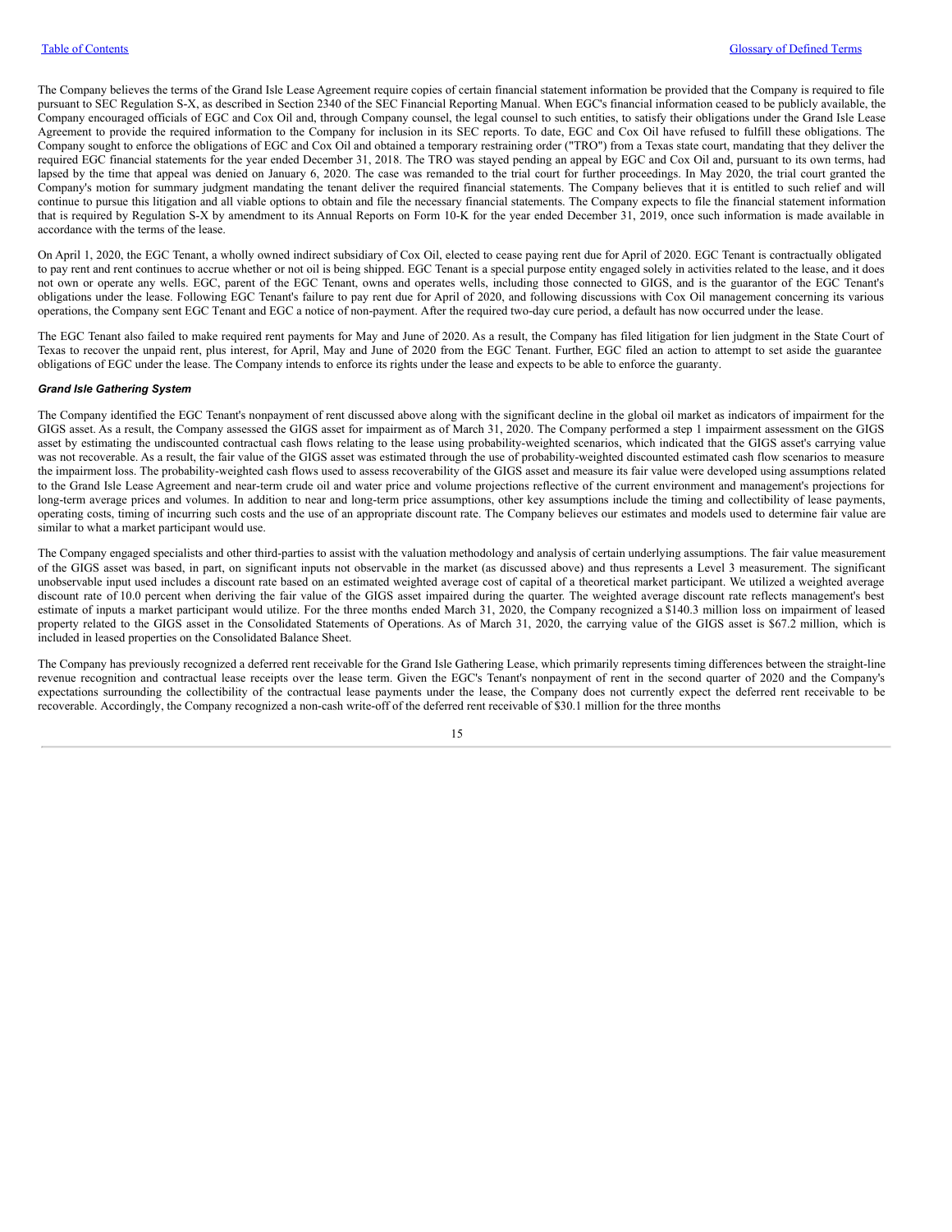The Company believes the terms of the Grand Isle Lease Agreement require copies of certain financial statement information be provided that the Company is required to file pursuant to SEC Regulation S-X, as described in Section 2340 of the SEC Financial Reporting Manual. When EGC's financial information ceased to be publicly available, the Company encouraged officials of EGC and Cox Oil and, through Company counsel, the legal counsel to such entities, to satisfy their obligations under the Grand Isle Lease Agreement to provide the required information to the Company for inclusion in its SEC reports. To date, EGC and Cox Oil have refused to fulfill these obligations. The Company sought to enforce the obligations of EGC and Cox Oil and obtained a temporary restraining order ("TRO") from a Texas state court, mandating that they deliver the required EGC financial statements for the year ended December 31, 2018. The TRO was stayed pending an appeal by EGC and Cox Oil and, pursuant to its own terms, had lapsed by the time that appeal was denied on January 6, 2020. The case was remanded to the trial court for further proceedings. In May 2020, the trial court granted the Company's motion for summary judgment mandating the tenant deliver the required financial statements. The Company believes that it is entitled to such relief and will continue to pursue this litigation and all viable options to obtain and file the necessary financial statements. The Company expects to file the financial statement information that is required by Regulation S-X by amendment to its Annual Reports on Form 10-K for the year ended December 31, 2019, once such information is made available in accordance with the terms of the lease.

On April 1, 2020, the EGC Tenant, a wholly owned indirect subsidiary of Cox Oil, elected to cease paying rent due for April of 2020. EGC Tenant is contractually obligated to pay rent and rent continues to accrue whether or not oil is being shipped. EGC Tenant is a special purpose entity engaged solely in activities related to the lease, and it does not own or operate any wells. EGC, parent of the EGC Tenant, owns and operates wells, including those connected to GIGS, and is the guarantor of the EGC Tenant's obligations under the lease. Following EGC Tenant's failure to pay rent due for April of 2020, and following discussions with Cox Oil management concerning its various operations, the Company sent EGC Tenant and EGC a notice of non-payment. After the required two-day cure period, a default has now occurred under the lease.

The EGC Tenant also failed to make required rent payments for May and June of 2020. As a result, the Company has filed litigation for lien judgment in the State Court of Texas to recover the unpaid rent, plus interest, for April, May and June of 2020 from the EGC Tenant. Further, EGC filed an action to attempt to set aside the guarantee obligations of EGC under the lease. The Company intends to enforce its rights under the lease and expects to be able to enforce the guaranty.

***Grand Isle Gathering System***

The Company identified the EGC Tenant's nonpayment of rent discussed above along with the significant decline in the global oil market as indicators of impairment for the GIGS asset. As a result, the Company assessed the GIGS asset for impairment as of March 31, 2020. The Company performed a step 1 impairment assessment on the GIGS asset by estimating the undiscounted contractual cash flows relating to the lease using probability-weighted scenarios, which indicated that the GIGS asset's carrying value was not recoverable. As a result, the fair value of the GIGS asset was estimated through the use of probability-weighted discounted estimated cash flow scenarios to measure the impairment loss. The probability-weighted cash flows used to assess recoverability of the GIGS asset and measure its fair value were developed using assumptions related to the Grand Isle Lease Agreement and near-term crude oil and water price and volume projections reflective of the current environment and management's projections for long-term average prices and volumes. In addition to near and long-term price assumptions, other key assumptions include the timing and collectibility of lease payments, operating costs, timing of incurring such costs and the use of an appropriate discount rate. The Company believes our estimates and models used to determine fair value are similar to what a market participant would use.

The Company engaged specialists and other third-parties to assist with the valuation methodology and analysis of certain underlying assumptions. The fair value measurement of the GIGS asset was based, in part, on significant inputs not observable in the market (as discussed above) and thus represents a Level 3 measurement. The significant unobservable input used includes a discount rate based on an estimated weighted average cost of capital of a theoretical market participant. We utilized a weighted average discount rate of 10.0 percent when deriving the fair value of the GIGS asset impaired during the quarter. The weighted average discount rate reflects management's best estimate of inputs a market participant would utilize. For the three months ended March 31, 2020, the Company recognized a $140.3 million loss on impairment of leased property related to the GIGS asset in the Consolidated Statements of Operations. As of March 31, 2020, the carrying value of the GIGS asset is $67.2 million, which is included in leased properties on the Consolidated Balance Sheet.

The Company has previously recognized a deferred rent receivable for the Grand Isle Gathering Lease, which primarily represents timing differences between the straight-line revenue recognition and contractual lease receipts over the lease term. Given the EGC's Tenant's nonpayment of rent in the second quarter of 2020 and the Company's expectations surrounding the collectibility of the contractual lease payments under the lease, the Company does not currently expect the deferred rent receivable to be recoverable. Accordingly, the Company recognized a non-cash write-off of the deferred rent receivable of $30.1 million for the three months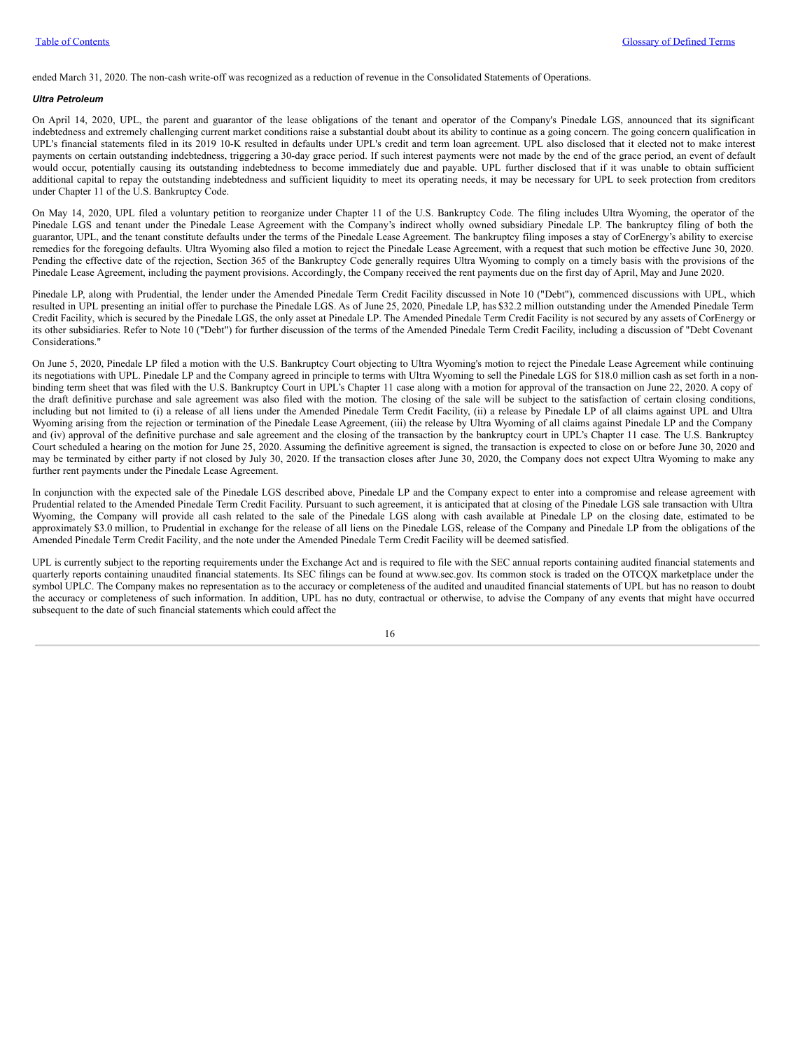ended March 31, 2020. The non-cash write-off was recognized as a reduction of revenue in the Consolidated Statements of Operations.

***Ultra Petroleum***

On April 14, 2020, UPL, the parent and guarantor of the lease obligations of the tenant and operator of the Company's Pinedale LGS, announced that its significant indebtedness and extremely challenging current market conditions raise a substantial doubt about its ability to continue as a going concern. The going concern qualification in UPL's financial statements filed in its 2019 10-K resulted in defaults under UPL's credit and term loan agreement. UPL also disclosed that it elected not to make interest payments on certain outstanding indebtedness, triggering a 30-day grace period. If such interest payments were not made by the end of the grace period, an event of default would occur, potentially causing its outstanding indebtedness to become immediately due and payable. UPL further disclosed that if it was unable to obtain sufficient additional capital to repay the outstanding indebtedness and sufficient liquidity to meet its operating needs, it may be necessary for UPL to seek protection from creditors under Chapter 11 of the U.S. Bankruptcy Code.

On May 14, 2020, UPL filed a voluntary petition to reorganize under Chapter 11 of the U.S. Bankruptcy Code. The filing includes Ultra Wyoming, the operator of the Pinedale LGS and tenant under the Pinedale Lease Agreement with the Company's indirect wholly owned subsidiary Pinedale LP. The bankruptcy filing of both the guarantor, UPL, and the tenant constitute defaults under the terms of the Pinedale Lease Agreement. The bankruptcy filing imposes a stay of CorEnergy's ability to exercise remedies for the foregoing defaults. Ultra Wyoming also filed a motion to reject the Pinedale Lease Agreement, with a request that such motion be effective June 30, 2020. Pending the effective date of the rejection, Section 365 of the Bankruptcy Code generally requires Ultra Wyoming to comply on a timely basis with the provisions of the Pinedale Lease Agreement, including the payment provisions. Accordingly, the Company received the rent payments due on the first day of April, May and June 2020.

Pinedale LP, along with Prudential, the lender under the Amended Pinedale Term Credit Facility discussed in Note 10 ("Debt"), commenced discussions with UPL, which resulted in UPL presenting an initial offer to purchase the Pinedale LGS. As of June 25, 2020, Pinedale LP, has $32.2 million outstanding under the Amended Pinedale Term Credit Facility, which is secured by the Pinedale LGS, the only asset at Pinedale LP. The Amended Pinedale Term Credit Facility is not secured by any assets of CorEnergy or its other subsidiaries. Refer to Note 10 ("Debt") for further discussion of the terms of the Amended Pinedale Term Credit Facility, including a discussion of "Debt Covenant Considerations."

On June 5, 2020, Pinedale LP filed a motion with the U.S. Bankruptcy Court objecting to Ultra Wyoming's motion to reject the Pinedale Lease Agreement while continuing its negotiations with UPL. Pinedale LP and the Company agreed in principle to terms with Ultra Wyoming to sell the Pinedale LGS for $18.0 million cash as set forth in a non-binding term sheet that was filed with the U.S. Bankruptcy Court in UPL's Chapter 11 case along with a motion for approval of the transaction on June 22, 2020. A copy of the draft definitive purchase and sale agreement was also filed with the motion. The closing of the sale will be subject to the satisfaction of certain closing conditions, including but not limited to (i) a release of all liens under the Amended Pinedale Term Credit Facility, (ii) a release by Pinedale LP of all claims against UPL and Ultra Wyoming arising from the rejection or termination of the Pinedale Lease Agreement, (iii) the release by Ultra Wyoming of all claims against Pinedale LP and the Company and (iv) approval of the definitive purchase and sale agreement and the closing of the transaction by the bankruptcy court in UPL's Chapter 11 case. The U.S. Bankruptcy Court scheduled a hearing on the motion for June 25, 2020. Assuming the definitive agreement is signed, the transaction is expected to close on or before June 30, 2020 and may be terminated by either party if not closed by July 30, 2020. If the transaction closes after June 30, 2020, the Company does not expect Ultra Wyoming to make any further rent payments under the Pinedale Lease Agreement.

In conjunction with the expected sale of the Pinedale LGS described above, Pinedale LP and the Company expect to enter into a compromise and release agreement with Prudential related to the Amended Pinedale Term Credit Facility. Pursuant to such agreement, it is anticipated that at closing of the Pinedale LGS sale transaction with Ultra Wyoming, the Company will provide all cash related to the sale of the Pinedale LGS along with cash available at Pinedale LP on the closing date, estimated to be approximately $3.0 million, to Prudential in exchange for the release of all liens on the Pinedale LGS, release of the Company and Pinedale LP from the obligations of the Amended Pinedale Term Credit Facility, and the note under the Amended Pinedale Term Credit Facility will be deemed satisfied.

UPL is currently subject to the reporting requirements under the Exchange Act and is required to file with the SEC annual reports containing audited financial statements and quarterly reports containing unaudited financial statements. Its SEC filings can be found at www.sec.gov. Its common stock is traded on the OTCQX marketplace under the symbol UPLC. The Company makes no representation as to the accuracy or completeness of the audited and unaudited financial statements of UPL but has no reason to doubt the accuracy or completeness of such information. In addition, UPL has no duty, contractual or otherwise, to advise the Company of any events that might have occurred subsequent to the date of such financial statements which could affect the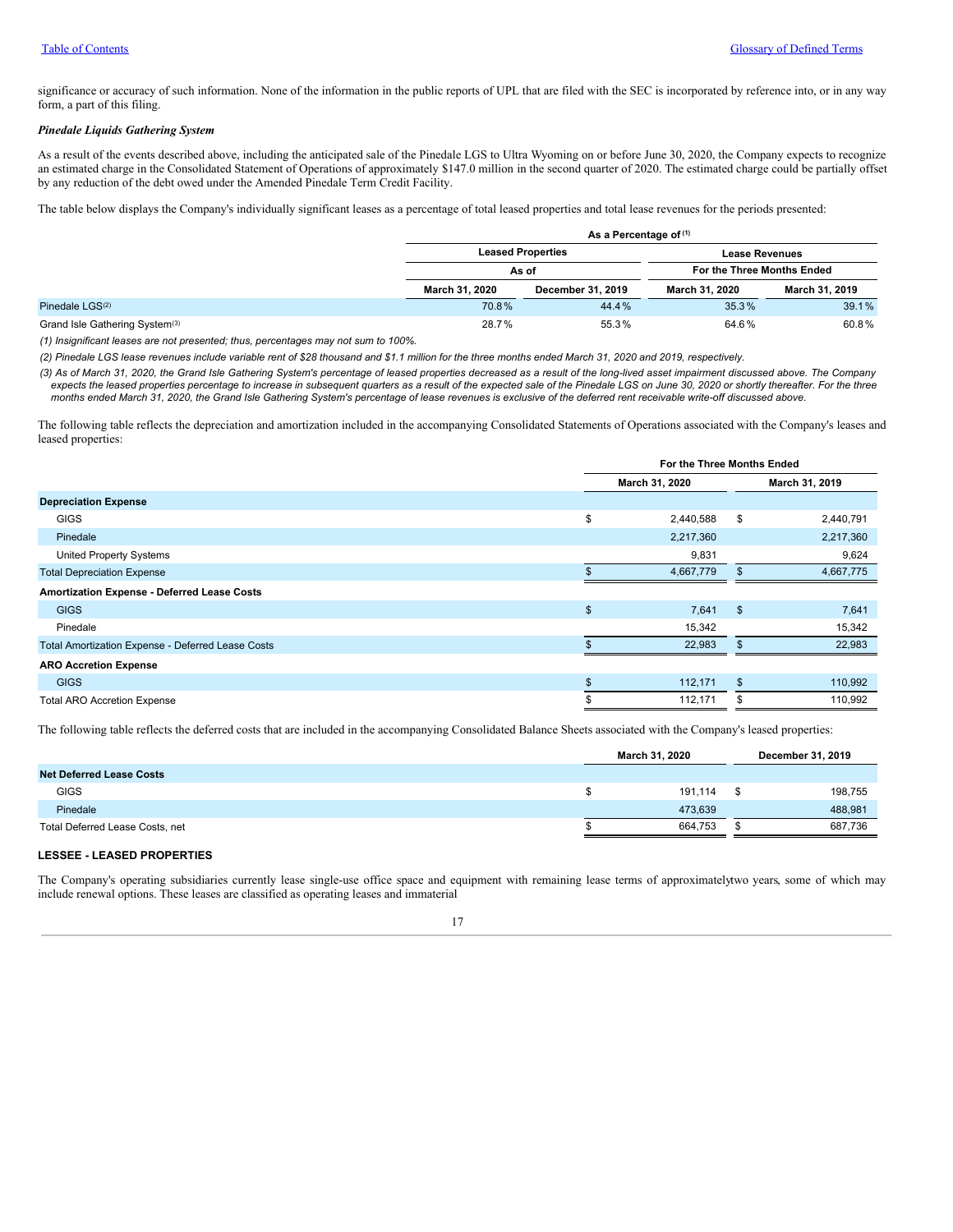significance or accuracy of such information. None of the information in the public reports of UPL that are filed with the SEC is incorporated by reference into, or in any way form, a part of this filing.

***Pinedale Liquids Gathering System***

As a result of the events described above, including the anticipated sale of the Pinedale LGS to Ultra Wyoming on or before June 30, 2020, the Company expects to recognize an estimated charge in the Consolidated Statement of Operations of approximately $147.0 million in the second quarter of 2020. The estimated charge could be partially offset by any reduction of the debt owed under the Amended Pinedale Term Credit Facility.

The table below displays the Company's individually significant leases as a percentage of total leased properties and total lease revenues for the periods presented:

| | As a Percentage of [(1)] | | | |
|---|---|---|---|---|
| | Leased Properties | | Lease Revenues | |
| | As of | | For the Three Months Ended | |
| | March 31, 2020 | December 31, 2019 | March 31, 2020 | March 31, 2019 |
| Pinedale LGS[(2)] | 70.8% | 44.4% | 35.3% | 39.1% |
| Grand Isle Gathering System[(3)] | 28.7% | 55.3% | 64.6% | 60.8% |

*(1) Insignificant leases are not presented; thus, percentages may not sum to 100%.*

*(2) Pinedale LGS lease revenues include variable rent of $28 thousand and $1.1 million for the three months ended March 31, 2020 and 2019, respectively.*

*(3) As of March 31, 2020, the Grand Isle Gathering System's percentage of leased properties decreased as a result of the long-lived asset impairment discussed above. The Company expects the leased properties percentage to increase in subsequent quarters as a result of the expected sale of the Pinedale LGS on June 30, 2020 or shortly thereafter. For the three months ended March 31, 2020, the Grand Isle Gathering System's percentage of lease revenues is exclusive of the deferred rent receivable write-off discussed above.*

The following table reflects the depreciation and amortization included in the accompanying Consolidated Statements of Operations associated with the Company's leases and leased properties:

| | For the Three Months Ended | |
|---|---|---|
| | March 31, 2020 | March 31, 2019 |
| **Depreciation Expense** | | |
| GIGS | $ 2,440,588 | $ 2,440,791 |
| Pinedale | 2,217,360 | 2,217,360 |
| United Property Systems | 9,831 | 9,624 |
| Total Depreciation Expense | $ 4,667,779 | $ 4,667,775 |
| **Amortization Expense - Deferred Lease Costs** | | |
| GIGS | $ 7,641 | $ 7,641 |
| Pinedale | 15,342 | 15,342 |
| Total Amortization Expense - Deferred Lease Costs | $ 22,983 | $ 22,983 |
| **ARO Accretion Expense** | | |
| GIGS | $ 112,171 | $ 110,992 |
| Total ARO Accretion Expense | $ 112,171 | $ 110,992 |

The following table reflects the deferred costs that are included in the accompanying Consolidated Balance Sheets associated with the Company's leased properties:

| | March 31, 2020 | December 31, 2019 |
|---|---|---|
| **Net Deferred Lease Costs** | | |
| GIGS | $ 191,114 | $ 198,755 |
| Pinedale | 473,639 | 488,981 |
| Total Deferred Lease Costs, net | $ 664,753 | $ 687,736 |

**LESSEE - LEASED PROPERTIES**

The Company's operating subsidiaries currently lease single-use office space and equipment with remaining lease terms of approximatelytwo years, some of which may include renewal options. These leases are classified as operating leases and immaterial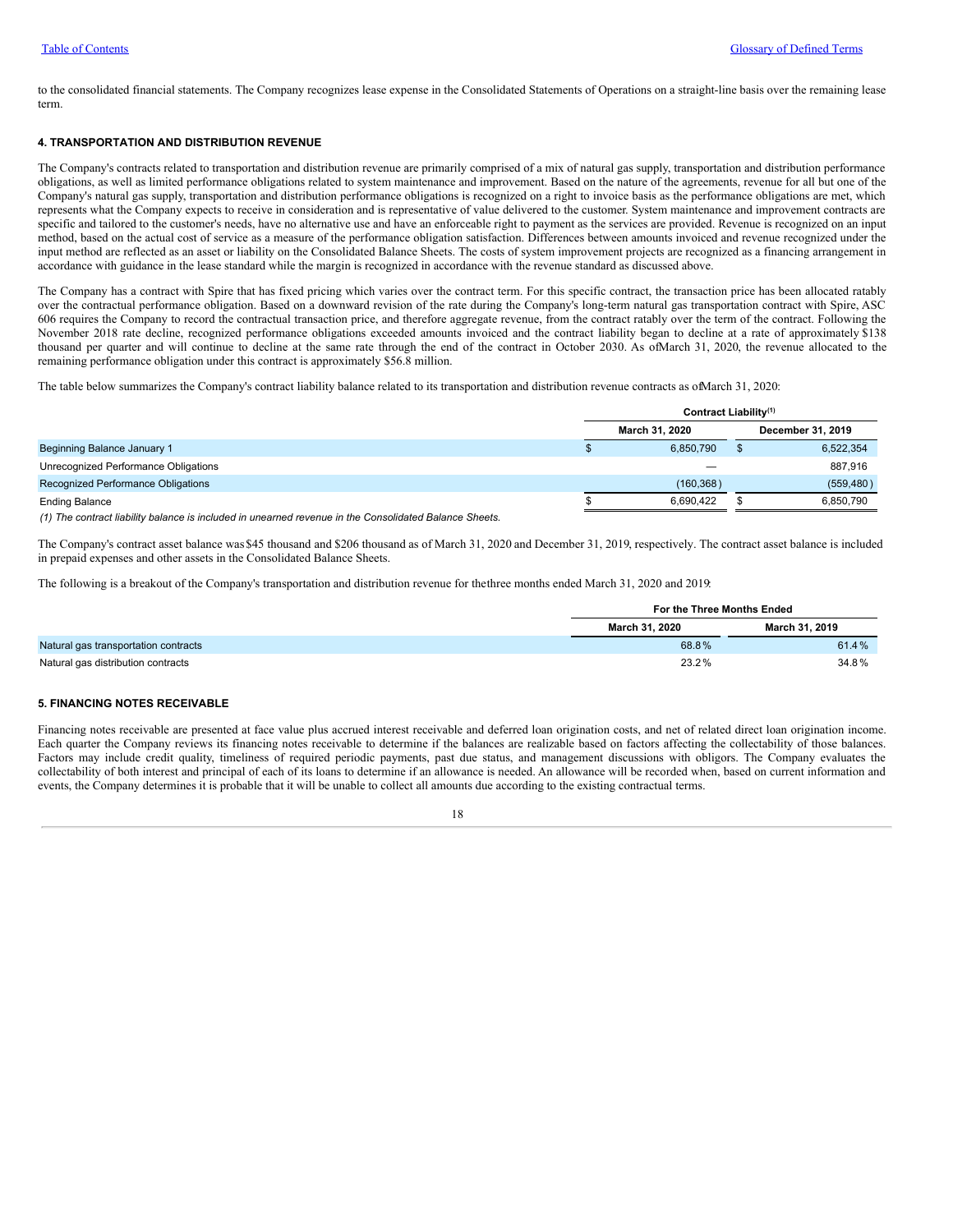to the consolidated financial statements. The Company recognizes lease expense in the Consolidated Statements of Operations on a straight-line basis over the remaining lease term.

### 4. TRANSPORTATION AND DISTRIBUTION REVENUE

The Company's contracts related to transportation and distribution revenue are primarily comprised of a mix of natural gas supply, transportation and distribution performance obligations, as well as limited performance obligations related to system maintenance and improvement. Based on the nature of the agreements, revenue for all but one of the Company's natural gas supply, transportation and distribution performance obligations is recognized on a right to invoice basis as the performance obligations are met, which represents what the Company expects to receive in consideration and is representative of value delivered to the customer. System maintenance and improvement contracts are specific and tailored to the customer's needs, have no alternative use and have an enforceable right to payment as the services are provided. Revenue is recognized on an input method, based on the actual cost of service as a measure of the performance obligation satisfaction. Differences between amounts invoiced and revenue recognized under the input method are reflected as an asset or liability on the Consolidated Balance Sheets. The costs of system improvement projects are recognized as a financing arrangement in accordance with guidance in the lease standard while the margin is recognized in accordance with the revenue standard as discussed above.

The Company has a contract with Spire that has fixed pricing which varies over the contract term. For this specific contract, the transaction price has been allocated ratably over the contractual performance obligation. Based on a downward revision of the rate during the Company's long-term natural gas transportation contract with Spire, ASC 606 requires the Company to record the contractual transaction price, and therefore aggregate revenue, from the contract ratably over the term of the contract. Following the November 2018 rate decline, recognized performance obligations exceeded amounts invoiced and the contract liability began to decline at a rate of approximately $138 thousand per quarter and will continue to decline at the same rate through the end of the contract in October 2030. As of March 31, 2020, the revenue allocated to the remaining performance obligation under this contract is approximately $56.8 million.

The table below summarizes the Company's contract liability balance related to its transportation and distribution revenue contracts as of March 31, 2020:

| | Contract Liability[(1)] | |
|---|---|---|
| | March 31, 2020 | December 31, 2019 |
| Beginning Balance January 1 | $ 6,850,790 | $ 6,522,354 |
| Unrecognized Performance Obligations | — | 887,916 |
| Recognized Performance Obligations | (160,368) | (559,480) |
| Ending Balance | $ 6,690,422 | $ 6,850,790 |

*(1) The contract liability balance is included in unearned revenue in the Consolidated Balance Sheets.*

The Company's contract asset balance was $45 thousand and $206 thousand as of March 31, 2020 and December 31, 2019, respectively. The contract asset balance is included in prepaid expenses and other assets in the Consolidated Balance Sheets.

The following is a breakout of the Company's transportation and distribution revenue for the three months ended March 31, 2020 and 2019:

| | For the Three Months Ended | |
|---|---|---|
| | March 31, 2020 | March 31, 2019 |
| Natural gas transportation contracts | 68.8% | 61.4% |
| Natural gas distribution contracts | 23.2% | 34.8% |

### 5. FINANCING NOTES RECEIVABLE

Financing notes receivable are presented at face value plus accrued interest receivable and deferred loan origination costs, and net of related direct loan origination income. Each quarter the Company reviews its financing notes receivable to determine if the balances are realizable based on factors affecting the collectability of those balances. Factors may include credit quality, timeliness of required periodic payments, past due status, and management discussions with obligors. The Company evaluates the collectability of both interest and principal of each of its loans to determine if an allowance is needed. An allowance will be recorded when, based on current information and events, the Company determines it is probable that it will be unable to collect all amounts due according to the existing contractual terms.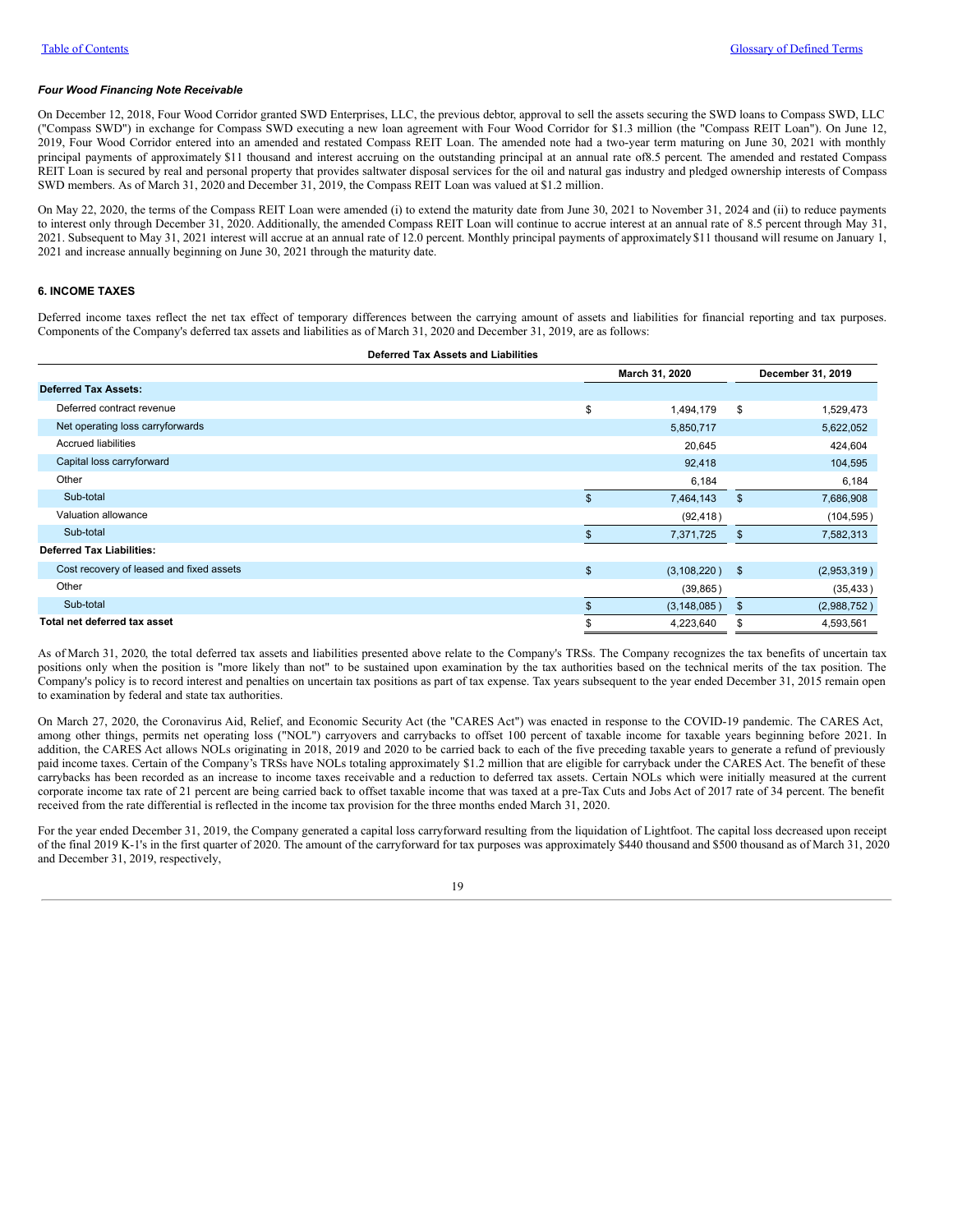***Four Wood Financing Note Receivable***

On December 12, 2018, Four Wood Corridor granted SWD Enterprises, LLC, the previous debtor, approval to sell the assets securing the SWD loans to Compass SWD, LLC ("Compass SWD") in exchange for Compass SWD executing a new loan agreement with Four Wood Corridor for $1.3 million (the "Compass REIT Loan"). On June 12, 2019, Four Wood Corridor entered into an amended and restated Compass REIT Loan. The amended note had a two-year term maturing on June 30, 2021 with monthly principal payments of approximately $11 thousand and interest accruing on the outstanding principal at an annual rate of8.5 percent. The amended and restated Compass REIT Loan is secured by real and personal property that provides saltwater disposal services for the oil and natural gas industry and pledged ownership interests of Compass SWD members. As of March 31, 2020 and December 31, 2019, the Compass REIT Loan was valued at $1.2 million.

On May 22, 2020, the terms of the Compass REIT Loan were amended (i) to extend the maturity date from June 30, 2021 to November 31, 2024 and (ii) to reduce payments to interest only through December 31, 2020. Additionally, the amended Compass REIT Loan will continue to accrue interest at an annual rate of 8.5 percent through May 31, 2021. Subsequent to May 31, 2021 interest will accrue at an annual rate of 12.0 percent. Monthly principal payments of approximately $11 thousand will resume on January 1, 2021 and increase annually beginning on June 30, 2021 through the maturity date.

### 6. INCOME TAXES

Deferred income taxes reflect the net tax effect of temporary differences between the carrying amount of assets and liabilities for financial reporting and tax purposes. Components of the Company's deferred tax assets and liabilities as of March 31, 2020 and December 31, 2019, are as follows:

**Deferred Tax Assets and Liabilities**

| | March 31, 2020 | December 31, 2019 |
|---|---|---|
| **Deferred Tax Assets:** | | |
| Deferred contract revenue | $ 1,494,179 | $ 1,529,473 |
| Net operating loss carryforwards | 5,850,717 | 5,622,052 |
| Accrued liabilities | 20,645 | 424,604 |
| Capital loss carryforward | 92,418 | 104,595 |
| Other | 6,184 | 6,184 |
| Sub-total | $ 7,464,143 | $ 7,686,908 |
| Valuation allowance | (92,418) | (104,595) |
| Sub-total | $ 7,371,725 | $ 7,582,313 |
| **Deferred Tax Liabilities:** | | |
| Cost recovery of leased and fixed assets | $ (3,108,220) | $ (2,953,319) |
| Other | (39,865) | (35,433) |
| Sub-total | $ (3,148,085) | $ (2,988,752) |
| **Total net deferred tax asset** | $ 4,223,640 | $ 4,593,561 |

As of March 31, 2020, the total deferred tax assets and liabilities presented above relate to the Company's TRSs. The Company recognizes the tax benefits of uncertain tax positions only when the position is "more likely than not" to be sustained upon examination by the tax authorities based on the technical merits of the tax position. The Company's policy is to record interest and penalties on uncertain tax positions as part of tax expense. Tax years subsequent to the year ended December 31, 2015 remain open to examination by federal and state tax authorities.

On March 27, 2020, the Coronavirus Aid, Relief, and Economic Security Act (the "CARES Act") was enacted in response to the COVID-19 pandemic. The CARES Act, among other things, permits net operating loss ("NOL") carryovers and carrybacks to offset 100 percent of taxable income for taxable years beginning before 2021. In addition, the CARES Act allows NOLs originating in 2018, 2019 and 2020 to be carried back to each of the five preceding taxable years to generate a refund of previously paid income taxes. Certain of the Company's TRSs have NOLs totaling approximately $1.2 million that are eligible for carryback under the CARES Act. The benefit of these carrybacks has been recorded as an increase to income taxes receivable and a reduction to deferred tax assets. Certain NOLs which were initially measured at the current corporate income tax rate of 21 percent are being carried back to offset taxable income that was taxed at a pre-Tax Cuts and Jobs Act of 2017 rate of 34 percent. The benefit received from the rate differential is reflected in the income tax provision for the three months ended March 31, 2020.

For the year ended December 31, 2019, the Company generated a capital loss carryforward resulting from the liquidation of Lightfoot. The capital loss decreased upon receipt of the final 2019 K-1's in the first quarter of 2020. The amount of the carryforward for tax purposes was approximately $440 thousand and $500 thousand as of March 31, 2020 and December 31, 2019, respectively,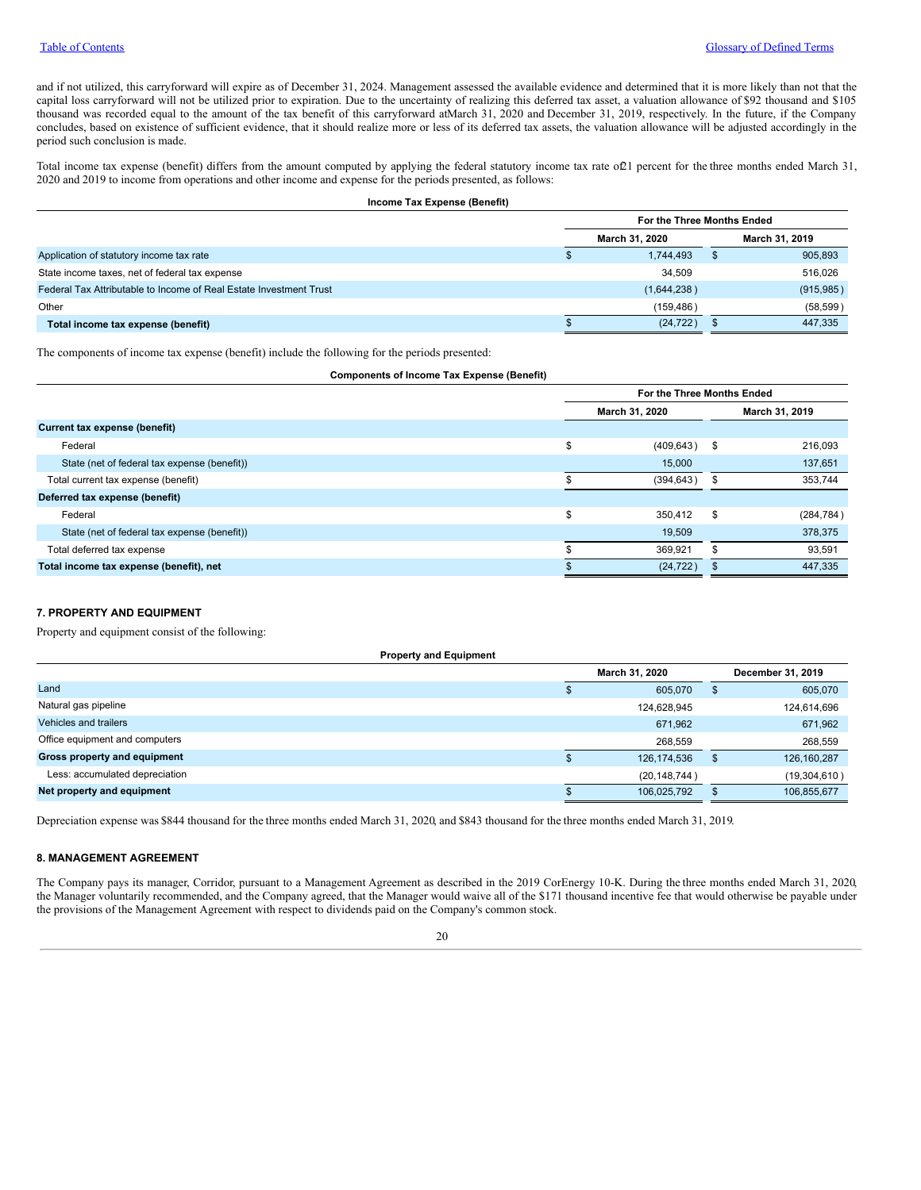and if not utilized, this carryforward will expire as of December 31, 2024. Management assessed the available evidence and determined that it is more likely than not that the capital loss carryforward will not be utilized prior to expiration. Due to the uncertainty of realizing this deferred tax asset, a valuation allowance of $92 thousand and $105 thousand was recorded equal to the amount of the tax benefit of this carryforward at March 31, 2020 and December 31, 2019, respectively. In the future, if the Company concludes, based on existence of sufficient evidence, that it should realize more or less of its deferred tax assets, the valuation allowance will be adjusted accordingly in the period such conclusion is made.

Total income tax expense (benefit) differs from the amount computed by applying the federal statutory income tax rate of 21 percent for the three months ended March 31, 2020 and 2019 to income from operations and other income and expense for the periods presented, as follows:

**Income Tax Expense (Benefit)**

| | For the Three Months Ended | |
|---|---|---|
| | March 31, 2020 | March 31, 2019 |
| Application of statutory income tax rate | $ 1,744,493 | $ 905,893 |
| State income taxes, net of federal tax expense | 34,509 | 516,026 |
| Federal Tax Attributable to Income of Real Estate Investment Trust | (1,644,238) | (915,985) |
| Other | (159,486) | (58,599) |
| **Total income tax expense (benefit)** | $ (24,722) | $ 447,335 |

The components of income tax expense (benefit) include the following for the periods presented:

**Components of Income Tax Expense (Benefit)**

| | For the Three Months Ended | |
|---|---|---|
| | March 31, 2020 | March 31, 2019 |
| **Current tax expense (benefit)** | | |
| Federal | $ (409,643) | $ 216,093 |
| State (net of federal tax expense (benefit)) | 15,000 | 137,651 |
| Total current tax expense (benefit) | $ (394,643) | $ 353,744 |
| **Deferred tax expense (benefit)** | | |
| Federal | $ 350,412 | $ (284,784) |
| State (net of federal tax expense (benefit)) | 19,509 | 378,375 |
| Total deferred tax expense | $ 369,921 | $ 93,591 |
| **Total income tax expense (benefit), net** | $ (24,722) | $ 447,335 |

### 7. PROPERTY AND EQUIPMENT

Property and equipment consist of the following:

**Property and Equipment**

| | March 31, 2020 | December 31, 2019 |
|---|---|---|
| Land | $ 605,070 | $ 605,070 |
| Natural gas pipeline | 124,628,945 | 124,614,696 |
| Vehicles and trailers | 671,962 | 671,962 |
| Office equipment and computers | 268,559 | 268,559 |
| **Gross property and equipment** | $ 126,174,536 | $ 126,160,287 |
| Less: accumulated depreciation | (20,148,744) | (19,304,610) |
| **Net property and equipment** | $ 106,025,792 | $ 106,855,677 |

Depreciation expense was $844 thousand for the three months ended March 31, 2020, and $843 thousand for the three months ended March 31, 2019.

### 8. MANAGEMENT AGREEMENT

The Company pays its manager, Corridor, pursuant to a Management Agreement as described in the 2019 CorEnergy 10-K. During the three months ended March 31, 2020, the Manager voluntarily recommended, and the Company agreed, that the Manager would waive all of the $171 thousand incentive fee that would otherwise be payable under the provisions of the Management Agreement with respect to dividends paid on the Company's common stock.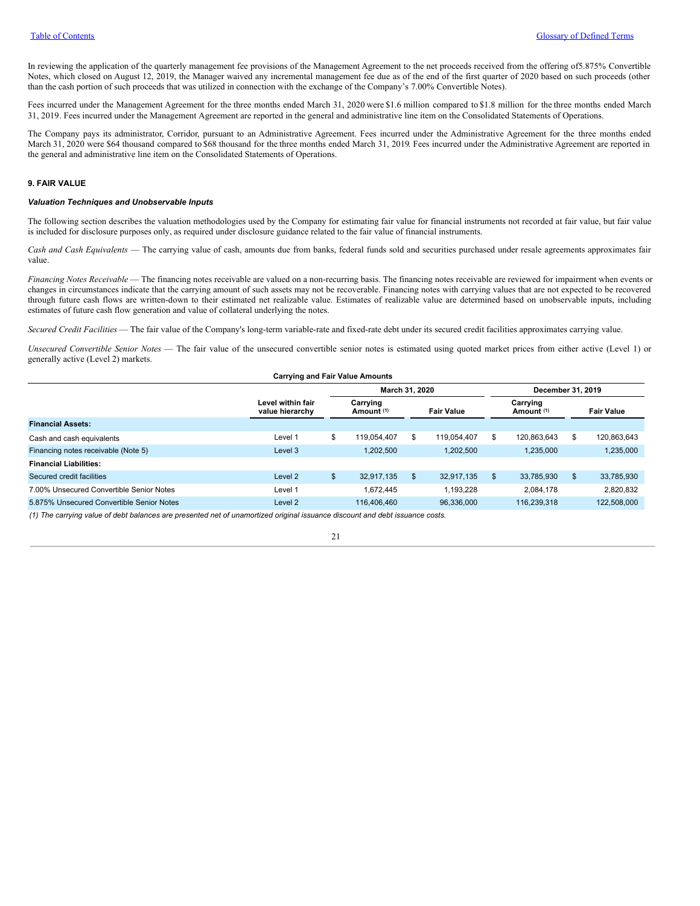In reviewing the application of the quarterly management fee provisions of the Management Agreement to the net proceeds received from the offering of5.875% Convertible Notes, which closed on August 12, 2019, the Manager waived any incremental management fee due as of the end of the first quarter of 2020 based on such proceeds (other than the cash portion of such proceeds that was utilized in connection with the exchange of the Company's 7.00% Convertible Notes).

Fees incurred under the Management Agreement for the three months ended March 31, 2020 were $1.6 million compared to $1.8 million for the three months ended March 31, 2019. Fees incurred under the Management Agreement are reported in the general and administrative line item on the Consolidated Statements of Operations.

The Company pays its administrator, Corridor, pursuant to an Administrative Agreement. Fees incurred under the Administrative Agreement for the three months ended March 31, 2020 were $64 thousand compared to $68 thousand for the three months ended March 31, 2019. Fees incurred under the Administrative Agreement are reported in the general and administrative line item on the Consolidated Statements of Operations.

### 9. FAIR VALUE

#### *Valuation Techniques and Unobservable Inputs*

The following section describes the valuation methodologies used by the Company for estimating fair value for financial instruments not recorded at fair value, but fair value is included for disclosure purposes only, as required under disclosure guidance related to the fair value of financial instruments.

*Cash and Cash Equivalents* — The carrying value of cash, amounts due from banks, federal funds sold and securities purchased under resale agreements approximates fair value.

*Financing Notes Receivable* — The financing notes receivable are valued on a non-recurring basis. The financing notes receivable are reviewed for impairment when events or changes in circumstances indicate that the carrying amount of such assets may not be recoverable. Financing notes with carrying values that are not expected to be recovered through future cash flows are written-down to their estimated net realizable value. Estimates of realizable value are determined based on unobservable inputs, including estimates of future cash flow generation and value of collateral underlying the notes.

*Secured Credit Facilities* — The fair value of the Company's long-term variable-rate and fixed-rate debt under its secured credit facilities approximates carrying value.

*Unsecured Convertible Senior Notes* — The fair value of the unsecured convertible senior notes is estimated using quoted market prices from either active (Level 1) or generally active (Level 2) markets.

**Carrying and Fair Value Amounts**

| | Level within fair value hierarchy | March 31, 2020 | | December 31, 2019 | |
|---|---|---|---|---|---|
| | | Carrying Amount (1) | Fair Value | Carrying Amount (1) | Fair Value |
| **Financial Assets:** | | | | | |
| Cash and cash equivalents | Level 1 | $ 119,054,407 | $ 119,054,407 | $ 120,863,643 | $ 120,863,643 |
| Financing notes receivable (Note 5) | Level 3 | 1,202,500 | 1,202,500 | 1,235,000 | 1,235,000 |
| **Financial Liabilities:** | | | | | |
| Secured credit facilities | Level 2 | $ 32,917,135 | $ 32,917,135 | $ 33,785,930 | $ 33,785,930 |
| 7.00% Unsecured Convertible Senior Notes | Level 1 | 1,672,445 | 1,193,228 | 2,084,178 | 2,820,832 |
| 5.875% Unsecured Convertible Senior Notes | Level 2 | 116,406,460 | 96,336,000 | 116,239,318 | 122,508,000 |

*(1) The carrying value of debt balances are presented net of unamortized original issuance discount and debt issuance costs.*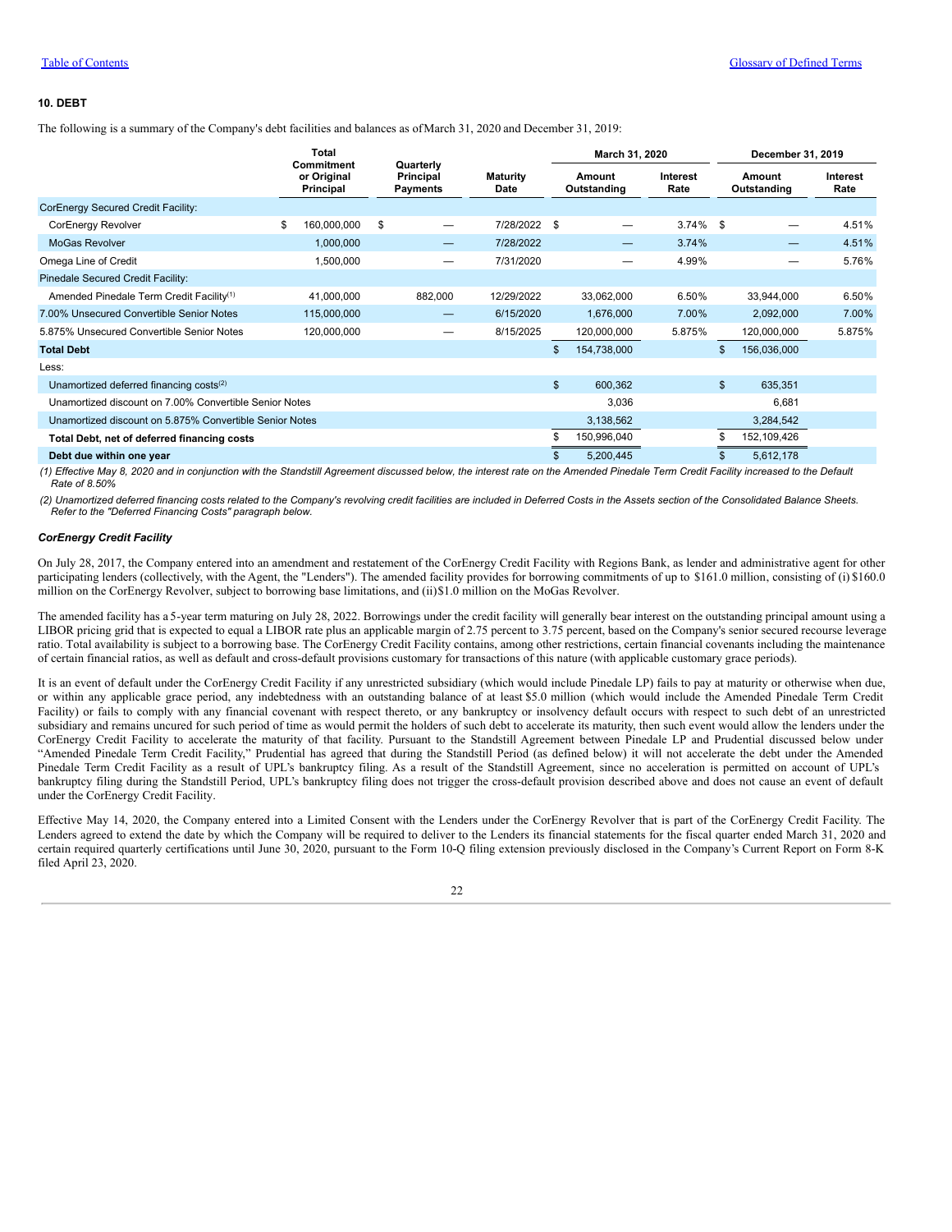### 10. DEBT

The following is a summary of the Company's debt facilities and balances as of March 31, 2020 and December 31, 2019:

| | Total Commitment or Original Principal | Quarterly Principal Payments | Maturity Date | March 31, 2020 | | December 31, 2019 | |
|---|---|---|---|---|---|---|---|
| | | | | Amount Outstanding | Interest Rate | Amount Outstanding | Interest Rate |
| CorEnergy Secured Credit Facility: | | | | | | | |
| CorEnergy Revolver | $ 160,000,000 | $ — | 7/28/2022 | $ — | 3.74% | $ — | 4.51% |
| MoGas Revolver | 1,000,000 | — | 7/28/2022 | — | 3.74% | — | 4.51% |
| Omega Line of Credit | 1,500,000 | — | 7/31/2020 | — | 4.99% | — | 5.76% |
| Pinedale Secured Credit Facility: | | | | | | | |
| Amended Pinedale Term Credit Facility[1] | 41,000,000 | 882,000 | 12/29/2022 | 33,062,000 | 6.50% | 33,944,000 | 6.50% |
| 7.00% Unsecured Convertible Senior Notes | 115,000,000 | — | 6/15/2020 | 1,676,000 | 7.00% | 2,092,000 | 7.00% |
| 5.875% Unsecured Convertible Senior Notes | 120,000,000 | — | 8/15/2025 | 120,000,000 | 5.875% | 120,000,000 | 5.875% |
| **Total Debt** | | | | $ 154,738,000 | | $ 156,036,000 | |
| Less: | | | | | | | |
| Unamortized deferred financing costs[2] | | | | $ 600,362 | | $ 635,351 | |
| Unamortized discount on 7.00% Convertible Senior Notes | | | | 3,036 | | 6,681 | |
| Unamortized discount on 5.875% Convertible Senior Notes | | | | 3,138,562 | | 3,284,542 | |
| **Total Debt, net of deferred financing costs** | | | | $ 150,996,040 | | $ 152,109,426 | |
| **Debt due within one year** | | | | $ 5,200,445 | | $ 5,612,178 | |

*(1) Effective May 8, 2020 and in conjunction with the Standstill Agreement discussed below, the interest rate on the Amended Pinedale Term Credit Facility increased to the Default Rate of 8.50%*

*(2) Unamortized deferred financing costs related to the Company's revolving credit facilities are included in Deferred Costs in the Assets section of the Consolidated Balance Sheets. Refer to the "Deferred Financing Costs" paragraph below.*

#### *CorEnergy Credit Facility*

On July 28, 2017, the Company entered into an amendment and restatement of the CorEnergy Credit Facility with Regions Bank, as lender and administrative agent for other participating lenders (collectively, with the Agent, the "Lenders"). The amended facility provides for borrowing commitments of up to $161.0 million, consisting of (i) $160.0 million on the CorEnergy Revolver, subject to borrowing base limitations, and (ii) $1.0 million on the MoGas Revolver.

The amended facility has a 5-year term maturing on July 28, 2022. Borrowings under the credit facility will generally bear interest on the outstanding principal amount using a LIBOR pricing grid that is expected to equal a LIBOR rate plus an applicable margin of 2.75 percent to 3.75 percent, based on the Company's senior secured recourse leverage ratio. Total availability is subject to a borrowing base. The CorEnergy Credit Facility contains, among other restrictions, certain financial covenants including the maintenance of certain financial ratios, as well as default and cross-default provisions customary for transactions of this nature (with applicable customary grace periods).

It is an event of default under the CorEnergy Credit Facility if any unrestricted subsidiary (which would include Pinedale LP) fails to pay at maturity or otherwise when due, or within any applicable grace period, any indebtedness with an outstanding balance of at least $5.0 million (which would include the Amended Pinedale Term Credit Facility) or fails to comply with any financial covenant with respect thereto, or any bankruptcy or insolvency default occurs with respect to such debt of an unrestricted subsidiary and remains uncured for such period of time as would permit the holders of such debt to accelerate its maturity, then such event would allow the lenders under the CorEnergy Credit Facility to accelerate the maturity of that facility. Pursuant to the Standstill Agreement between Pinedale LP and Prudential discussed below under "Amended Pinedale Term Credit Facility," Prudential has agreed that during the Standstill Period (as defined below) it will not accelerate the debt under the Amended Pinedale Term Credit Facility as a result of UPL's bankruptcy filing. As a result of the Standstill Agreement, since no acceleration is permitted on account of UPL's bankruptcy filing during the Standstill Period, UPL's bankruptcy filing does not trigger the cross-default provision described above and does not cause an event of default under the CorEnergy Credit Facility.

Effective May 14, 2020, the Company entered into a Limited Consent with the Lenders under the CorEnergy Revolver that is part of the CorEnergy Credit Facility. The Lenders agreed to extend the date by which the Company will be required to deliver to the Lenders its financial statements for the fiscal quarter ended March 31, 2020 and certain required quarterly certifications until June 30, 2020, pursuant to the Form 10-Q filing extension previously disclosed in the Company's Current Report on Form 8-K filed April 23, 2020.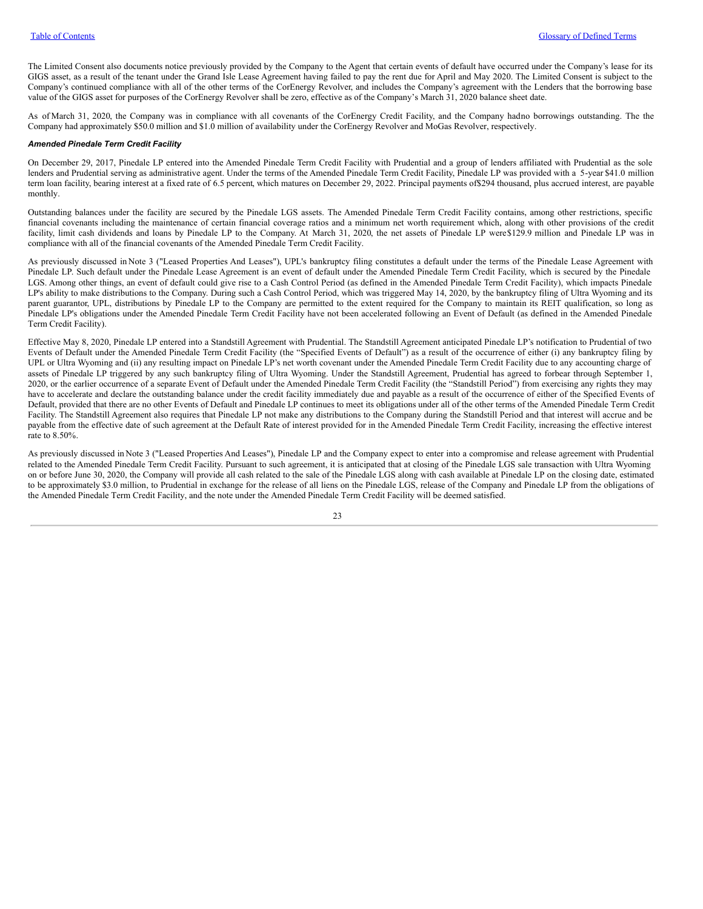The Limited Consent also documents notice previously provided by the Company to the Agent that certain events of default have occurred under the Company's lease for its GIGS asset, as a result of the tenant under the Grand Isle Lease Agreement having failed to pay the rent due for April and May 2020. The Limited Consent is subject to the Company's continued compliance with all of the other terms of the CorEnergy Revolver, and includes the Company's agreement with the Lenders that the borrowing base value of the GIGS asset for purposes of the CorEnergy Revolver shall be zero, effective as of the Company's March 31, 2020 balance sheet date.

As of March 31, 2020, the Company was in compliance with all covenants of the CorEnergy Credit Facility, and the Company hadno borrowings outstanding. The the Company had approximately $50.0 million and $1.0 million of availability under the CorEnergy Revolver and MoGas Revolver, respectively.

***Amended Pinedale Term Credit Facility***

On December 29, 2017, Pinedale LP entered into the Amended Pinedale Term Credit Facility with Prudential and a group of lenders affiliated with Prudential as the sole lenders and Prudential serving as administrative agent. Under the terms of the Amended Pinedale Term Credit Facility, Pinedale LP was provided with a 5-year $41.0 million term loan facility, bearing interest at a fixed rate of 6.5 percent, which matures on December 29, 2022. Principal payments of$294 thousand, plus accrued interest, are payable monthly.

Outstanding balances under the facility are secured by the Pinedale LGS assets. The Amended Pinedale Term Credit Facility contains, among other restrictions, specific financial covenants including the maintenance of certain financial coverage ratios and a minimum net worth requirement which, along with other provisions of the credit facility, limit cash dividends and loans by Pinedale LP to the Company. At March 31, 2020, the net assets of Pinedale LP were$129.9 million and Pinedale LP was in compliance with all of the financial covenants of the Amended Pinedale Term Credit Facility.

As previously discussed in Note 3 ("Leased Properties And Leases"), UPL's bankruptcy filing constitutes a default under the terms of the Pinedale Lease Agreement with Pinedale LP. Such default under the Pinedale Lease Agreement is an event of default under the Amended Pinedale Term Credit Facility, which is secured by the Pinedale LGS. Among other things, an event of default could give rise to a Cash Control Period (as defined in the Amended Pinedale Term Credit Facility), which impacts Pinedale LP's ability to make distributions to the Company. During such a Cash Control Period, which was triggered May 14, 2020, by the bankruptcy filing of Ultra Wyoming and its parent guarantor, UPL, distributions by Pinedale LP to the Company are permitted to the extent required for the Company to maintain its REIT qualification, so long as Pinedale LP's obligations under the Amended Pinedale Term Credit Facility have not been accelerated following an Event of Default (as defined in the Amended Pinedale Term Credit Facility).

Effective May 8, 2020, Pinedale LP entered into a Standstill Agreement with Prudential. The Standstill Agreement anticipated Pinedale LP's notification to Prudential of two Events of Default under the Amended Pinedale Term Credit Facility (the "Specified Events of Default") as a result of the occurrence of either (i) any bankruptcy filing by UPL or Ultra Wyoming and (ii) any resulting impact on Pinedale LP's net worth covenant under the Amended Pinedale Term Credit Facility due to any accounting charge of assets of Pinedale LP triggered by any such bankruptcy filing of Ultra Wyoming. Under the Standstill Agreement, Prudential has agreed to forbear through September 1, 2020, or the earlier occurrence of a separate Event of Default under the Amended Pinedale Term Credit Facility (the "Standstill Period") from exercising any rights they may have to accelerate and declare the outstanding balance under the credit facility immediately due and payable as a result of the occurrence of either of the Specified Events of Default, provided that there are no other Events of Default and Pinedale LP continues to meet its obligations under all of the other terms of the Amended Pinedale Term Credit Facility. The Standstill Agreement also requires that Pinedale LP not make any distributions to the Company during the Standstill Period and that interest will accrue and be payable from the effective date of such agreement at the Default Rate of interest provided for in the Amended Pinedale Term Credit Facility, increasing the effective interest rate to 8.50%.

As previously discussed in Note 3 ("Leased Properties And Leases"), Pinedale LP and the Company expect to enter into a compromise and release agreement with Prudential related to the Amended Pinedale Term Credit Facility. Pursuant to such agreement, it is anticipated that at closing of the Pinedale LGS sale transaction with Ultra Wyoming on or before June 30, 2020, the Company will provide all cash related to the sale of the Pinedale LGS along with cash available at Pinedale LP on the closing date, estimated to be approximately $3.0 million, to Prudential in exchange for the release of all liens on the Pinedale LGS, release of the Company and Pinedale LP from the obligations of the Amended Pinedale Term Credit Facility, and the note under the Amended Pinedale Term Credit Facility will be deemed satisfied.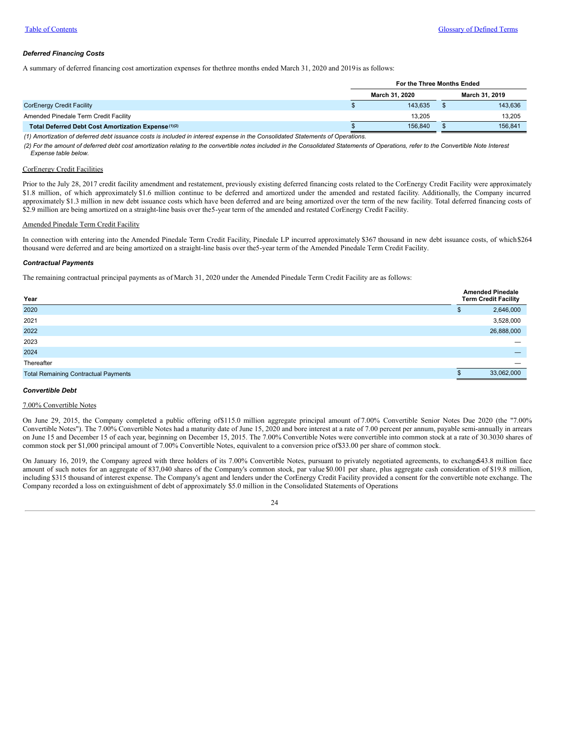### *Deferred Financing Costs*

A summary of deferred financing cost amortization expenses for the three months ended March 31, 2020 and 2019 is as follows:

| | For the Three Months Ended | |
|---|---|---|
| | March 31, 2020 | March 31, 2019 |
| CorEnergy Credit Facility | $ 143,635 | $ 143,636 |
| Amended Pinedale Term Credit Facility | 13,205 | 13,205 |
| **Total Deferred Debt Cost Amortization Expense (1)(2)** | $ 156,840 | $ 156,841 |

*(1) Amortization of deferred debt issuance costs is included in interest expense in the Consolidated Statements of Operations.*

*(2) For the amount of deferred debt cost amortization relating to the convertible notes included in the Consolidated Statements of Operations, refer to the Convertible Note Interest Expense table below.*

CorEnergy Credit Facilities

Prior to the July 28, 2017 credit facility amendment and restatement, previously existing deferred financing costs related to the CorEnergy Credit Facility were approximately $1.8 million, of which approximately $1.6 million continue to be deferred and amortized under the amended and restated facility. Additionally, the Company incurred approximately $1.3 million in new debt issuance costs which have been deferred and are being amortized over the term of the new facility. Total deferred financing costs of $2.9 million are being amortized on a straight-line basis over the 5-year term of the amended and restated CorEnergy Credit Facility.

Amended Pinedale Term Credit Facility

In connection with entering into the Amended Pinedale Term Credit Facility, Pinedale LP incurred approximately $367 thousand in new debt issuance costs, of which $264 thousand were deferred and are being amortized on a straight-line basis over the 5-year term of the Amended Pinedale Term Credit Facility.

### *Contractual Payments*

The remaining contractual principal payments as of March 31, 2020 under the Amended Pinedale Term Credit Facility are as follows:

| Year | Amended Pinedale Term Credit Facility |
|---|---|
| 2020 | $ 2,646,000 |
| 2021 | 3,528,000 |
| 2022 | 26,888,000 |
| 2023 | — |
| 2024 | — |
| Thereafter | — |
| Total Remaining Contractual Payments | $ 33,062,000 |

### *Convertible Debt*

7.00% Convertible Notes

On June 29, 2015, the Company completed a public offering of $115.0 million aggregate principal amount of 7.00% Convertible Senior Notes Due 2020 (the "7.00% Convertible Notes"). The 7.00% Convertible Notes had a maturity date of June 15, 2020 and bore interest at a rate of 7.00 percent per annum, payable semi-annually in arrears on June 15 and December 15 of each year, beginning on December 15, 2015. The 7.00% Convertible Notes were convertible into common stock at a rate of 30.3030 shares of common stock per $1,000 principal amount of 7.00% Convertible Notes, equivalent to a conversion price of $33.00 per share of common stock.

On January 16, 2019, the Company agreed with three holders of its 7.00% Convertible Notes, pursuant to privately negotiated agreements, to exchange $43.8 million face amount of such notes for an aggregate of 837,040 shares of the Company's common stock, par value $0.001 per share, plus aggregate cash consideration of $19.8 million, including $315 thousand of interest expense. The Company's agent and lenders under the CorEnergy Credit Facility provided a consent for the convertible note exchange. The Company recorded a loss on extinguishment of debt of approximately $5.0 million in the Consolidated Statements of Operations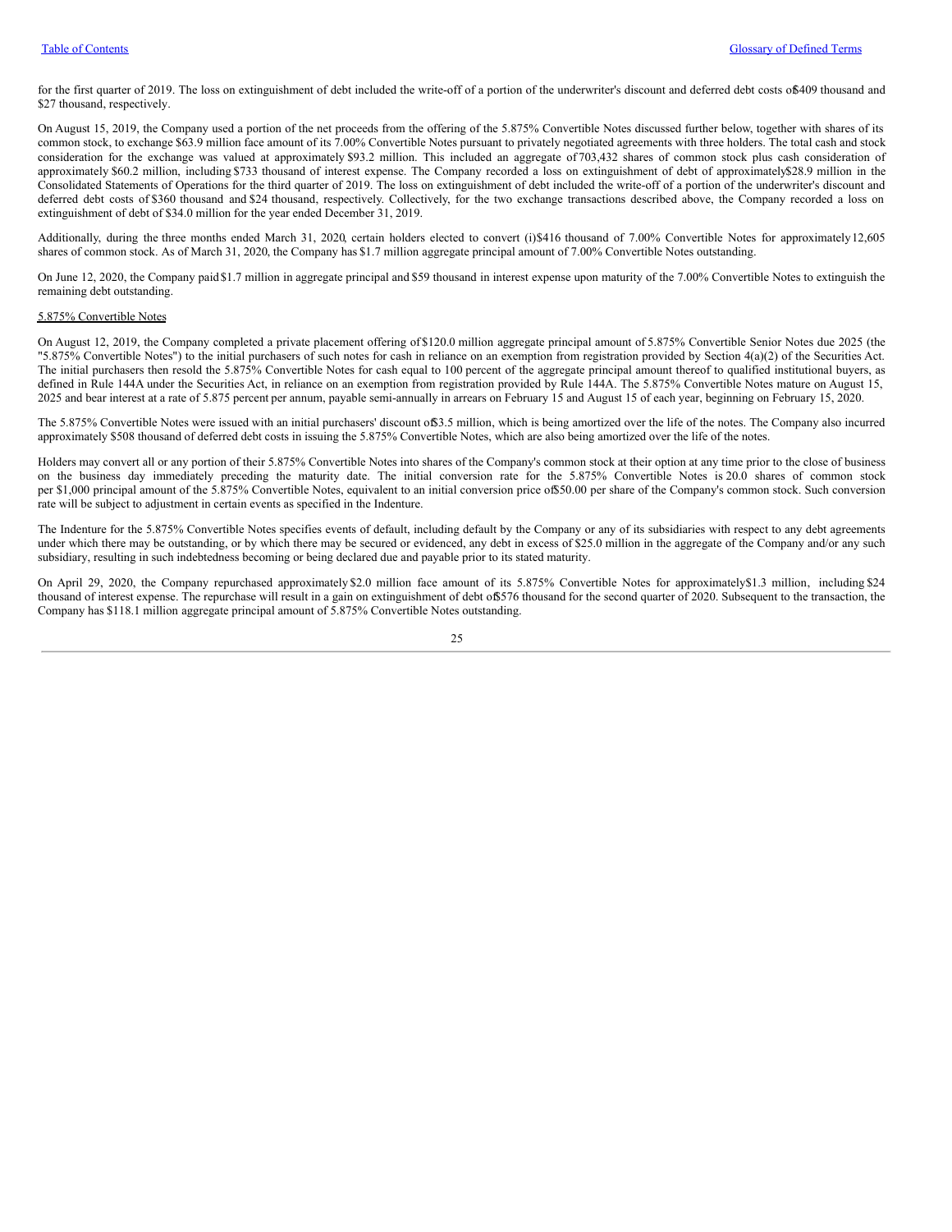for the first quarter of 2019. The loss on extinguishment of debt included the write-off of a portion of the underwriter's discount and deferred debt costs of $409 thousand and $27 thousand, respectively.

On August 15, 2019, the Company used a portion of the net proceeds from the offering of the 5.875% Convertible Notes discussed further below, together with shares of its common stock, to exchange $63.9 million face amount of its 7.00% Convertible Notes pursuant to privately negotiated agreements with three holders. The total cash and stock consideration for the exchange was valued at approximately $93.2 million. This included an aggregate of 703,432 shares of common stock plus cash consideration of approximately $60.2 million, including $733 thousand of interest expense. The Company recorded a loss on extinguishment of debt of approximately $28.9 million in the Consolidated Statements of Operations for the third quarter of 2019. The loss on extinguishment of debt included the write-off of a portion of the underwriter's discount and deferred debt costs of $360 thousand and $24 thousand, respectively. Collectively, for the two exchange transactions described above, the Company recorded a loss on extinguishment of debt of $34.0 million for the year ended December 31, 2019.

Additionally, during the three months ended March 31, 2020, certain holders elected to convert (i) $416 thousand of 7.00% Convertible Notes for approximately 12,605 shares of common stock. As of March 31, 2020, the Company has $1.7 million aggregate principal amount of 7.00% Convertible Notes outstanding.

On June 12, 2020, the Company paid $1.7 million in aggregate principal and $59 thousand in interest expense upon maturity of the 7.00% Convertible Notes to extinguish the remaining debt outstanding.

5.875% Convertible Notes

On August 12, 2019, the Company completed a private placement offering of $120.0 million aggregate principal amount of 5.875% Convertible Senior Notes due 2025 (the "5.875% Convertible Notes") to the initial purchasers of such notes for cash in reliance on an exemption from registration provided by Section 4(a)(2) of the Securities Act. The initial purchasers then resold the 5.875% Convertible Notes for cash equal to 100 percent of the aggregate principal amount thereof to qualified institutional buyers, as defined in Rule 144A under the Securities Act, in reliance on an exemption from registration provided by Rule 144A. The 5.875% Convertible Notes mature on August 15, 2025 and bear interest at a rate of 5.875 percent per annum, payable semi-annually in arrears on February 15 and August 15 of each year, beginning on February 15, 2020.

The 5.875% Convertible Notes were issued with an initial purchasers' discount of $3.5 million, which is being amortized over the life of the notes. The Company also incurred approximately $508 thousand of deferred debt costs in issuing the 5.875% Convertible Notes, which are also being amortized over the life of the notes.

Holders may convert all or any portion of their 5.875% Convertible Notes into shares of the Company's common stock at their option at any time prior to the close of business on the business day immediately preceding the maturity date. The initial conversion rate for the 5.875% Convertible Notes is 20.0 shares of common stock per $1,000 principal amount of the 5.875% Convertible Notes, equivalent to an initial conversion price of $50.00 per share of the Company's common stock. Such conversion rate will be subject to adjustment in certain events as specified in the Indenture.

The Indenture for the 5.875% Convertible Notes specifies events of default, including default by the Company or any of its subsidiaries with respect to any debt agreements under which there may be outstanding, or by which there may be secured or evidenced, any debt in excess of $25.0 million in the aggregate of the Company and/or any such subsidiary, resulting in such indebtedness becoming or being declared due and payable prior to its stated maturity.

On April 29, 2020, the Company repurchased approximately $2.0 million face amount of its 5.875% Convertible Notes for approximately $1.3 million, including $24 thousand of interest expense. The repurchase will result in a gain on extinguishment of debt of $576 thousand for the second quarter of 2020. Subsequent to the transaction, the Company has $118.1 million aggregate principal amount of 5.875% Convertible Notes outstanding.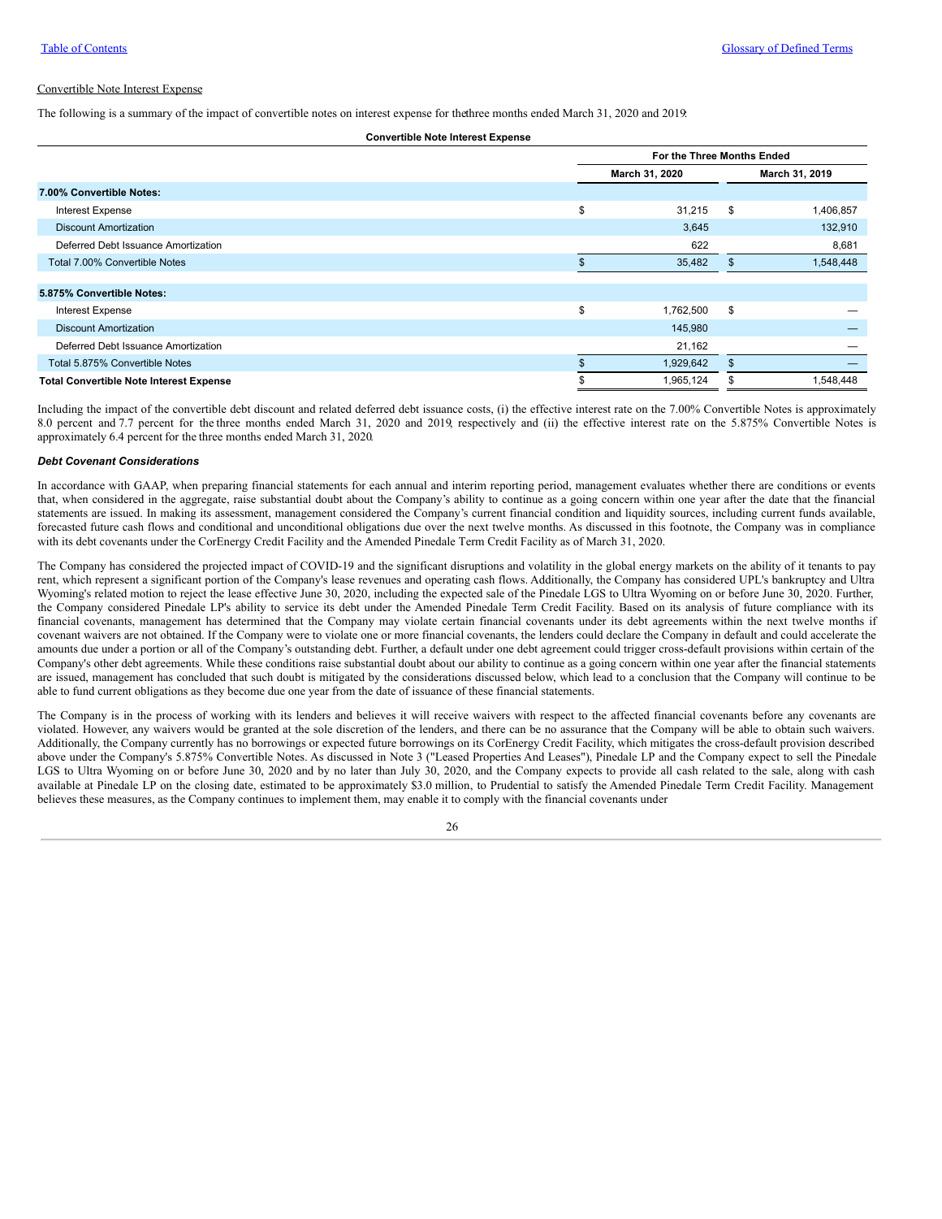Convertible Note Interest Expense

The following is a summary of the impact of convertible notes on interest expense for thethree months ended March 31, 2020 and 2019:

**Convertible Note Interest Expense**

| | For the Three Months Ended | |
|---|---|---|
| | March 31, 2020 | March 31, 2019 |
| **7.00% Convertible Notes:** | | |
| Interest Expense | $ 31,215 | $ 1,406,857 |
| Discount Amortization | 3,645 | 132,910 |
| Deferred Debt Issuance Amortization | 622 | 8,681 |
| Total 7.00% Convertible Notes | $ 35,482 | $ 1,548,448 |
| | | |
| **5.875% Convertible Notes:** | | |
| Interest Expense | $ 1,762,500 | $ — |
| Discount Amortization | 145,980 | — |
| Deferred Debt Issuance Amortization | 21,162 | — |
| Total 5.875% Convertible Notes | $ 1,929,642 | $ — |
| **Total Convertible Note Interest Expense** | $ 1,965,124 | $ 1,548,448 |

Including the impact of the convertible debt discount and related deferred debt issuance costs, (i) the effective interest rate on the 7.00% Convertible Notes is approximately 8.0 percent and 7.7 percent for the three months ended March 31, 2020 and 2019, respectively and (ii) the effective interest rate on the 5.875% Convertible Notes is approximately 6.4 percent for the three months ended March 31, 2020.

***Debt Covenant Considerations***

In accordance with GAAP, when preparing financial statements for each annual and interim reporting period, management evaluates whether there are conditions or events that, when considered in the aggregate, raise substantial doubt about the Company's ability to continue as a going concern within one year after the date that the financial statements are issued. In making its assessment, management considered the Company's current financial condition and liquidity sources, including current funds available, forecasted future cash flows and conditional and unconditional obligations due over the next twelve months. As discussed in this footnote, the Company was in compliance with its debt covenants under the CorEnergy Credit Facility and the Amended Pinedale Term Credit Facility as of March 31, 2020.

The Company has considered the projected impact of COVID-19 and the significant disruptions and volatility in the global energy markets on the ability of it tenants to pay rent, which represent a significant portion of the Company's lease revenues and operating cash flows. Additionally, the Company has considered UPL's bankruptcy and Ultra Wyoming's related motion to reject the lease effective June 30, 2020, including the expected sale of the Pinedale LGS to Ultra Wyoming on or before June 30, 2020. Further, the Company considered Pinedale LP's ability to service its debt under the Amended Pinedale Term Credit Facility. Based on its analysis of future compliance with its financial covenants, management has determined that the Company may violate certain financial covenants under its debt agreements within the next twelve months if covenant waivers are not obtained. If the Company were to violate one or more financial covenants, the lenders could declare the Company in default and could accelerate the amounts due under a portion or all of the Company's outstanding debt. Further, a default under one debt agreement could trigger cross-default provisions within certain of the Company's other debt agreements. While these conditions raise substantial doubt about our ability to continue as a going concern within one year after the financial statements are issued, management has concluded that such doubt is mitigated by the considerations discussed below, which lead to a conclusion that the Company will continue to be able to fund current obligations as they become due one year from the date of issuance of these financial statements.

The Company is in the process of working with its lenders and believes it will receive waivers with respect to the affected financial covenants before any covenants are violated. However, any waivers would be granted at the sole discretion of the lenders, and there can be no assurance that the Company will be able to obtain such waivers. Additionally, the Company currently has no borrowings or expected future borrowings on its CorEnergy Credit Facility, which mitigates the cross-default provision described above under the Company's 5.875% Convertible Notes. As discussed in Note 3 ("Leased Properties And Leases"), Pinedale LP and the Company expect to sell the Pinedale LGS to Ultra Wyoming on or before June 30, 2020 and by no later than July 30, 2020, and the Company expects to provide all cash related to the sale, along with cash available at Pinedale LP on the closing date, estimated to be approximately $3.0 million, to Prudential to satisfy the Amended Pinedale Term Credit Facility. Management believes these measures, as the Company continues to implement them, may enable it to comply with the financial covenants under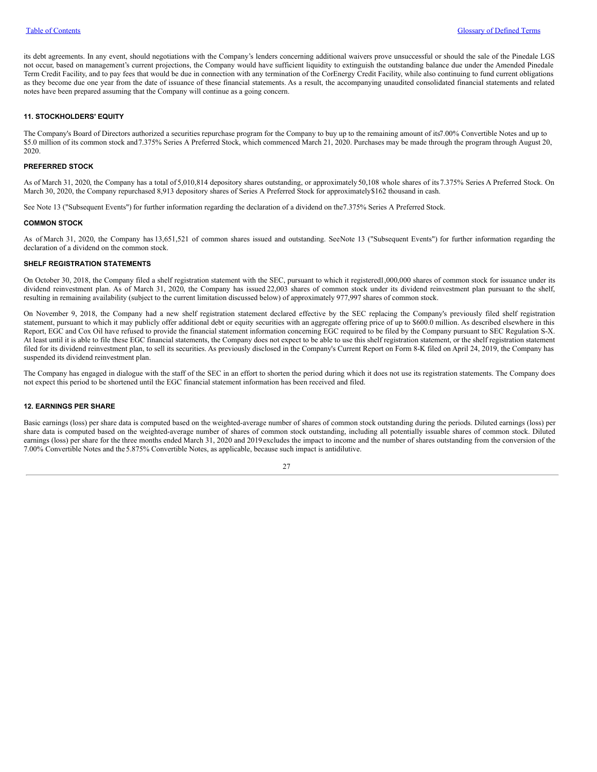its debt agreements. In any event, should negotiations with the Company's lenders concerning additional waivers prove unsuccessful or should the sale of the Pinedale LGS not occur, based on management's current projections, the Company would have sufficient liquidity to extinguish the outstanding balance due under the Amended Pinedale Term Credit Facility, and to pay fees that would be due in connection with any termination of the CorEnergy Credit Facility, while also continuing to fund current obligations as they become due one year from the date of issuance of these financial statements. As a result, the accompanying unaudited consolidated financial statements and related notes have been prepared assuming that the Company will continue as a going concern.

## 11. STOCKHOLDERS' EQUITY

The Company's Board of Directors authorized a securities repurchase program for the Company to buy up to the remaining amount of its 7.00% Convertible Notes and up to $5.0 million of its common stock and 7.375% Series A Preferred Stock, which commenced March 21, 2020. Purchases may be made through the program through August 20, 2020.

### PREFERRED STOCK

As of March 31, 2020, the Company has a total of 5,010,814 depository shares outstanding, or approximately 50,108 whole shares of its 7.375% Series A Preferred Stock. On March 30, 2020, the Company repurchased 8,913 depository shares of Series A Preferred Stock for approximately $162 thousand in cash.

See Note 13 ("Subsequent Events") for further information regarding the declaration of a dividend on the 7.375% Series A Preferred Stock.

### COMMON STOCK

As of March 31, 2020, the Company has 13,651,521 of common shares issued and outstanding. See Note 13 ("Subsequent Events") for further information regarding the declaration of a dividend on the common stock.

### SHELF REGISTRATION STATEMENTS

On October 30, 2018, the Company filed a shelf registration statement with the SEC, pursuant to which it registered 1,000,000 shares of common stock for issuance under its dividend reinvestment plan. As of March 31, 2020, the Company has issued 22,003 shares of common stock under its dividend reinvestment plan pursuant to the shelf, resulting in remaining availability (subject to the current limitation discussed below) of approximately 977,997 shares of common stock.

On November 9, 2018, the Company had a new shelf registration statement declared effective by the SEC replacing the Company's previously filed shelf registration statement, pursuant to which it may publicly offer additional debt or equity securities with an aggregate offering price of up to $600.0 million. As described elsewhere in this Report, EGC and Cox Oil have refused to provide the financial statement information concerning EGC required to be filed by the Company pursuant to SEC Regulation S-X. At least until it is able to file these EGC financial statements, the Company does not expect to be able to use this shelf registration statement, or the shelf registration statement filed for its dividend reinvestment plan, to sell its securities. As previously disclosed in the Company's Current Report on Form 8-K filed on April 24, 2019, the Company has suspended its dividend reinvestment plan.

The Company has engaged in dialogue with the staff of the SEC in an effort to shorten the period during which it does not use its registration statements. The Company does not expect this period to be shortened until the EGC financial statement information has been received and filed.

## 12. EARNINGS PER SHARE

Basic earnings (loss) per share data is computed based on the weighted-average number of shares of common stock outstanding during the periods. Diluted earnings (loss) per share data is computed based on the weighted-average number of shares of common stock outstanding, including all potentially issuable shares of common stock. Diluted earnings (loss) per share for the three months ended March 31, 2020 and 2019 excludes the impact to income and the number of shares outstanding from the conversion of the 7.00% Convertible Notes and the 5.875% Convertible Notes, as applicable, because such impact is antidilutive.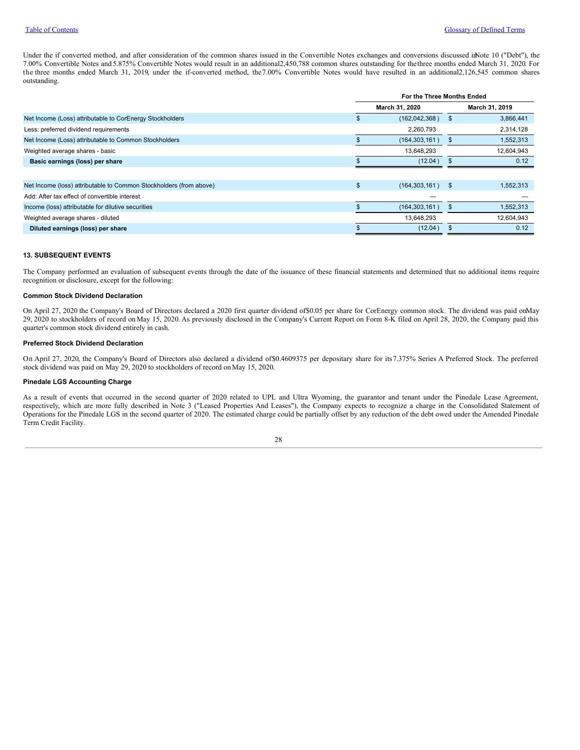Under the if converted method, and after consideration of the common shares issued in the Convertible Notes exchanges and conversions discussed in Note 10 ("Debt"), the 7.00% Convertible Notes and 5.875% Convertible Notes would result in an additional 2,450,788 common shares outstanding for the three months ended March 31, 2020. For the three months ended March 31, 2019, under the if-converted method, the 7.00% Convertible Notes would have resulted in an additional 2,126,545 common shares outstanding.

| | For the Three Months Ended | |
|---|---|---|
| | March 31, 2020 | March 31, 2019 |
| Net Income (Loss) attributable to CorEnergy Stockholders | $ (162,042,368) | $ 3,866,441 |
| Less: preferred dividend requirements | 2,260,793 | 2,314,128 |
| Net Income (Loss) attributable to Common Stockholders | $ (164,303,161) | $ 1,552,313 |
| Weighted average shares - basic | 13,648,293 | 12,604,943 |
| **Basic earnings (loss) per share** | $ (12.04) | $ 0.12 |
| | | |
| Net Income (loss) attributable to Common Stockholders (from above) | $ (164,303,161) | $ 1,552,313 |
| Add: After tax effect of convertible interest | — | — |
| Income (loss) attributable for dilutive securities | $ (164,303,161) | $ 1,552,313 |
| Weighted average shares - diluted | 13,648,293 | 12,604,943 |
| **Diluted earnings (loss) per share** | $ (12.04) | $ 0.12 |

### 13. SUBSEQUENT EVENTS

The Company performed an evaluation of subsequent events through the date of the issuance of these financial statements and determined that no additional items require recognition or disclosure, except for the following:

**Common Stock Dividend Declaration**

On April 27, 2020 the Company's Board of Directors declared a 2020 first quarter dividend of $0.05 per share for CorEnergy common stock. The dividend was paid on May 29, 2020 to stockholders of record on May 15, 2020. As previously disclosed in the Company's Current Report on Form 8-K filed on April 28, 2020, the Company paid this quarter's common stock dividend entirely in cash.

**Preferred Stock Dividend Declaration**

On April 27, 2020, the Company's Board of Directors also declared a dividend of $0.4609375 per depositary share for its 7.375% Series A Preferred Stock. The preferred stock dividend was paid on May 29, 2020 to stockholders of record on May 15, 2020.

**Pinedale LGS Accounting Charge**

As a result of events that occurred in the second quarter of 2020 related to UPL and Ultra Wyoming, the guarantor and tenant under the Pinedale Lease Agreement, respectively, which are more fully described in Note 3 ("Leased Properties And Leases"), the Company expects to recognize a charge in the Consolidated Statement of Operations for the Pinedale LGS in the second quarter of 2020. The estimated charge could be partially offset by any reduction of the debt owed under the Amended Pinedale Term Credit Facility.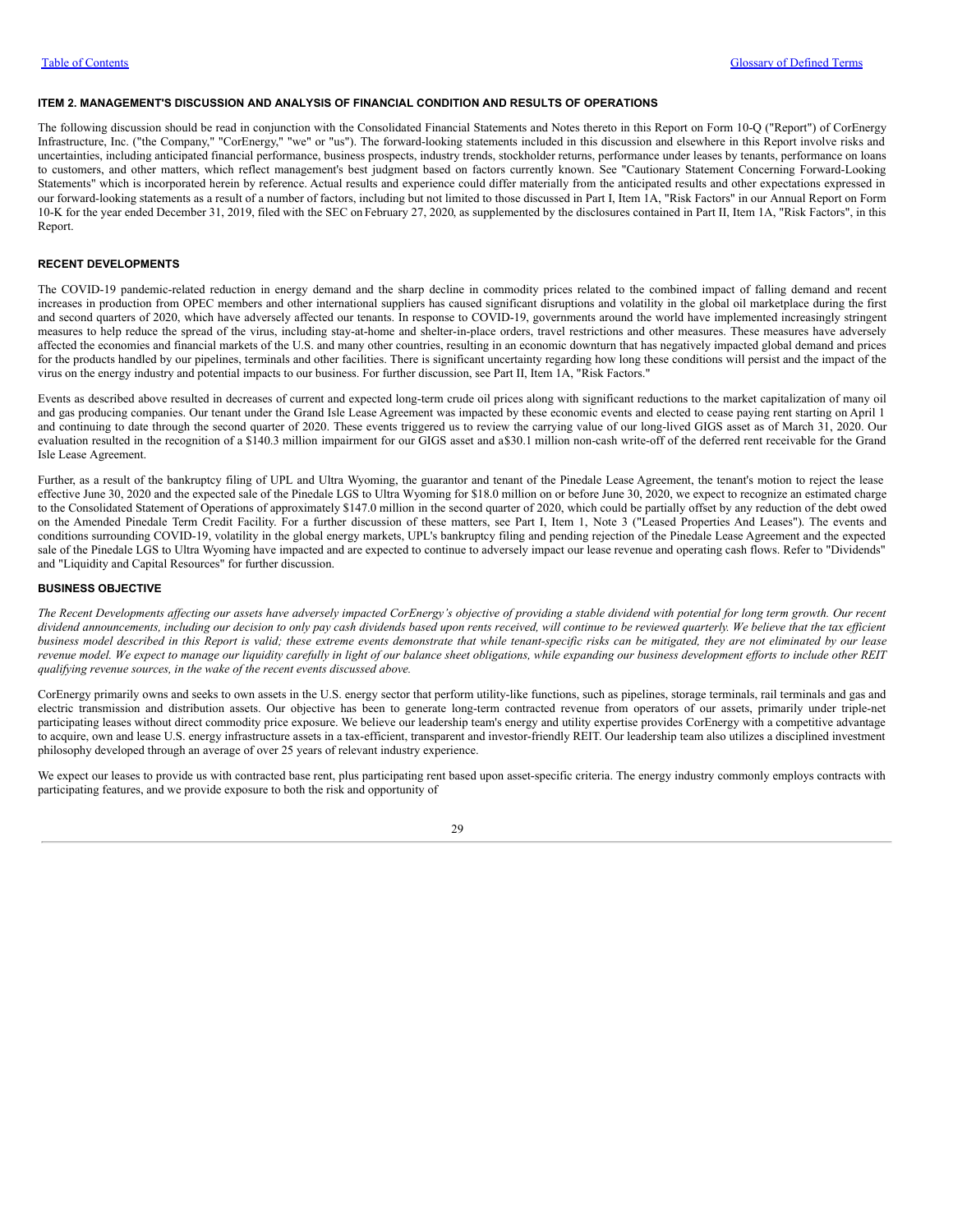## ITEM 2. MANAGEMENT'S DISCUSSION AND ANALYSIS OF FINANCIAL CONDITION AND RESULTS OF OPERATIONS

The following discussion should be read in conjunction with the Consolidated Financial Statements and Notes thereto in this Report on Form 10-Q ("Report") of CorEnergy Infrastructure, Inc. ("the Company," "CorEnergy," "we" or "us"). The forward-looking statements included in this discussion and elsewhere in this Report involve risks and uncertainties, including anticipated financial performance, business prospects, industry trends, stockholder returns, performance under leases by tenants, performance on loans to customers, and other matters, which reflect management's best judgment based on factors currently known. See "Cautionary Statement Concerning Forward-Looking Statements" which is incorporated herein by reference. Actual results and experience could differ materially from the anticipated results and other expectations expressed in our forward-looking statements as a result of a number of factors, including but not limited to those discussed in Part I, Item 1A, "Risk Factors" in our Annual Report on Form 10-K for the year ended December 31, 2019, filed with the SEC on February 27, 2020, as supplemented by the disclosures contained in Part II, Item 1A, "Risk Factors", in this Report.

### RECENT DEVELOPMENTS

The COVID-19 pandemic-related reduction in energy demand and the sharp decline in commodity prices related to the combined impact of falling demand and recent increases in production from OPEC members and other international suppliers has caused significant disruptions and volatility in the global oil marketplace during the first and second quarters of 2020, which have adversely affected our tenants. In response to COVID-19, governments around the world have implemented increasingly stringent measures to help reduce the spread of the virus, including stay-at-home and shelter-in-place orders, travel restrictions and other measures. These measures have adversely affected the economies and financial markets of the U.S. and many other countries, resulting in an economic downturn that has negatively impacted global demand and prices for the products handled by our pipelines, terminals and other facilities. There is significant uncertainty regarding how long these conditions will persist and the impact of the virus on the energy industry and potential impacts to our business. For further discussion, see Part II, Item 1A, "Risk Factors."

Events as described above resulted in decreases of current and expected long-term crude oil prices along with significant reductions to the market capitalization of many oil and gas producing companies. Our tenant under the Grand Isle Lease Agreement was impacted by these economic events and elected to cease paying rent starting on April 1 and continuing to date through the second quarter of 2020. These events triggered us to review the carrying value of our long-lived GIGS asset as of March 31, 2020. Our evaluation resulted in the recognition of a $140.3 million impairment for our GIGS asset and a $30.1 million non-cash write-off of the deferred rent receivable for the Grand Isle Lease Agreement.

Further, as a result of the bankruptcy filing of UPL and Ultra Wyoming, the guarantor and tenant of the Pinedale Lease Agreement, the tenant's motion to reject the lease effective June 30, 2020 and the expected sale of the Pinedale LGS to Ultra Wyoming for $18.0 million on or before June 30, 2020, we expect to recognize an estimated charge to the Consolidated Statement of Operations of approximately $147.0 million in the second quarter of 2020, which could be partially offset by any reduction of the debt owed on the Amended Pinedale Term Credit Facility. For a further discussion of these matters, see Part I, Item 1, Note 3 ("Leased Properties And Leases"). The events and conditions surrounding COVID-19, volatility in the global energy markets, UPL's bankruptcy filing and pending rejection of the Pinedale Lease Agreement and the expected sale of the Pinedale LGS to Ultra Wyoming have impacted and are expected to continue to adversely impact our lease revenue and operating cash flows. Refer to "Dividends" and "Liquidity and Capital Resources" for further discussion.

### BUSINESS OBJECTIVE

*The Recent Developments affecting our assets have adversely impacted CorEnergy's objective of providing a stable dividend with potential for long term growth. Our recent dividend announcements, including our decision to only pay cash dividends based upon rents received, will continue to be reviewed quarterly. We believe that the tax efficient business model described in this Report is valid; these extreme events demonstrate that while tenant-specific risks can be mitigated, they are not eliminated by our lease revenue model. We expect to manage our liquidity carefully in light of our balance sheet obligations, while expanding our business development efforts to include other REIT qualifying revenue sources, in the wake of the recent events discussed above.*

CorEnergy primarily owns and seeks to own assets in the U.S. energy sector that perform utility-like functions, such as pipelines, storage terminals, rail terminals and gas and electric transmission and distribution assets. Our objective has been to generate long-term contracted revenue from operators of our assets, primarily under triple-net participating leases without direct commodity price exposure. We believe our leadership team's energy and utility expertise provides CorEnergy with a competitive advantage to acquire, own and lease U.S. energy infrastructure assets in a tax-efficient, transparent and investor-friendly REIT. Our leadership team also utilizes a disciplined investment philosophy developed through an average of over 25 years of relevant industry experience.

We expect our leases to provide us with contracted base rent, plus participating rent based upon asset-specific criteria. The energy industry commonly employs contracts with participating features, and we provide exposure to both the risk and opportunity of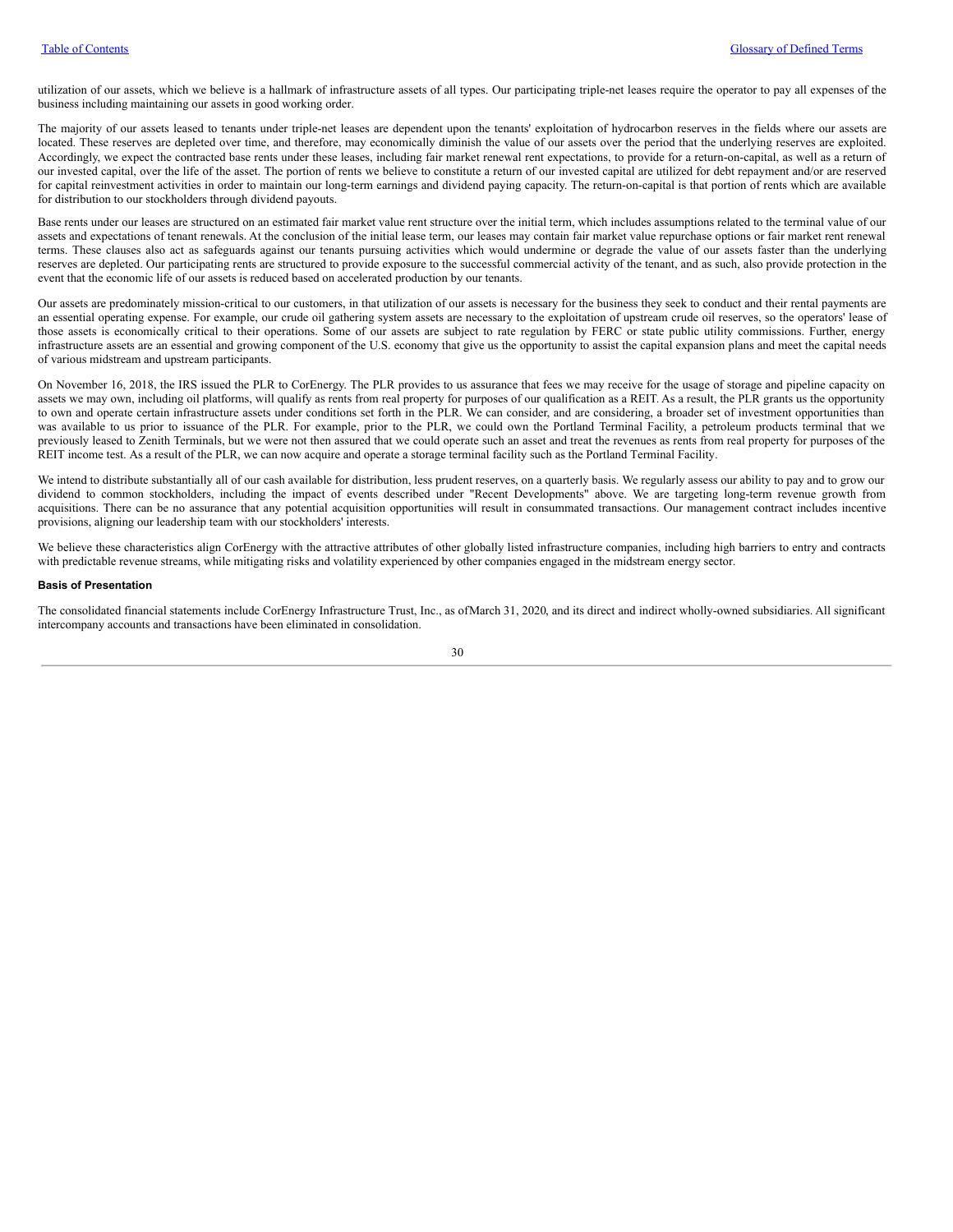utilization of our assets, which we believe is a hallmark of infrastructure assets of all types. Our participating triple-net leases require the operator to pay all expenses of the business including maintaining our assets in good working order.

The majority of our assets leased to tenants under triple-net leases are dependent upon the tenants' exploitation of hydrocarbon reserves in the fields where our assets are located. These reserves are depleted over time, and therefore, may economically diminish the value of our assets over the period that the underlying reserves are exploited. Accordingly, we expect the contracted base rents under these leases, including fair market renewal rent expectations, to provide for a return-on-capital, as well as a return of our invested capital, over the life of the asset. The portion of rents we believe to constitute a return of our invested capital are utilized for debt repayment and/or are reserved for capital reinvestment activities in order to maintain our long-term earnings and dividend paying capacity. The return-on-capital is that portion of rents which are available for distribution to our stockholders through dividend payouts.

Base rents under our leases are structured on an estimated fair market value rent structure over the initial term, which includes assumptions related to the terminal value of our assets and expectations of tenant renewals. At the conclusion of the initial lease term, our leases may contain fair market value repurchase options or fair market rent renewal terms. These clauses also act as safeguards against our tenants pursuing activities which would undermine or degrade the value of our assets faster than the underlying reserves are depleted. Our participating rents are structured to provide exposure to the successful commercial activity of the tenant, and as such, also provide protection in the event that the economic life of our assets is reduced based on accelerated production by our tenants.

Our assets are predominately mission-critical to our customers, in that utilization of our assets is necessary for the business they seek to conduct and their rental payments are an essential operating expense. For example, our crude oil gathering system assets are necessary to the exploitation of upstream crude oil reserves, so the operators' lease of those assets is economically critical to their operations. Some of our assets are subject to rate regulation by FERC or state public utility commissions. Further, energy infrastructure assets are an essential and growing component of the U.S. economy that give us the opportunity to assist the capital expansion plans and meet the capital needs of various midstream and upstream participants.

On November 16, 2018, the IRS issued the PLR to CorEnergy. The PLR provides to us assurance that fees we may receive for the usage of storage and pipeline capacity on assets we may own, including oil platforms, will qualify as rents from real property for purposes of our qualification as a REIT. As a result, the PLR grants us the opportunity to own and operate certain infrastructure assets under conditions set forth in the PLR. We can consider, and are considering, a broader set of investment opportunities than was available to us prior to issuance of the PLR. For example, prior to the PLR, we could own the Portland Terminal Facility, a petroleum products terminal that we previously leased to Zenith Terminals, but we were not then assured that we could operate such an asset and treat the revenues as rents from real property for purposes of the REIT income test. As a result of the PLR, we can now acquire and operate a storage terminal facility such as the Portland Terminal Facility.

We intend to distribute substantially all of our cash available for distribution, less prudent reserves, on a quarterly basis. We regularly assess our ability to pay and to grow our dividend to common stockholders, including the impact of events described under "Recent Developments" above. We are targeting long-term revenue growth from acquisitions. There can be no assurance that any potential acquisition opportunities will result in consummated transactions. Our management contract includes incentive provisions, aligning our leadership team with our stockholders' interests.

We believe these characteristics align CorEnergy with the attractive attributes of other globally listed infrastructure companies, including high barriers to entry and contracts with predictable revenue streams, while mitigating risks and volatility experienced by other companies engaged in the midstream energy sector.

**Basis of Presentation**

The consolidated financial statements include CorEnergy Infrastructure Trust, Inc., as ofMarch 31, 2020, and its direct and indirect wholly-owned subsidiaries. All significant intercompany accounts and transactions have been eliminated in consolidation.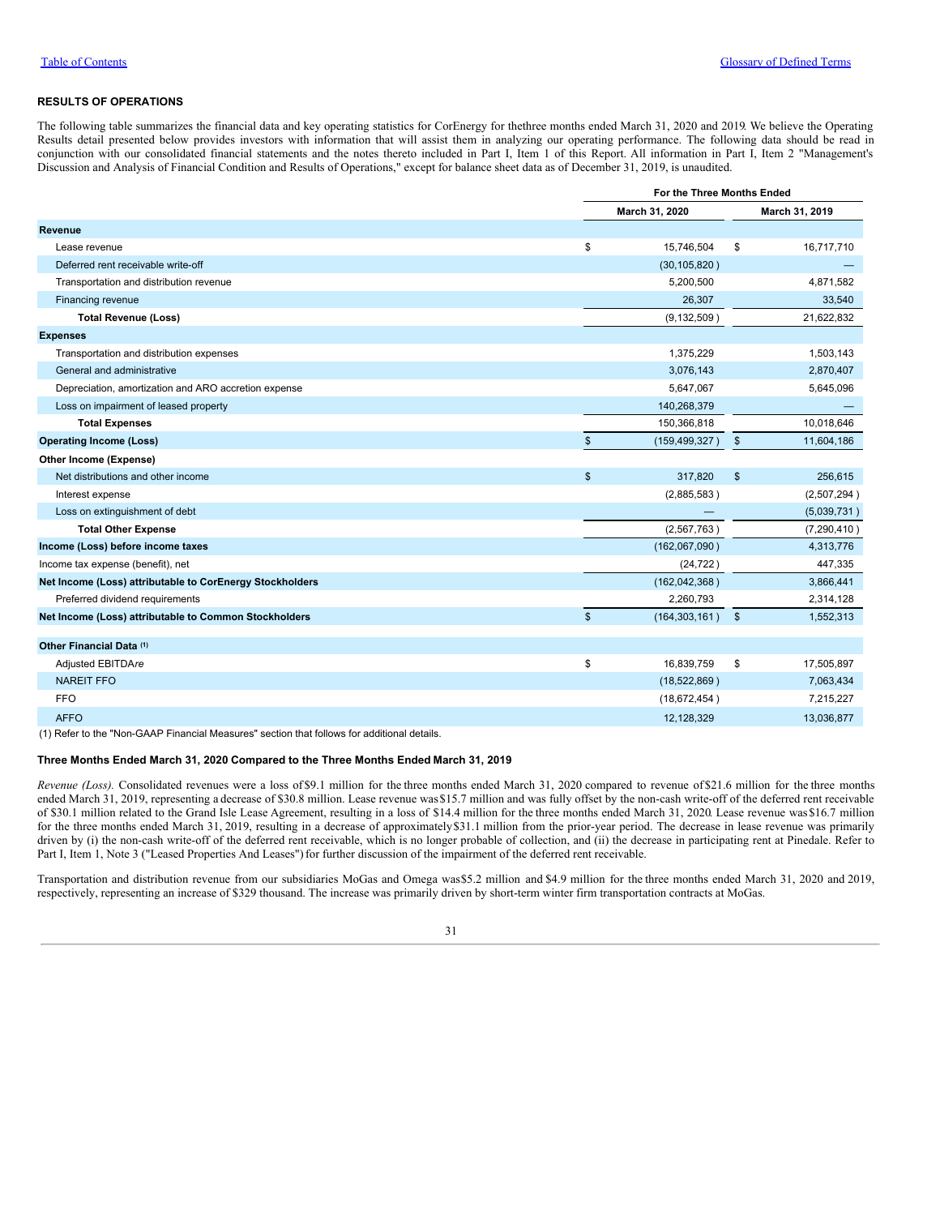## RESULTS OF OPERATIONS

The following table summarizes the financial data and key operating statistics for CorEnergy for thethree months ended March 31, 2020 and 2019. We believe the Operating Results detail presented below provides investors with information that will assist them in analyzing our operating performance. The following data should be read in conjunction with our consolidated financial statements and the notes thereto included in Part I, Item 1 of this Report. All information in Part I, Item 2 "Management's Discussion and Analysis of Financial Condition and Results of Operations," except for balance sheet data as of December 31, 2019, is unaudited.

| | For the Three Months Ended | |
|---|---|---|
| | March 31, 2020 | March 31, 2019 |
| **Revenue** | | |
| Lease revenue | $ 15,746,504 | $ 16,717,710 |
| Deferred rent receivable write-off | (30,105,820 ) | — |
| Transportation and distribution revenue | 5,200,500 | 4,871,582 |
| Financing revenue | 26,307 | 33,540 |
| **Total Revenue (Loss)** | (9,132,509 ) | 21,622,832 |
| **Expenses** | | |
| Transportation and distribution expenses | 1,375,229 | 1,503,143 |
| General and administrative | 3,076,143 | 2,870,407 |
| Depreciation, amortization and ARO accretion expense | 5,647,067 | 5,645,096 |
| Loss on impairment of leased property | 140,268,379 | — |
| **Total Expenses** | 150,366,818 | 10,018,646 |
| **Operating Income (Loss)** | $ (159,499,327 ) | $ 11,604,186 |
| **Other Income (Expense)** | | |
| Net distributions and other income | $ 317,820 | $ 256,615 |
| Interest expense | (2,885,583 ) | (2,507,294 ) |
| Loss on extinguishment of debt | — | (5,039,731 ) |
| **Total Other Expense** | (2,567,763 ) | (7,290,410 ) |
| **Income (Loss) before income taxes** | (162,067,090 ) | 4,313,776 |
| Income tax expense (benefit), net | (24,722 ) | 447,335 |
| **Net Income (Loss) attributable to CorEnergy Stockholders** | (162,042,368 ) | 3,866,441 |
| Preferred dividend requirements | 2,260,793 | 2,314,128 |
| **Net Income (Loss) attributable to Common Stockholders** | $ (164,303,161 ) | $ 1,552,313 |
| | | |
| **Other Financial Data (1)** | | |
| Adjusted EBITDA*re* | $ 16,839,759 | $ 17,505,897 |
| NAREIT FFO | (18,522,869 ) | 7,063,434 |
| FFO | (18,672,454 ) | 7,215,227 |
| AFFO | 12,128,329 | 13,036,877 |

(1) Refer to the "Non-GAAP Financial Measures" section that follows for additional details.

### Three Months Ended March 31, 2020 Compared to the Three Months Ended March 31, 2019

*Revenue (Loss).* Consolidated revenues were a loss of $9.1 million for the three months ended March 31, 2020 compared to revenue of $21.6 million for the three months ended March 31, 2019, representing a decrease of $30.8 million. Lease revenue was $15.7 million and was fully offset by the non-cash write-off of the deferred rent receivable of $30.1 million related to the Grand Isle Lease Agreement, resulting in a loss of $14.4 million for the three months ended March 31, 2020. Lease revenue was $16.7 million for the three months ended March 31, 2019, resulting in a decrease of approximately $31.1 million from the prior-year period. The decrease in lease revenue was primarily driven by (i) the non-cash write-off of the deferred rent receivable, which is no longer probable of collection, and (ii) the decrease in participating rent at Pinedale. Refer to Part I, Item 1, Note 3 ("Leased Properties And Leases") for further discussion of the impairment of the deferred rent receivable.

Transportation and distribution revenue from our subsidiaries MoGas and Omega was $5.2 million and $4.9 million for the three months ended March 31, 2020 and 2019, respectively, representing an increase of $329 thousand. The increase was primarily driven by short-term winter firm transportation contracts at MoGas.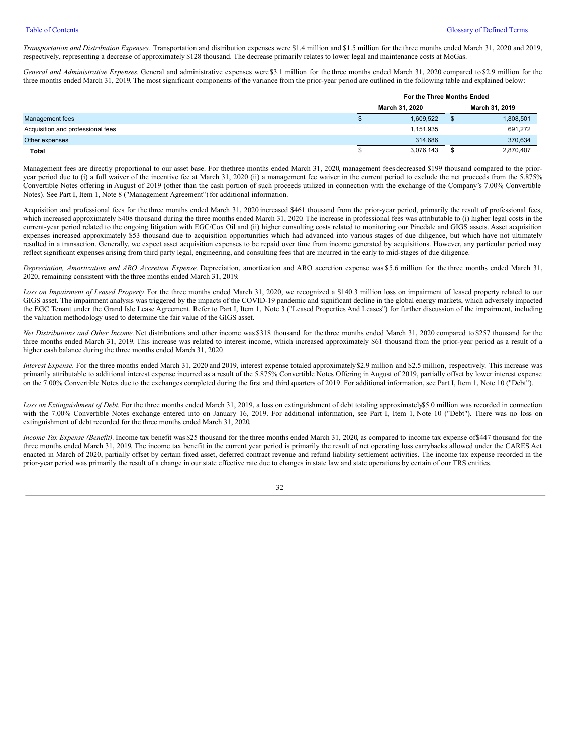*Transportation and Distribution Expenses.* Transportation and distribution expenses were $1.4 million and $1.5 million for the three months ended March 31, 2020 and 2019, respectively, representing a decrease of approximately $128 thousand. The decrease primarily relates to lower legal and maintenance costs at MoGas.

*General and Administrative Expenses.* General and administrative expenses were $3.1 million for the three months ended March 31, 2020 compared to $2.9 million for the three months ended March 31, 2019. The most significant components of the variance from the prior-year period are outlined in the following table and explained below:

| | For the Three Months Ended | |
|---|---|---|
| | March 31, 2020 | March 31, 2019 |
| Management fees | $ 1,609,522 | $ 1,808,501 |
| Acquisition and professional fees | 1,151,935 | 691,272 |
| Other expenses | 314,686 | 370,634 |
| **Total** | $ 3,076,143 | $ 2,870,407 |

Management fees are directly proportional to our asset base. For thethree months ended March 31, 2020, management fees decreased $199 thousand compared to the prior-year period due to (i) a full waiver of the incentive fee at March 31, 2020 (ii) a management fee waiver in the current period to exclude the net proceeds from the 5.875% Convertible Notes offering in August of 2019 (other than the cash portion of such proceeds utilized in connection with the exchange of the Company's 7.00% Convertible Notes). See Part I, Item 1, Note 8 ("Management Agreement") for additional information.

Acquisition and professional fees for the three months ended March 31, 2020 increased $461 thousand from the prior-year period, primarily the result of professional fees, which increased approximately $408 thousand during the three months ended March 31, 2020. The increase in professional fees was attributable to (i) higher legal costs in the current-year period related to the ongoing litigation with EGC/Cox Oil and (ii) higher consulting costs related to monitoring our Pinedale and GIGS assets. Asset acquisition expenses increased approximately $53 thousand due to acquisition opportunities which had advanced into various stages of due diligence, but which have not ultimately resulted in a transaction. Generally, we expect asset acquisition expenses to be repaid over time from income generated by acquisitions. However, any particular period may reflect significant expenses arising from third party legal, engineering, and consulting fees that are incurred in the early to mid-stages of due diligence.

*Depreciation, Amortization and ARO Accretion Expense.* Depreciation, amortization and ARO accretion expense was $5.6 million for the three months ended March 31, 2020, remaining consistent with the three months ended March 31, 2019.

*Loss on Impairment of Leased Property.* For the three months ended March 31, 2020, we recognized a $140.3 million loss on impairment of leased property related to our GIGS asset. The impairment analysis was triggered by the impacts of the COVID-19 pandemic and significant decline in the global energy markets, which adversely impacted the EGC Tenant under the Grand Isle Lease Agreement. Refer to Part I, Item 1, Note 3 ("Leased Properties And Leases") for further discussion of the impairment, including the valuation methodology used to determine the fair value of the GIGS asset.

*Net Distributions and Other Income.* Net distributions and other income was $318 thousand for the three months ended March 31, 2020 compared to $257 thousand for the three months ended March 31, 2019. This increase was related to interest income, which increased approximately $61 thousand from the prior-year period as a result of a higher cash balance during the three months ended March 31, 2020.

*Interest Expense.* For the three months ended March 31, 2020 and 2019, interest expense totaled approximately $2.9 million and $2.5 million, respectively. This increase was primarily attributable to additional interest expense incurred as a result of the 5.875% Convertible Notes Offering in August of 2019, partially offset by lower interest expense on the 7.00% Convertible Notes due to the exchanges completed during the first and third quarters of 2019. For additional information, see Part I, Item 1, Note 10 ("Debt").

*Loss on Extinguishment of Debt.* For the three months ended March 31, 2019, a loss on extinguishment of debt totaling approximately $5.0 million was recorded in connection with the 7.00% Convertible Notes exchange entered into on January 16, 2019. For additional information, see Part I, Item 1, Note 10 ("Debt"). There was no loss on extinguishment of debt recorded for the three months ended March 31, 2020.

*Income Tax Expense (Benefit).* Income tax benefit was $25 thousand for the three months ended March 31, 2020, as compared to income tax expense of $447 thousand for the three months ended March 31, 2019. The income tax benefit in the current year period is primarily the result of net operating loss carrybacks allowed under the CARES Act enacted in March of 2020, partially offset by certain fixed asset, deferred contract revenue and refund liability settlement activities. The income tax expense recorded in the prior-year period was primarily the result of a change in our state effective rate due to changes in state law and state operations by certain of our TRS entities.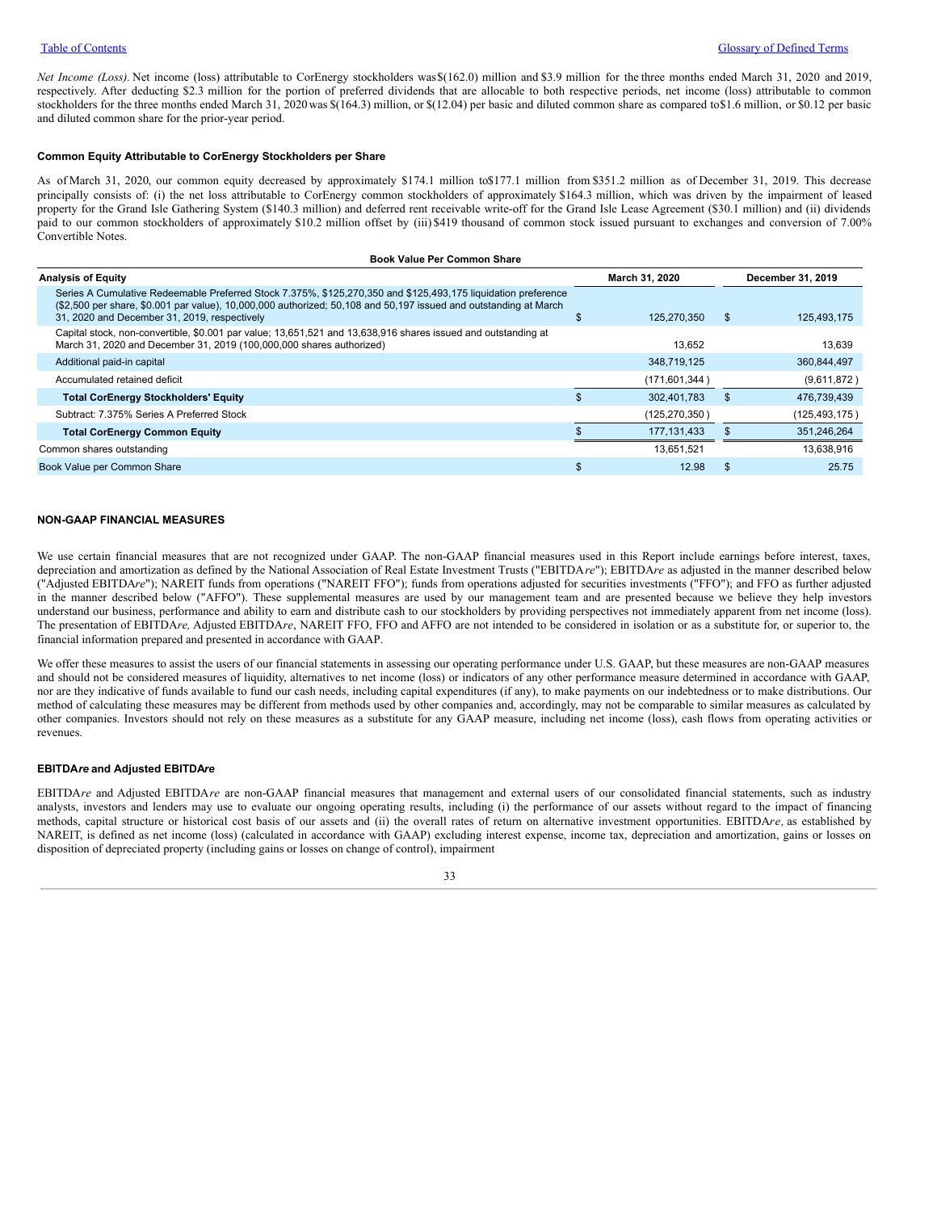*Net Income (Loss).* Net income (loss) attributable to CorEnergy stockholders was $(162.0) million and $3.9 million for the three months ended March 31, 2020 and 2019, respectively. After deducting $2.3 million for the portion of preferred dividends that are allocable to both respective periods, net income (loss) attributable to common stockholders for the three months ended March 31, 2020 was $(164.3) million, or $(12.04) per basic and diluted common share as compared to $1.6 million, or $0.12 per basic and diluted common share for the prior-year period.

**Common Equity Attributable to CorEnergy Stockholders per Share**

As of March 31, 2020, our common equity decreased by approximately $174.1 million to $177.1 million from $351.2 million as of December 31, 2019. This decrease principally consists of: (i) the net loss attributable to CorEnergy common stockholders of approximately $164.3 million, which was driven by the impairment of leased property for the Grand Isle Gathering System ($140.3 million) and deferred rent receivable write-off for the Grand Isle Lease Agreement ($30.1 million) and (ii) dividends paid to our common stockholders of approximately $10.2 million offset by (iii) $419 thousand of common stock issued pursuant to exchanges and conversion of 7.00% Convertible Notes.

**Book Value Per Common Share**

| Analysis of Equity | March 31, 2020 | December 31, 2019 |
|---|---|---|
| Series A Cumulative Redeemable Preferred Stock 7.375%, $125,270,350 and $125,493,175 liquidation preference ($2,500 per share, $0.001 par value), 10,000,000 authorized; 50,108 and 50,197 issued and outstanding at March 31, 2020 and December 31, 2019, respectively | $ 125,270,350 | $ 125,493,175 |
| Capital stock, non-convertible, $0.001 par value; 13,651,521 and 13,638,916 shares issued and outstanding at March 31, 2020 and December 31, 2019 (100,000,000 shares authorized) | 13,652 | 13,639 |
| Additional paid-in capital | 348,719,125 | 360,844,497 |
| Accumulated retained deficit | (171,601,344) | (9,611,872) |
| **Total CorEnergy Stockholders' Equity** | $ 302,401,783 | $ 476,739,439 |
| Subtract: 7.375% Series A Preferred Stock | (125,270,350) | (125,493,175) |
| **Total CorEnergy Common Equity** | $ 177,131,433 | $ 351,246,264 |
| Common shares outstanding | 13,651,521 | 13,638,916 |
| Book Value per Common Share | $ 12.98 | $ 25.75 |

**NON-GAAP FINANCIAL MEASURES**

We use certain financial measures that are not recognized under GAAP. The non-GAAP financial measures used in this Report include earnings before interest, taxes, depreciation and amortization as defined by the National Association of Real Estate Investment Trusts ("EBITDA*re*"); EBITDA*re* as adjusted in the manner described below ("Adjusted EBITDA*re*"); NAREIT funds from operations ("NAREIT FFO"); funds from operations adjusted for securities investments ("FFO"); and FFO as further adjusted in the manner described below ("AFFO"). These supplemental measures are used by our management team and are presented because we believe they help investors understand our business, performance and ability to earn and distribute cash to our stockholders by providing perspectives not immediately apparent from net income (loss). The presentation of EBITDA*re,* Adjusted EBITDA*re*, NAREIT FFO, FFO and AFFO are not intended to be considered in isolation or as a substitute for, or superior to, the financial information prepared and presented in accordance with GAAP.

We offer these measures to assist the users of our financial statements in assessing our operating performance under U.S. GAAP, but these measures are non-GAAP measures and should not be considered measures of liquidity, alternatives to net income (loss) or indicators of any other performance measure determined in accordance with GAAP, nor are they indicative of funds available to fund our cash needs, including capital expenditures (if any), to make payments on our indebtedness or to make distributions. Our method of calculating these measures may be different from methods used by other companies and, accordingly, may not be comparable to similar measures as calculated by other companies. Investors should not rely on these measures as a substitute for any GAAP measure, including net income (loss), cash flows from operating activities or revenues.

**EBITDA*re* and Adjusted EBITDA*re***

EBITDA*re* and Adjusted EBITDA*re* are non-GAAP financial measures that management and external users of our consolidated financial statements, such as industry analysts, investors and lenders may use to evaluate our ongoing operating results, including (i) the performance of our assets without regard to the impact of financing methods, capital structure or historical cost basis of our assets and (ii) the overall rates of return on alternative investment opportunities. EBITDA*re,* as established by NAREIT, is defined as net income (loss) (calculated in accordance with GAAP) excluding interest expense, income tax, depreciation and amortization, gains or losses on disposition of depreciated property (including gains or losses on change of control), impairment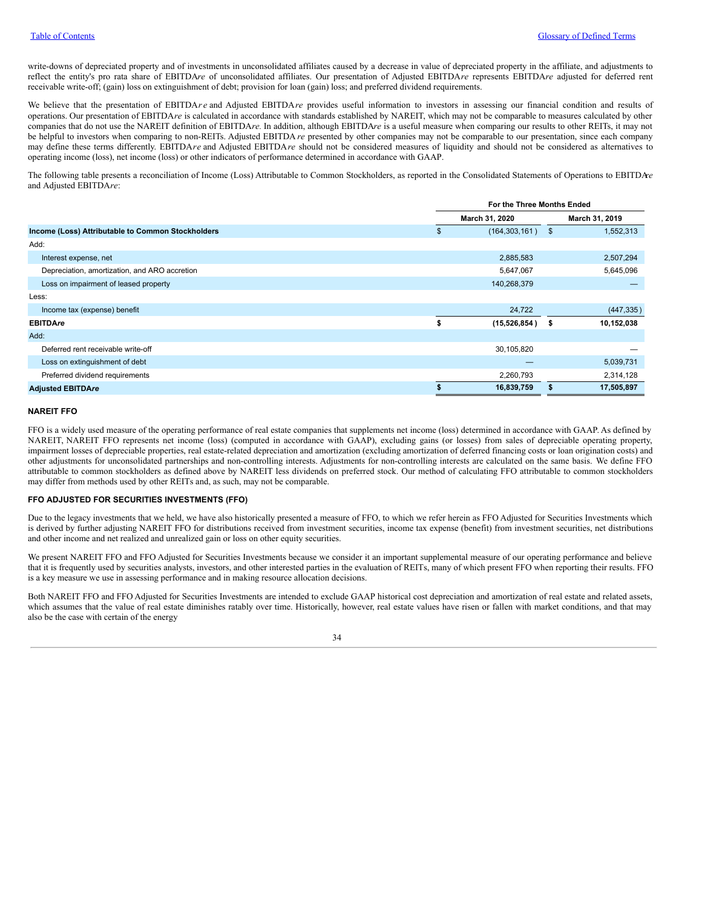write-downs of depreciated property and of investments in unconsolidated affiliates caused by a decrease in value of depreciated property in the affiliate, and adjustments to reflect the entity's pro rata share of EBITDA*re* of unconsolidated affiliates. Our presentation of Adjusted EBITDA*re* represents EBITDA*re* adjusted for deferred rent receivable write-off; (gain) loss on extinguishment of debt; provision for loan (gain) loss; and preferred dividend requirements.

We believe that the presentation of EBITDA*re* and Adjusted EBITDA*re* provides useful information to investors in assessing our financial condition and results of operations. Our presentation of EBITDA*re* is calculated in accordance with standards established by NAREIT, which may not be comparable to measures calculated by other companies that do not use the NAREIT definition of EBITDA*re*. In addition, although EBITDA*re* is a useful measure when comparing our results to other REITs, it may not be helpful to investors when comparing to non-REITs. Adjusted EBITDA*re* presented by other companies may not be comparable to our presentation, since each company may define these terms differently. EBITDA*re* and Adjusted EBITDA*re* should not be considered measures of liquidity and should not be considered as alternatives to operating income (loss), net income (loss) or other indicators of performance determined in accordance with GAAP.

The following table presents a reconciliation of Income (Loss) Attributable to Common Stockholders, as reported in the Consolidated Statements of Operations to EBITDA*re* and Adjusted EBITDA*re*:

| | For the Three Months Ended | |
|---|---|---|
| | March 31, 2020 | March 31, 2019 |
| **Income (Loss) Attributable to Common Stockholders** | $ (164,303,161) | $ 1,552,313 |
| Add: | | |
| Interest expense, net | 2,885,583 | 2,507,294 |
| Depreciation, amortization, and ARO accretion | 5,647,067 | 5,645,096 |
| Loss on impairment of leased property | 140,268,379 | — |
| Less: | | |
| Income tax (expense) benefit | 24,722 | (447,335) |
| **EBITDA*re*** | **$ (15,526,854)** | **$ 10,152,038** |
| Add: | | |
| Deferred rent receivable write-off | 30,105,820 | — |
| Loss on extinguishment of debt | — | 5,039,731 |
| Preferred dividend requirements | 2,260,793 | 2,314,128 |
| **Adjusted EBITDA*re*** | **$ 16,839,759** | **$ 17,505,897** |

#### NAREIT FFO

FFO is a widely used measure of the operating performance of real estate companies that supplements net income (loss) determined in accordance with GAAP. As defined by NAREIT, NAREIT FFO represents net income (loss) (computed in accordance with GAAP), excluding gains (or losses) from sales of depreciable operating property, impairment losses of depreciable properties, real estate-related depreciation and amortization (excluding amortization of deferred financing costs or loan origination costs) and other adjustments for unconsolidated partnerships and non-controlling interests. Adjustments for non-controlling interests are calculated on the same basis. We define FFO attributable to common stockholders as defined above by NAREIT less dividends on preferred stock. Our method of calculating FFO attributable to common stockholders may differ from methods used by other REITs and, as such, may not be comparable.

#### FFO ADJUSTED FOR SECURITIES INVESTMENTS (FFO)

Due to the legacy investments that we held, we have also historically presented a measure of FFO, to which we refer herein as FFO Adjusted for Securities Investments which is derived by further adjusting NAREIT FFO for distributions received from investment securities, income tax expense (benefit) from investment securities, net distributions and other income and net realized and unrealized gain or loss on other equity securities.

We present NAREIT FFO and FFO Adjusted for Securities Investments because we consider it an important supplemental measure of our operating performance and believe that it is frequently used by securities analysts, investors, and other interested parties in the evaluation of REITs, many of which present FFO when reporting their results. FFO is a key measure we use in assessing performance and in making resource allocation decisions.

Both NAREIT FFO and FFO Adjusted for Securities Investments are intended to exclude GAAP historical cost depreciation and amortization of real estate and related assets, which assumes that the value of real estate diminishes ratably over time. Historically, however, real estate values have risen or fallen with market conditions, and that may also be the case with certain of the energy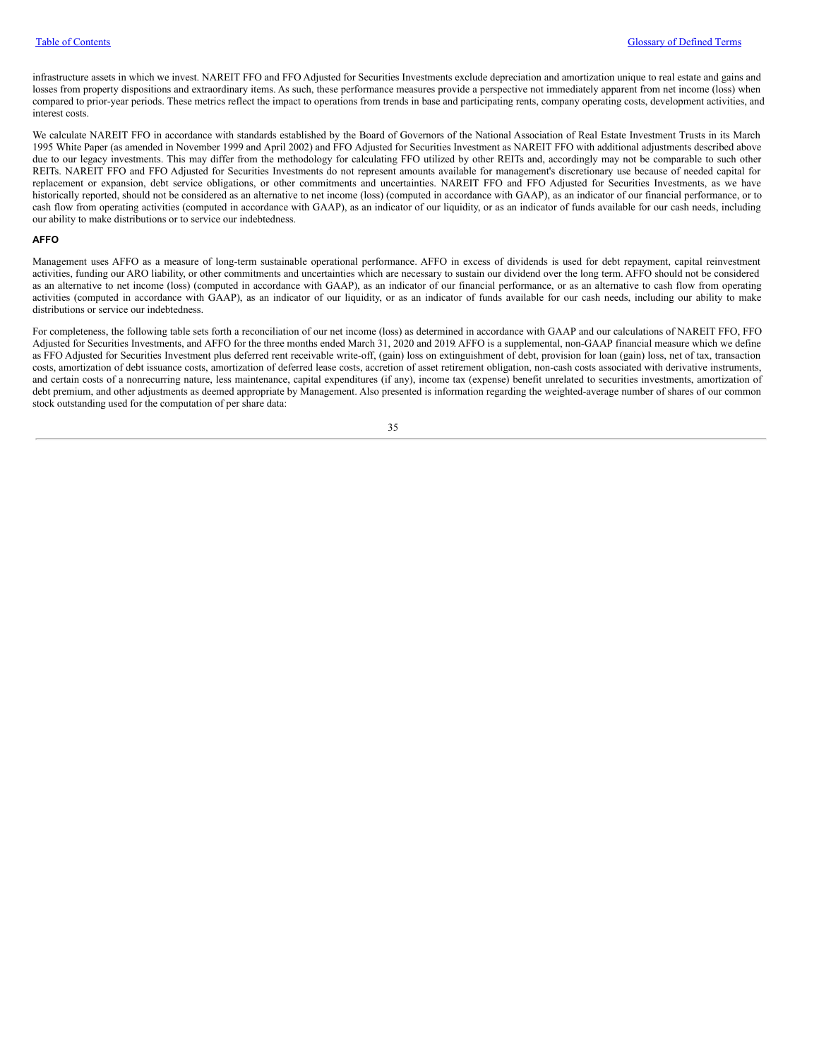infrastructure assets in which we invest. NAREIT FFO and FFO Adjusted for Securities Investments exclude depreciation and amortization unique to real estate and gains and losses from property dispositions and extraordinary items. As such, these performance measures provide a perspective not immediately apparent from net income (loss) when compared to prior-year periods. These metrics reflect the impact to operations from trends in base and participating rents, company operating costs, development activities, and interest costs.

We calculate NAREIT FFO in accordance with standards established by the Board of Governors of the National Association of Real Estate Investment Trusts in its March 1995 White Paper (as amended in November 1999 and April 2002) and FFO Adjusted for Securities Investment as NAREIT FFO with additional adjustments described above due to our legacy investments. This may differ from the methodology for calculating FFO utilized by other REITs and, accordingly may not be comparable to such other REITs. NAREIT FFO and FFO Adjusted for Securities Investments do not represent amounts available for management's discretionary use because of needed capital for replacement or expansion, debt service obligations, or other commitments and uncertainties. NAREIT FFO and FFO Adjusted for Securities Investments, as we have historically reported, should not be considered as an alternative to net income (loss) (computed in accordance with GAAP), as an indicator of our financial performance, or to cash flow from operating activities (computed in accordance with GAAP), as an indicator of our liquidity, or as an indicator of funds available for our cash needs, including our ability to make distributions or to service our indebtedness.

### AFFO

Management uses AFFO as a measure of long-term sustainable operational performance. AFFO in excess of dividends is used for debt repayment, capital reinvestment activities, funding our ARO liability, or other commitments and uncertainties which are necessary to sustain our dividend over the long term. AFFO should not be considered as an alternative to net income (loss) (computed in accordance with GAAP), as an indicator of our financial performance, or as an alternative to cash flow from operating activities (computed in accordance with GAAP), as an indicator of our liquidity, or as an indicator of funds available for our cash needs, including our ability to make distributions or service our indebtedness.

For completeness, the following table sets forth a reconciliation of our net income (loss) as determined in accordance with GAAP and our calculations of NAREIT FFO, FFO Adjusted for Securities Investments, and AFFO for the three months ended March 31, 2020 and 2019. AFFO is a supplemental, non-GAAP financial measure which we define as FFO Adjusted for Securities Investment plus deferred rent receivable write-off, (gain) loss on extinguishment of debt, provision for loan (gain) loss, net of tax, transaction costs, amortization of debt issuance costs, amortization of deferred lease costs, accretion of asset retirement obligation, non-cash costs associated with derivative instruments, and certain costs of a nonrecurring nature, less maintenance, capital expenditures (if any), income tax (expense) benefit unrelated to securities investments, amortization of debt premium, and other adjustments as deemed appropriate by Management. Also presented is information regarding the weighted-average number of shares of our common stock outstanding used for the computation of per share data: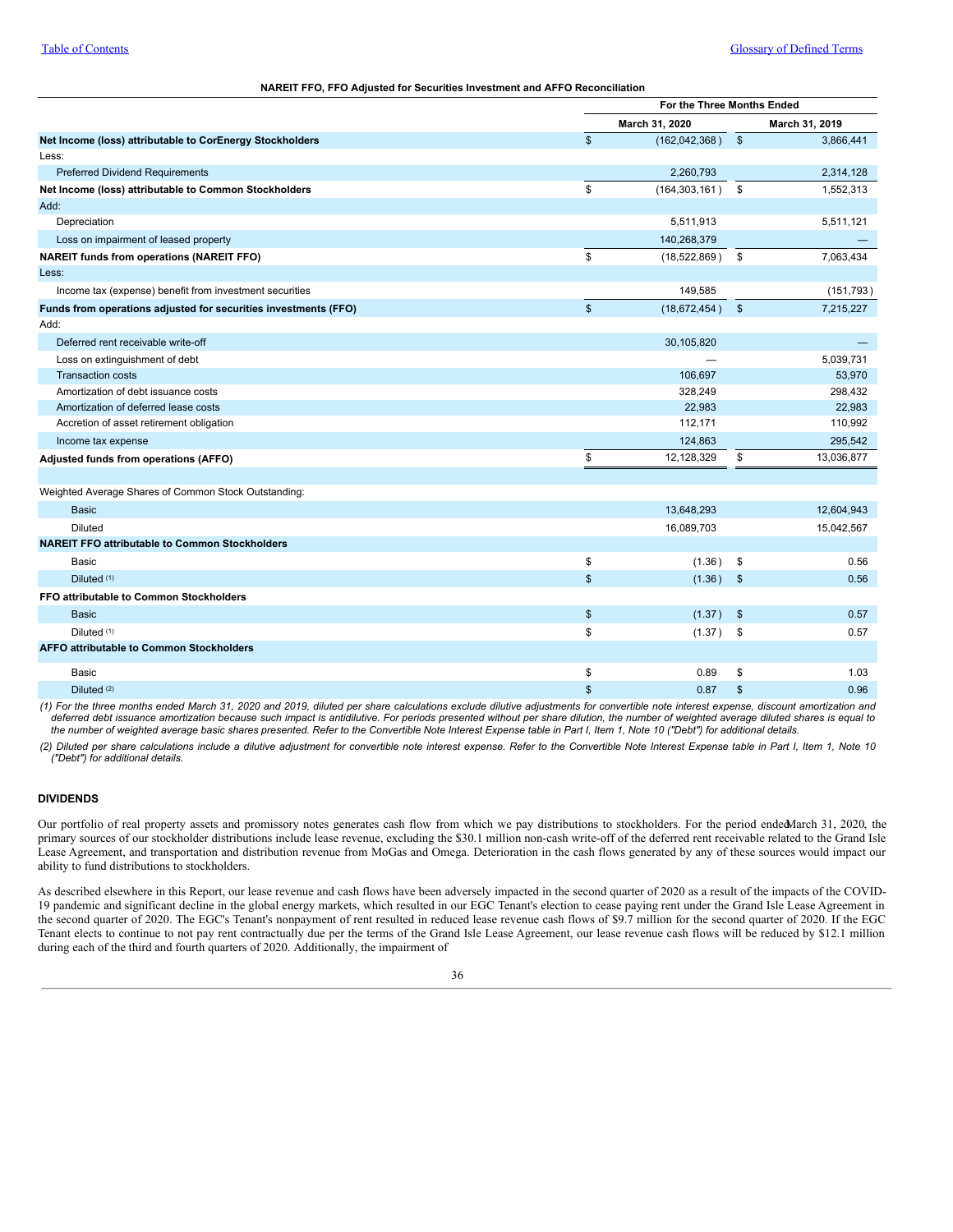**NAREIT FFO, FFO Adjusted for Securities Investment and AFFO Reconciliation**

| | For the Three Months Ended | |
|---|---|---|
| | March 31, 2020 | March 31, 2019 |
| **Net Income (loss) attributable to CorEnergy Stockholders** | $ (162,042,368) | $ 3,866,441 |
| Less: | | |
| Preferred Dividend Requirements | 2,260,793 | 2,314,128 |
| **Net Income (loss) attributable to Common Stockholders** | $ (164,303,161) | $ 1,552,313 |
| Add: | | |
| Depreciation | 5,511,913 | 5,511,121 |
| Loss on impairment of leased property | 140,268,379 | — |
| **NAREIT funds from operations (NAREIT FFO)** | $ (18,522,869) | $ 7,063,434 |
| Less: | | |
| Income tax (expense) benefit from investment securities | 149,585 | (151,793) |
| **Funds from operations adjusted for securities investments (FFO)** | $ (18,672,454) | $ 7,215,227 |
| Add: | | |
| Deferred rent receivable write-off | 30,105,820 | — |
| Loss on extinguishment of debt | — | 5,039,731 |
| Transaction costs | 106,697 | 53,970 |
| Amortization of debt issuance costs | 328,249 | 298,432 |
| Amortization of deferred lease costs | 22,983 | 22,983 |
| Accretion of asset retirement obligation | 112,171 | 110,992 |
| Income tax expense | 124,863 | 295,542 |
| **Adjusted funds from operations (AFFO)** | $ 12,128,329 | $ 13,036,877 |
| | | |
| Weighted Average Shares of Common Stock Outstanding: | | |
| Basic | 13,648,293 | 12,604,943 |
| Diluted | 16,089,703 | 15,042,567 |
| **NAREIT FFO attributable to Common Stockholders** | | |
| Basic | $ (1.36) | $ 0.56 |
| Diluted [(1)] | $ (1.36) | $ 0.56 |
| **FFO attributable to Common Stockholders** | | |
| Basic | $ (1.37) | $ 0.57 |
| Diluted [(1)] | $ (1.37) | $ 0.57 |
| **AFFO attributable to Common Stockholders** | | |
| Basic | $ 0.89 | $ 1.03 |
| Diluted [(2)] | $ 0.87 | $ 0.96 |

*(1) For the three months ended March 31, 2020 and 2019, diluted per share calculations exclude dilutive adjustments for convertible note interest expense, discount amortization and deferred debt issuance amortization because such impact is antidilutive. For periods presented without per share dilution, the number of weighted average diluted shares is equal to the number of weighted average basic shares presented. Refer to the Convertible Note Interest Expense table in Part I, Item 1, Note 10 ("Debt") for additional details.*

*(2) Diluted per share calculations include a dilutive adjustment for convertible note interest expense. Refer to the Convertible Note Interest Expense table in Part I, Item 1, Note 10 ("Debt") for additional details.*

### DIVIDENDS

Our portfolio of real property assets and promissory notes generates cash flow from which we pay distributions to stockholders. For the period ended March 31, 2020, the primary sources of our stockholder distributions include lease revenue, excluding the $30.1 million non-cash write-off of the deferred rent receivable related to the Grand Isle Lease Agreement, and transportation and distribution revenue from MoGas and Omega. Deterioration in the cash flows generated by any of these sources would impact our ability to fund distributions to stockholders.

As described elsewhere in this Report, our lease revenue and cash flows have been adversely impacted in the second quarter of 2020 as a result of the impacts of the COVID-19 pandemic and significant decline in the global energy markets, which resulted in our EGC Tenant's election to cease paying rent under the Grand Isle Lease Agreement in the second quarter of 2020. The EGC's Tenant's nonpayment of rent resulted in reduced lease revenue cash flows of $9.7 million for the second quarter of 2020. If the EGC Tenant elects to continue to not pay rent contractually due per the terms of the Grand Isle Lease Agreement, our lease revenue cash flows will be reduced by $12.1 million during each of the third and fourth quarters of 2020. Additionally, the impairment of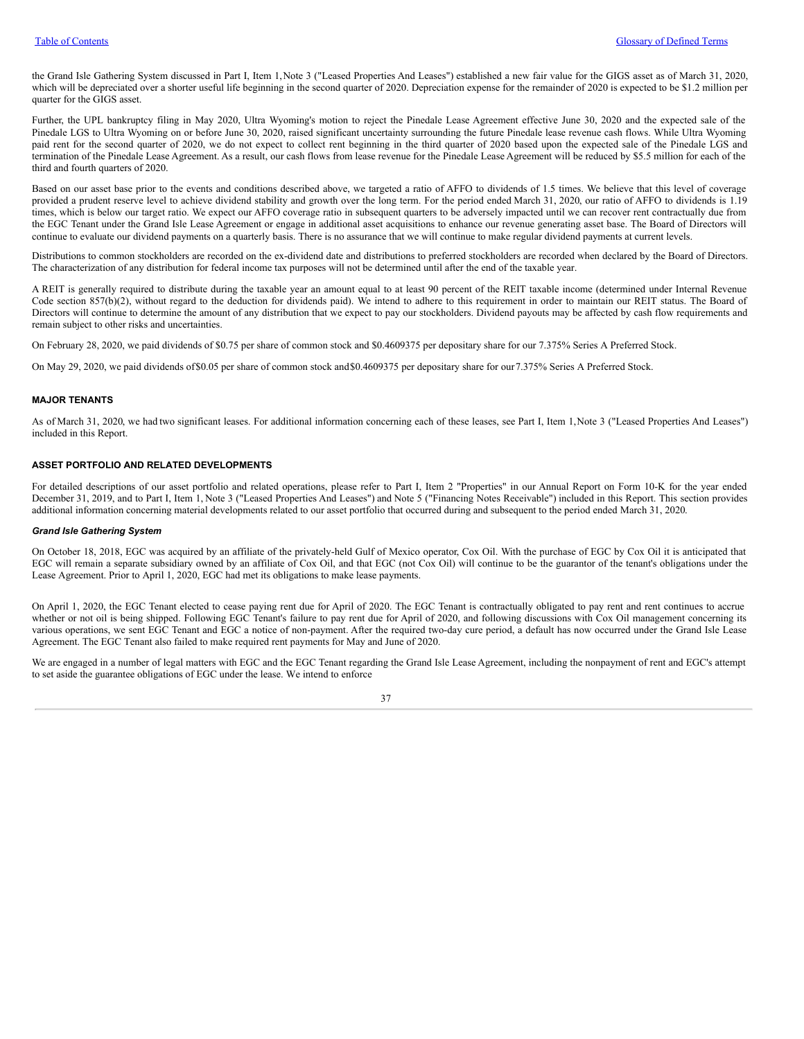the Grand Isle Gathering System discussed in Part I, Item 1, Note 3 ("Leased Properties And Leases") established a new fair value for the GIGS asset as of March 31, 2020, which will be depreciated over a shorter useful life beginning in the second quarter of 2020. Depreciation expense for the remainder of 2020 is expected to be $1.2 million per quarter for the GIGS asset.

Further, the UPL bankruptcy filing in May 2020, Ultra Wyoming's motion to reject the Pinedale Lease Agreement effective June 30, 2020 and the expected sale of the Pinedale LGS to Ultra Wyoming on or before June 30, 2020, raised significant uncertainty surrounding the future Pinedale lease revenue cash flows. While Ultra Wyoming paid rent for the second quarter of 2020, we do not expect to collect rent beginning in the third quarter of 2020 based upon the expected sale of the Pinedale LGS and termination of the Pinedale Lease Agreement. As a result, our cash flows from lease revenue for the Pinedale Lease Agreement will be reduced by $5.5 million for each of the third and fourth quarters of 2020.

Based on our asset base prior to the events and conditions described above, we targeted a ratio of AFFO to dividends of 1.5 times. We believe that this level of coverage provided a prudent reserve level to achieve dividend stability and growth over the long term. For the period ended March 31, 2020, our ratio of AFFO to dividends is 1.19 times, which is below our target ratio. We expect our AFFO coverage ratio in subsequent quarters to be adversely impacted until we can recover rent contractually due from the EGC Tenant under the Grand Isle Lease Agreement or engage in additional asset acquisitions to enhance our revenue generating asset base. The Board of Directors will continue to evaluate our dividend payments on a quarterly basis. There is no assurance that we will continue to make regular dividend payments at current levels.

Distributions to common stockholders are recorded on the ex-dividend date and distributions to preferred stockholders are recorded when declared by the Board of Directors. The characterization of any distribution for federal income tax purposes will not be determined until after the end of the taxable year.

A REIT is generally required to distribute during the taxable year an amount equal to at least 90 percent of the REIT taxable income (determined under Internal Revenue Code section 857(b)(2), without regard to the deduction for dividends paid). We intend to adhere to this requirement in order to maintain our REIT status. The Board of Directors will continue to determine the amount of any distribution that we expect to pay our stockholders. Dividend payouts may be affected by cash flow requirements and remain subject to other risks and uncertainties.

On February 28, 2020, we paid dividends of $0.75 per share of common stock and $0.4609375 per depositary share for our 7.375% Series A Preferred Stock.

On May 29, 2020, we paid dividends of $0.05 per share of common stock and $0.4609375 per depositary share for our 7.375% Series A Preferred Stock.

## MAJOR TENANTS

As of March 31, 2020, we had two significant leases. For additional information concerning each of these leases, see Part I, Item 1, Note 3 ("Leased Properties And Leases") included in this Report.

## ASSET PORTFOLIO AND RELATED DEVELOPMENTS

For detailed descriptions of our asset portfolio and related operations, please refer to Part I, Item 2 "Properties" in our Annual Report on Form 10-K for the year ended December 31, 2019, and to Part I, Item 1, Note 3 ("Leased Properties And Leases") and Note 5 ("Financing Notes Receivable") included in this Report. This section provides additional information concerning material developments related to our asset portfolio that occurred during and subsequent to the period ended March 31, 2020.

### *Grand Isle Gathering System*

On October 18, 2018, EGC was acquired by an affiliate of the privately-held Gulf of Mexico operator, Cox Oil. With the purchase of EGC by Cox Oil it is anticipated that EGC will remain a separate subsidiary owned by an affiliate of Cox Oil, and that EGC (not Cox Oil) will continue to be the guarantor of the tenant's obligations under the Lease Agreement. Prior to April 1, 2020, EGC had met its obligations to make lease payments.

On April 1, 2020, the EGC Tenant elected to cease paying rent due for April of 2020. The EGC Tenant is contractually obligated to pay rent and rent continues to accrue whether or not oil is being shipped. Following EGC Tenant's failure to pay rent due for April of 2020, and following discussions with Cox Oil management concerning its various operations, we sent EGC Tenant and EGC a notice of non-payment. After the required two-day cure period, a default has now occurred under the Grand Isle Lease Agreement. The EGC Tenant also failed to make required rent payments for May and June of 2020.

We are engaged in a number of legal matters with EGC and the EGC Tenant regarding the Grand Isle Lease Agreement, including the nonpayment of rent and EGC's attempt to set aside the guarantee obligations of EGC under the lease. We intend to enforce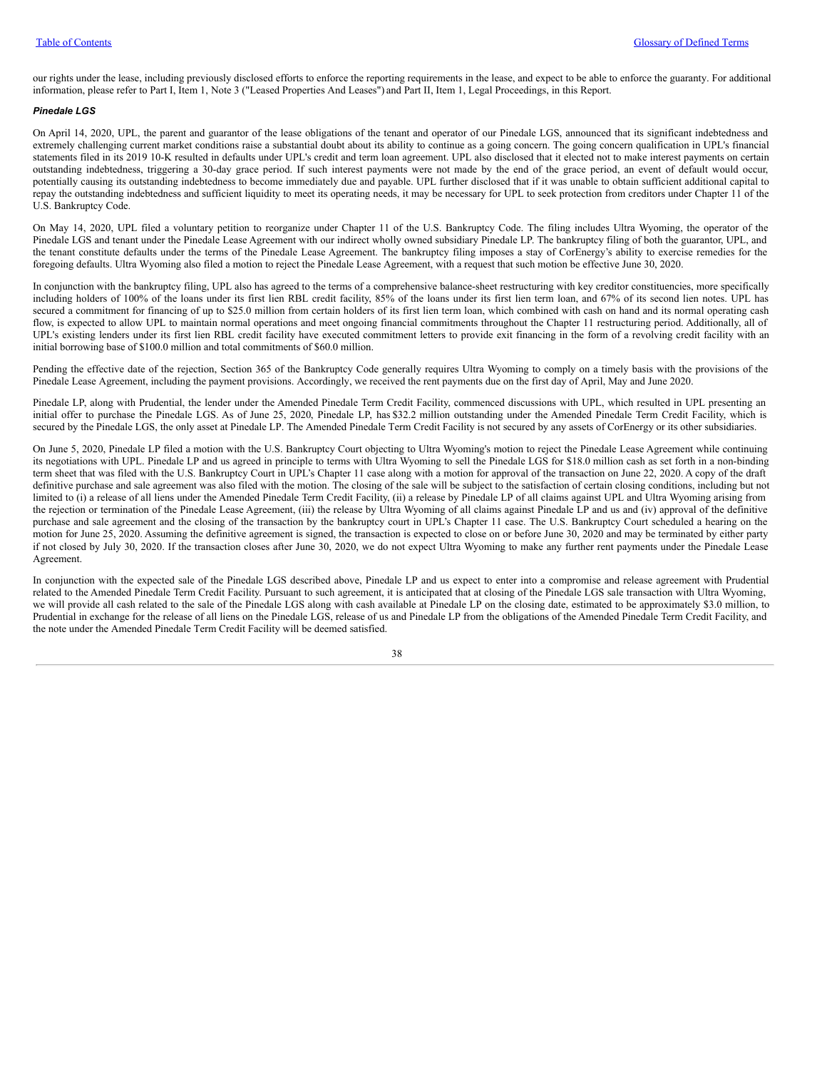our rights under the lease, including previously disclosed efforts to enforce the reporting requirements in the lease, and expect to be able to enforce the guaranty. For additional information, please refer to Part I, Item 1, Note 3 ("Leased Properties And Leases") and Part II, Item 1, Legal Proceedings, in this Report.

***Pinedale LGS***

On April 14, 2020, UPL, the parent and guarantor of the lease obligations of the tenant and operator of our Pinedale LGS, announced that its significant indebtedness and extremely challenging current market conditions raise a substantial doubt about its ability to continue as a going concern. The going concern qualification in UPL's financial statements filed in its 2019 10-K resulted in defaults under UPL's credit and term loan agreement. UPL also disclosed that it elected not to make interest payments on certain outstanding indebtedness, triggering a 30-day grace period. If such interest payments were not made by the end of the grace period, an event of default would occur, potentially causing its outstanding indebtedness to become immediately due and payable. UPL further disclosed that if it was unable to obtain sufficient additional capital to repay the outstanding indebtedness and sufficient liquidity to meet its operating needs, it may be necessary for UPL to seek protection from creditors under Chapter 11 of the U.S. Bankruptcy Code.

On May 14, 2020, UPL filed a voluntary petition to reorganize under Chapter 11 of the U.S. Bankruptcy Code. The filing includes Ultra Wyoming, the operator of the Pinedale LGS and tenant under the Pinedale Lease Agreement with our indirect wholly owned subsidiary Pinedale LP. The bankruptcy filing of both the guarantor, UPL, and the tenant constitute defaults under the terms of the Pinedale Lease Agreement. The bankruptcy filing imposes a stay of CorEnergy's ability to exercise remedies for the foregoing defaults. Ultra Wyoming also filed a motion to reject the Pinedale Lease Agreement, with a request that such motion be effective June 30, 2020.

In conjunction with the bankruptcy filing, UPL also has agreed to the terms of a comprehensive balance-sheet restructuring with key creditor constituencies, more specifically including holders of 100% of the loans under its first lien RBL credit facility, 85% of the loans under its first lien term loan, and 67% of its second lien notes. UPL has secured a commitment for financing of up to $25.0 million from certain holders of its first lien term loan, which combined with cash on hand and its normal operating cash flow, is expected to allow UPL to maintain normal operations and meet ongoing financial commitments throughout the Chapter 11 restructuring period. Additionally, all of UPL's existing lenders under its first lien RBL credit facility have executed commitment letters to provide exit financing in the form of a revolving credit facility with an initial borrowing base of $100.0 million and total commitments of $60.0 million.

Pending the effective date of the rejection, Section 365 of the Bankruptcy Code generally requires Ultra Wyoming to comply on a timely basis with the provisions of the Pinedale Lease Agreement, including the payment provisions. Accordingly, we received the rent payments due on the first day of April, May and June 2020.

Pinedale LP, along with Prudential, the lender under the Amended Pinedale Term Credit Facility, commenced discussions with UPL, which resulted in UPL presenting an initial offer to purchase the Pinedale LGS. As of June 25, 2020, Pinedale LP, has $32.2 million outstanding under the Amended Pinedale Term Credit Facility, which is secured by the Pinedale LGS, the only asset at Pinedale LP. The Amended Pinedale Term Credit Facility is not secured by any assets of CorEnergy or its other subsidiaries.

On June 5, 2020, Pinedale LP filed a motion with the U.S. Bankruptcy Court objecting to Ultra Wyoming's motion to reject the Pinedale Lease Agreement while continuing its negotiations with UPL. Pinedale LP and us agreed in principle to terms with Ultra Wyoming to sell the Pinedale LGS for $18.0 million cash as set forth in a non-binding term sheet that was filed with the U.S. Bankruptcy Court in UPL's Chapter 11 case along with a motion for approval of the transaction on June 22, 2020. A copy of the draft definitive purchase and sale agreement was also filed with the motion. The closing of the sale will be subject to the satisfaction of certain closing conditions, including but not limited to (i) a release of all liens under the Amended Pinedale Term Credit Facility, (ii) a release by Pinedale LP of all claims against UPL and Ultra Wyoming arising from the rejection or termination of the Pinedale Lease Agreement, (iii) the release by Ultra Wyoming of all claims against Pinedale LP and us and (iv) approval of the definitive purchase and sale agreement and the closing of the transaction by the bankruptcy court in UPL's Chapter 11 case. The U.S. Bankruptcy Court scheduled a hearing on the motion for June 25, 2020. Assuming the definitive agreement is signed, the transaction is expected to close on or before June 30, 2020 and may be terminated by either party if not closed by July 30, 2020. If the transaction closes after June 30, 2020, we do not expect Ultra Wyoming to make any further rent payments under the Pinedale Lease Agreement.

In conjunction with the expected sale of the Pinedale LGS described above, Pinedale LP and us expect to enter into a compromise and release agreement with Prudential related to the Amended Pinedale Term Credit Facility. Pursuant to such agreement, it is anticipated that at closing of the Pinedale LGS sale transaction with Ultra Wyoming, we will provide all cash related to the sale of the Pinedale LGS along with cash available at Pinedale LP on the closing date, estimated to be approximately $3.0 million, to Prudential in exchange for the release of all liens on the Pinedale LGS, release of us and Pinedale LP from the obligations of the Amended Pinedale Term Credit Facility, and the note under the Amended Pinedale Term Credit Facility will be deemed satisfied.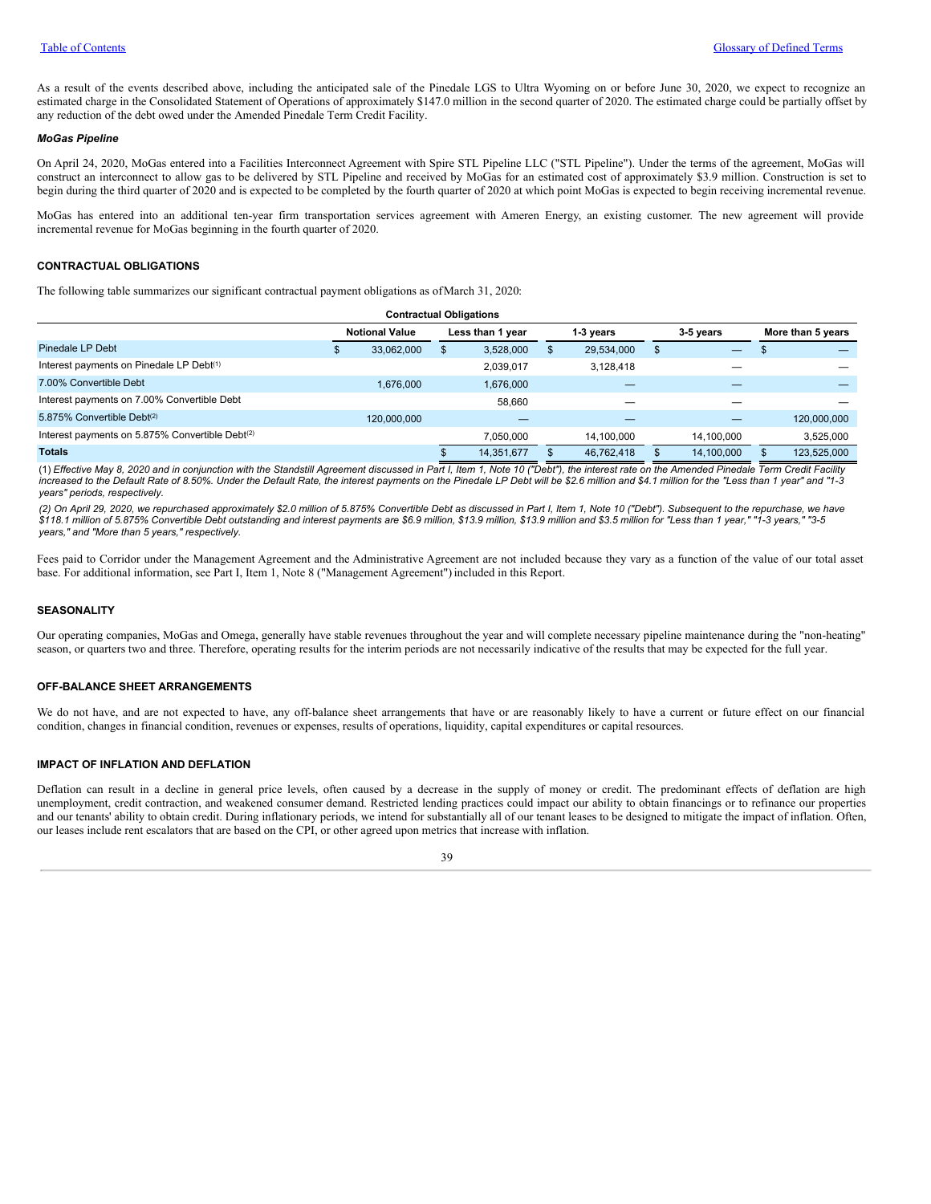As a result of the events described above, including the anticipated sale of the Pinedale LGS to Ultra Wyoming on or before June 30, 2020, we expect to recognize an estimated charge in the Consolidated Statement of Operations of approximately $147.0 million in the second quarter of 2020. The estimated charge could be partially offset by any reduction of the debt owed under the Amended Pinedale Term Credit Facility.

***MoGas Pipeline***

On April 24, 2020, MoGas entered into a Facilities Interconnect Agreement with Spire STL Pipeline LLC ("STL Pipeline"). Under the terms of the agreement, MoGas will construct an interconnect to allow gas to be delivered by STL Pipeline and received by MoGas for an estimated cost of approximately $3.9 million. Construction is set to begin during the third quarter of 2020 and is expected to be completed by the fourth quarter of 2020 at which point MoGas is expected to begin receiving incremental revenue.

MoGas has entered into an additional ten-year firm transportation services agreement with Ameren Energy, an existing customer. The new agreement will provide incremental revenue for MoGas beginning in the fourth quarter of 2020.

## CONTRACTUAL OBLIGATIONS

The following table summarizes our significant contractual payment obligations as of March 31, 2020:

**Contractual Obligations**

| | Notional Value | Less than 1 year | 1-3 years | 3-5 years | More than 5 years |
|---|---|---|---|---|---|
| Pinedale LP Debt | $ 33,062,000 | $ 3,528,000 | $ 29,534,000 | $ — | $ — |
| Interest payments on Pinedale LP Debt(1) | | 2,039,017 | 3,128,418 | — | — |
| 7.00% Convertible Debt | 1,676,000 | 1,676,000 | — | — | — |
| Interest payments on 7.00% Convertible Debt | | 58,660 | — | — | — |
| 5.875% Convertible Debt(2) | 120,000,000 | — | — | — | 120,000,000 |
| Interest payments on 5.875% Convertible Debt(2) | | 7,050,000 | 14,100,000 | 14,100,000 | 3,525,000 |
| **Totals** | | $ 14,351,677 | $ 46,762,418 | $ 14,100,000 | $ 123,525,000 |

(1) *Effective May 8, 2020 and in conjunction with the Standstill Agreement discussed in Part I, Item 1, Note 10 ("Debt"), the interest rate on the Amended Pinedale Term Credit Facility increased to the Default Rate of 8.50%. Under the Default Rate, the interest payments on the Pinedale LP Debt will be $2.6 million and $4.1 million for the "Less than 1 year" and "1-3 years" periods, respectively.*

*(2) On April 29, 2020, we repurchased approximately $2.0 million of 5.875% Convertible Debt as discussed in Part I, Item 1, Note 10 ("Debt"). Subsequent to the repurchase, we have $118.1 million of 5.875% Convertible Debt outstanding and interest payments are $6.9 million, $13.9 million, $13.9 million and $3.5 million for "Less than 1 year," "1-3 years," "3-5 years," and "More than 5 years," respectively.*

Fees paid to Corridor under the Management Agreement and the Administrative Agreement are not included because they vary as a function of the value of our total asset base. For additional information, see Part I, Item 1, Note 8 ("Management Agreement") included in this Report.

## SEASONALITY

Our operating companies, MoGas and Omega, generally have stable revenues throughout the year and will complete necessary pipeline maintenance during the "non-heating" season, or quarters two and three. Therefore, operating results for the interim periods are not necessarily indicative of the results that may be expected for the full year.

## OFF-BALANCE SHEET ARRANGEMENTS

We do not have, and are not expected to have, any off-balance sheet arrangements that have or are reasonably likely to have a current or future effect on our financial condition, changes in financial condition, revenues or expenses, results of operations, liquidity, capital expenditures or capital resources.

## IMPACT OF INFLATION AND DEFLATION

Deflation can result in a decline in general price levels, often caused by a decrease in the supply of money or credit. The predominant effects of deflation are high unemployment, credit contraction, and weakened consumer demand. Restricted lending practices could impact our ability to obtain financings or to refinance our properties and our tenants' ability to obtain credit. During inflationary periods, we intend for substantially all of our tenant leases to be designed to mitigate the impact of inflation. Often, our leases include rent escalators that are based on the CPI, or other agreed upon metrics that increase with inflation.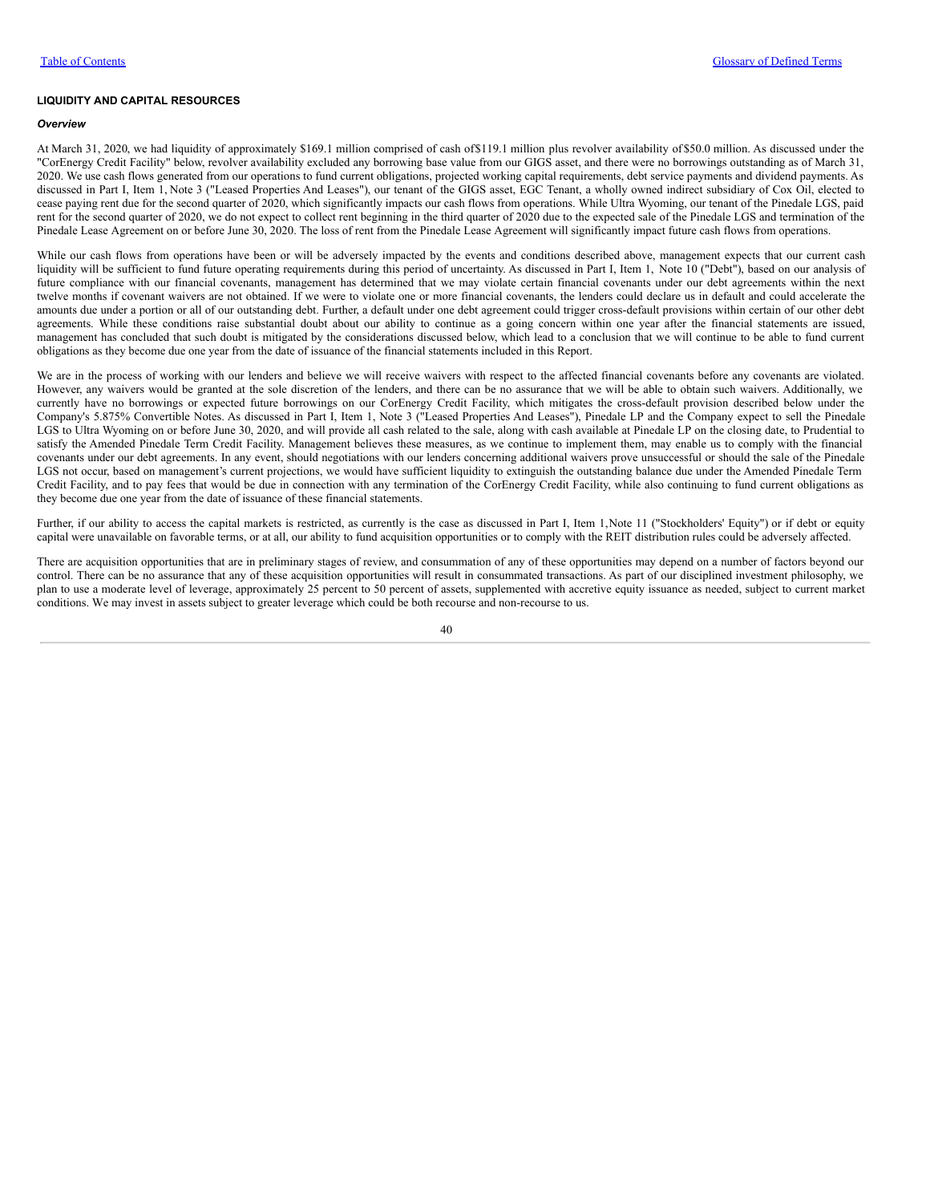### LIQUIDITY AND CAPITAL RESOURCES

***Overview***

At March 31, 2020, we had liquidity of approximately $169.1 million comprised of cash of $119.1 million plus revolver availability of $50.0 million. As discussed under the "CorEnergy Credit Facility" below, revolver availability excluded any borrowing base value from our GIGS asset, and there were no borrowings outstanding as of March 31, 2020. We use cash flows generated from our operations to fund current obligations, projected working capital requirements, debt service payments and dividend payments. As discussed in Part I, Item 1, Note 3 ("Leased Properties And Leases"), our tenant of the GIGS asset, EGC Tenant, a wholly owned indirect subsidiary of Cox Oil, elected to cease paying rent due for the second quarter of 2020, which significantly impacts our cash flows from operations. While Ultra Wyoming, our tenant of the Pinedale LGS, paid rent for the second quarter of 2020, we do not expect to collect rent beginning in the third quarter of 2020 due to the expected sale of the Pinedale LGS and termination of the Pinedale Lease Agreement on or before June 30, 2020. The loss of rent from the Pinedale Lease Agreement will significantly impact future cash flows from operations.

While our cash flows from operations have been or will be adversely impacted by the events and conditions described above, management expects that our current cash liquidity will be sufficient to fund future operating requirements during this period of uncertainty. As discussed in Part I, Item 1, Note 10 ("Debt"), based on our analysis of future compliance with our financial covenants, management has determined that we may violate certain financial covenants under our debt agreements within the next twelve months if covenant waivers are not obtained. If we were to violate one or more financial covenants, the lenders could declare us in default and could accelerate the amounts due under a portion or all of our outstanding debt. Further, a default under one debt agreement could trigger cross-default provisions within certain of our other debt agreements. While these conditions raise substantial doubt about our ability to continue as a going concern within one year after the financial statements are issued, management has concluded that such doubt is mitigated by the considerations discussed below, which lead to a conclusion that we will continue to be able to fund current obligations as they become due one year from the date of issuance of the financial statements included in this Report.

We are in the process of working with our lenders and believe we will receive waivers with respect to the affected financial covenants before any covenants are violated. However, any waivers would be granted at the sole discretion of the lenders, and there can be no assurance that we will be able to obtain such waivers. Additionally, we currently have no borrowings or expected future borrowings on our CorEnergy Credit Facility, which mitigates the cross-default provision described below under the Company's 5.875% Convertible Notes. As discussed in Part I, Item 1, Note 3 ("Leased Properties And Leases"), Pinedale LP and the Company expect to sell the Pinedale LGS to Ultra Wyoming on or before June 30, 2020, and will provide all cash related to the sale, along with cash available at Pinedale LP on the closing date, to Prudential to satisfy the Amended Pinedale Term Credit Facility. Management believes these measures, as we continue to implement them, may enable us to comply with the financial covenants under our debt agreements. In any event, should negotiations with our lenders concerning additional waivers prove unsuccessful or should the sale of the Pinedale LGS not occur, based on management's current projections, we would have sufficient liquidity to extinguish the outstanding balance due under the Amended Pinedale Term Credit Facility, and to pay fees that would be due in connection with any termination of the CorEnergy Credit Facility, while also continuing to fund current obligations as they become due one year from the date of issuance of these financial statements.

Further, if our ability to access the capital markets is restricted, as currently is the case as discussed in Part I, Item 1,Note 11 ("Stockholders' Equity") or if debt or equity capital were unavailable on favorable terms, or at all, our ability to fund acquisition opportunities or to comply with the REIT distribution rules could be adversely affected.

There are acquisition opportunities that are in preliminary stages of review, and consummation of any of these opportunities may depend on a number of factors beyond our control. There can be no assurance that any of these acquisition opportunities will result in consummated transactions. As part of our disciplined investment philosophy, we plan to use a moderate level of leverage, approximately 25 percent to 50 percent of assets, supplemented with accretive equity issuance as needed, subject to current market conditions. We may invest in assets subject to greater leverage which could be both recourse and non-recourse to us.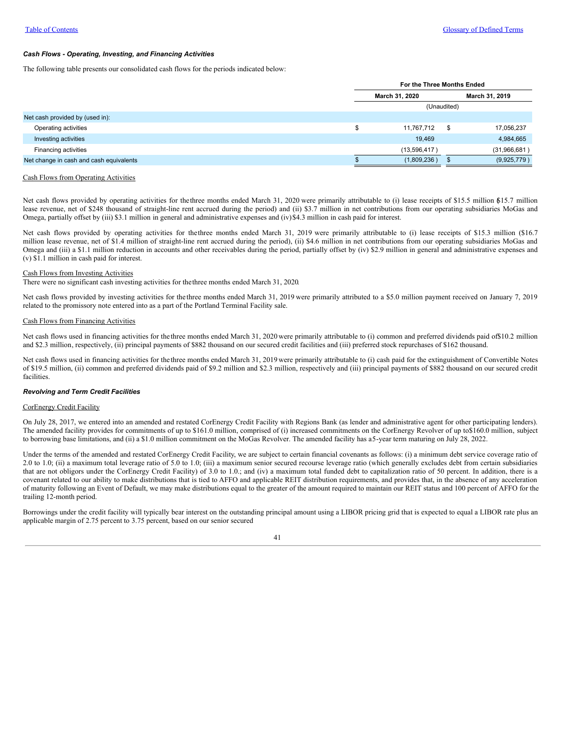### *Cash Flows - Operating, Investing, and Financing Activities*

The following table presents our consolidated cash flows for the periods indicated below:

| | For the Three Months Ended | |
|---|---|---|
| | March 31, 2020 | March 31, 2019 |
| | (Unaudited) | |
| Net cash provided by (used in): | | |
| Operating activities | $ 11,767,712 | $ 17,056,237 |
| Investing activities | 19,469 | 4,984,665 |
| Financing activities | (13,596,417 ) | (31,966,681 ) |
| Net change in cash and cash equivalents | $ (1,809,236 ) | $ (9,925,779 ) |

Cash Flows from Operating Activities

Net cash flows provided by operating activities for the three months ended March 31, 2020 were primarily attributable to (i) lease receipts of $15.5 million ($15.7 million lease revenue, net of $248 thousand of straight-line rent accrued during the period) and (ii) $3.7 million in net contributions from our operating subsidiaries MoGas and Omega, partially offset by (iii) $3.1 million in general and administrative expenses and (iv) $4.3 million in cash paid for interest.

Net cash flows provided by operating activities for the three months ended March 31, 2019 were primarily attributable to (i) lease receipts of $15.3 million ($16.7 million lease revenue, net of $1.4 million of straight-line rent accrued during the period), (ii) $4.6 million in net contributions from our operating subsidiaries MoGas and Omega and (iii) a $1.1 million reduction in accounts and other receivables during the period, partially offset by (iv) $2.9 million in general and administrative expenses and (v) $1.1 million in cash paid for interest.

Cash Flows from Investing Activities

There were no significant cash investing activities for the three months ended March 31, 2020.

Net cash flows provided by investing activities for the three months ended March 31, 2019 were primarily attributed to a $5.0 million payment received on January 7, 2019 related to the promissory note entered into as a part of the Portland Terminal Facility sale.

Cash Flows from Financing Activities

Net cash flows used in financing activities for the three months ended March 31, 2020 were primarily attributable to (i) common and preferred dividends paid of $10.2 million and $2.3 million, respectively, (ii) principal payments of $882 thousand on our secured credit facilities and (iii) preferred stock repurchases of $162 thousand.

Net cash flows used in financing activities for the three months ended March 31, 2019 were primarily attributable to (i) cash paid for the extinguishment of Convertible Notes of $19.5 million, (ii) common and preferred dividends paid of $9.2 million and $2.3 million, respectively and (iii) principal payments of $882 thousand on our secured credit facilities.

### *Revolving and Term Credit Facilities*

CorEnergy Credit Facility

On July 28, 2017, we entered into an amended and restated CorEnergy Credit Facility with Regions Bank (as lender and administrative agent for other participating lenders). The amended facility provides for commitments of up to $161.0 million, comprised of (i) increased commitments on the CorEnergy Revolver of up to $160.0 million, subject to borrowing base limitations, and (ii) a $1.0 million commitment on the MoGas Revolver. The amended facility has a 5-year term maturing on July 28, 2022.

Under the terms of the amended and restated CorEnergy Credit Facility, we are subject to certain financial covenants as follows: (i) a minimum debt service coverage ratio of 2.0 to 1.0; (ii) a maximum total leverage ratio of 5.0 to 1.0; (iii) a maximum senior secured recourse leverage ratio (which generally excludes debt from certain subsidiaries that are not obligors under the CorEnergy Credit Facility) of 3.0 to 1.0.; and (iv) a maximum total funded debt to capitalization ratio of 50 percent. In addition, there is a covenant related to our ability to make distributions that is tied to AFFO and applicable REIT distribution requirements, and provides that, in the absence of any acceleration of maturity following an Event of Default, we may make distributions equal to the greater of the amount required to maintain our REIT status and 100 percent of AFFO for the trailing 12-month period.

Borrowings under the credit facility will typically bear interest on the outstanding principal amount using a LIBOR pricing grid that is expected to equal a LIBOR rate plus an applicable margin of 2.75 percent to 3.75 percent, based on our senior secured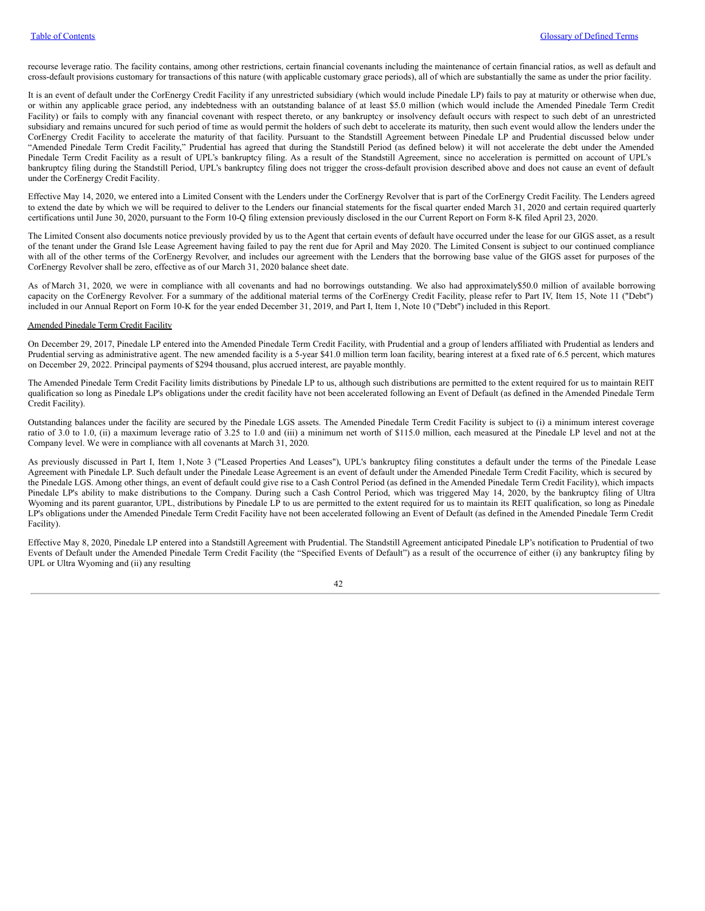recourse leverage ratio. The facility contains, among other restrictions, certain financial covenants including the maintenance of certain financial ratios, as well as default and cross-default provisions customary for transactions of this nature (with applicable customary grace periods), all of which are substantially the same as under the prior facility.

It is an event of default under the CorEnergy Credit Facility if any unrestricted subsidiary (which would include Pinedale LP) fails to pay at maturity or otherwise when due, or within any applicable grace period, any indebtedness with an outstanding balance of at least $5.0 million (which would include the Amended Pinedale Term Credit Facility) or fails to comply with any financial covenant with respect thereto, or any bankruptcy or insolvency default occurs with respect to such debt of an unrestricted subsidiary and remains uncured for such period of time as would permit the holders of such debt to accelerate its maturity, then such event would allow the lenders under the CorEnergy Credit Facility to accelerate the maturity of that facility. Pursuant to the Standstill Agreement between Pinedale LP and Prudential discussed below under "Amended Pinedale Term Credit Facility," Prudential has agreed that during the Standstill Period (as defined below) it will not accelerate the debt under the Amended Pinedale Term Credit Facility as a result of UPL's bankruptcy filing. As a result of the Standstill Agreement, since no acceleration is permitted on account of UPL's bankruptcy filing during the Standstill Period, UPL's bankruptcy filing does not trigger the cross-default provision described above and does not cause an event of default under the CorEnergy Credit Facility.

Effective May 14, 2020, we entered into a Limited Consent with the Lenders under the CorEnergy Revolver that is part of the CorEnergy Credit Facility. The Lenders agreed to extend the date by which we will be required to deliver to the Lenders our financial statements for the fiscal quarter ended March 31, 2020 and certain required quarterly certifications until June 30, 2020, pursuant to the Form 10-Q filing extension previously disclosed in the our Current Report on Form 8-K filed April 23, 2020.

The Limited Consent also documents notice previously provided by us to the Agent that certain events of default have occurred under the lease for our GIGS asset, as a result of the tenant under the Grand Isle Lease Agreement having failed to pay the rent due for April and May 2020. The Limited Consent is subject to our continued compliance with all of the other terms of the CorEnergy Revolver, and includes our agreement with the Lenders that the borrowing base value of the GIGS asset for purposes of the CorEnergy Revolver shall be zero, effective as of our March 31, 2020 balance sheet date.

As of March 31, 2020, we were in compliance with all covenants and had no borrowings outstanding. We also had approximately$50.0 million of available borrowing capacity on the CorEnergy Revolver. For a summary of the additional material terms of the CorEnergy Credit Facility, please refer to Part IV, Item 15, Note 11 ("Debt") included in our Annual Report on Form 10-K for the year ended December 31, 2019, and Part I, Item 1, Note 10 ("Debt") included in this Report.

Amended Pinedale Term Credit Facility

On December 29, 2017, Pinedale LP entered into the Amended Pinedale Term Credit Facility, with Prudential and a group of lenders affiliated with Prudential as lenders and Prudential serving as administrative agent. The new amended facility is a 5-year $41.0 million term loan facility, bearing interest at a fixed rate of 6.5 percent, which matures on December 29, 2022. Principal payments of $294 thousand, plus accrued interest, are payable monthly.

The Amended Pinedale Term Credit Facility limits distributions by Pinedale LP to us, although such distributions are permitted to the extent required for us to maintain REIT qualification so long as Pinedale LP's obligations under the credit facility have not been accelerated following an Event of Default (as defined in the Amended Pinedale Term Credit Facility).

Outstanding balances under the facility are secured by the Pinedale LGS assets. The Amended Pinedale Term Credit Facility is subject to (i) a minimum interest coverage ratio of 3.0 to 1.0, (ii) a maximum leverage ratio of 3.25 to 1.0 and (iii) a minimum net worth of $115.0 million, each measured at the Pinedale LP level and not at the Company level. We were in compliance with all covenants at March 31, 2020.

As previously discussed in Part I, Item 1, Note 3 ("Leased Properties And Leases"), UPL's bankruptcy filing constitutes a default under the terms of the Pinedale Lease Agreement with Pinedale LP. Such default under the Pinedale Lease Agreement is an event of default under the Amended Pinedale Term Credit Facility, which is secured by the Pinedale LGS. Among other things, an event of default could give rise to a Cash Control Period (as defined in the Amended Pinedale Term Credit Facility), which impacts Pinedale LP's ability to make distributions to the Company. During such a Cash Control Period, which was triggered May 14, 2020, by the bankruptcy filing of Ultra Wyoming and its parent guarantor, UPL, distributions by Pinedale LP to us are permitted to the extent required for us to maintain its REIT qualification, so long as Pinedale LP's obligations under the Amended Pinedale Term Credit Facility have not been accelerated following an Event of Default (as defined in the Amended Pinedale Term Credit Facility).

Effective May 8, 2020, Pinedale LP entered into a Standstill Agreement with Prudential. The Standstill Agreement anticipated Pinedale LP's notification to Prudential of two Events of Default under the Amended Pinedale Term Credit Facility (the "Specified Events of Default") as a result of the occurrence of either (i) any bankruptcy filing by UPL or Ultra Wyoming and (ii) any resulting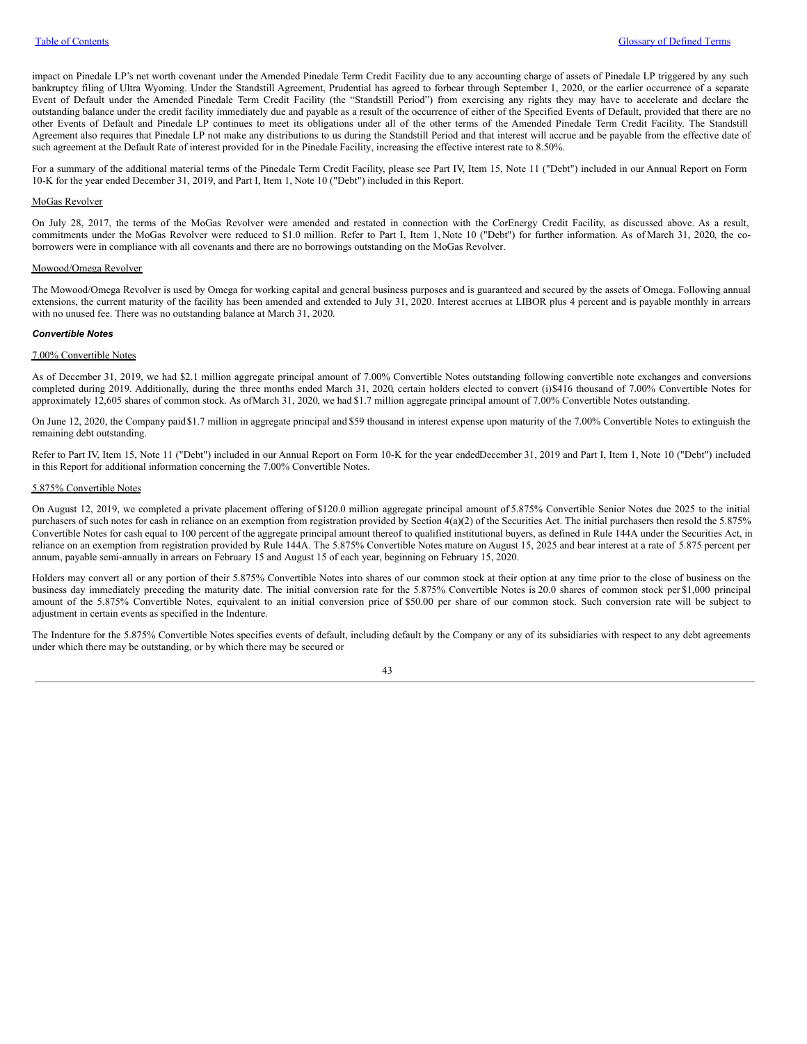impact on Pinedale LP's net worth covenant under the Amended Pinedale Term Credit Facility due to any accounting charge of assets of Pinedale LP triggered by any such bankruptcy filing of Ultra Wyoming. Under the Standstill Agreement, Prudential has agreed to forbear through September 1, 2020, or the earlier occurrence of a separate Event of Default under the Amended Pinedale Term Credit Facility (the "Standstill Period") from exercising any rights they may have to accelerate and declare the outstanding balance under the credit facility immediately due and payable as a result of the occurrence of either of the Specified Events of Default, provided that there are no other Events of Default and Pinedale LP continues to meet its obligations under all of the other terms of the Amended Pinedale Term Credit Facility. The Standstill Agreement also requires that Pinedale LP not make any distributions to us during the Standstill Period and that interest will accrue and be payable from the effective date of such agreement at the Default Rate of interest provided for in the Pinedale Facility, increasing the effective interest rate to 8.50%.

For a summary of the additional material terms of the Pinedale Term Credit Facility, please see Part IV, Item 15, Note 11 ("Debt") included in our Annual Report on Form 10-K for the year ended December 31, 2019, and Part I, Item 1, Note 10 ("Debt") included in this Report.

MoGas Revolver

On July 28, 2017, the terms of the MoGas Revolver were amended and restated in connection with the CorEnergy Credit Facility, as discussed above. As a result, commitments under the MoGas Revolver were reduced to $1.0 million. Refer to Part I, Item 1, Note 10 ("Debt") for further information. As of March 31, 2020, the co-borrowers were in compliance with all covenants and there are no borrowings outstanding on the MoGas Revolver.

Mowood/Omega Revolver

The Mowood/Omega Revolver is used by Omega for working capital and general business purposes and is guaranteed and secured by the assets of Omega. Following annual extensions, the current maturity of the facility has been amended and extended to July 31, 2020. Interest accrues at LIBOR plus 4 percent and is payable monthly in arrears with no unused fee. There was no outstanding balance at March 31, 2020.

***Convertible Notes***

7.00% Convertible Notes

As of December 31, 2019, we had $2.1 million aggregate principal amount of 7.00% Convertible Notes outstanding following convertible note exchanges and conversions completed during 2019. Additionally, during the three months ended March 31, 2020, certain holders elected to convert (i) $416 thousand of 7.00% Convertible Notes for approximately 12,605 shares of common stock. As of March 31, 2020, we had $1.7 million aggregate principal amount of 7.00% Convertible Notes outstanding.

On June 12, 2020, the Company paid $1.7 million in aggregate principal and $59 thousand in interest expense upon maturity of the 7.00% Convertible Notes to extinguish the remaining debt outstanding.

Refer to Part IV, Item 15, Note 11 ("Debt") included in our Annual Report on Form 10-K for the year ended December 31, 2019 and Part I, Item 1, Note 10 ("Debt") included in this Report for additional information concerning the 7.00% Convertible Notes.

5.875% Convertible Notes

On August 12, 2019, we completed a private placement offering of $120.0 million aggregate principal amount of 5.875% Convertible Senior Notes due 2025 to the initial purchasers of such notes for cash in reliance on an exemption from registration provided by Section 4(a)(2) of the Securities Act. The initial purchasers then resold the 5.875% Convertible Notes for cash equal to 100 percent of the aggregate principal amount thereof to qualified institutional buyers, as defined in Rule 144A under the Securities Act, in reliance on an exemption from registration provided by Rule 144A. The 5.875% Convertible Notes mature on August 15, 2025 and bear interest at a rate of 5.875 percent per annum, payable semi-annually in arrears on February 15 and August 15 of each year, beginning on February 15, 2020.

Holders may convert all or any portion of their 5.875% Convertible Notes into shares of our common stock at their option at any time prior to the close of business on the business day immediately preceding the maturity date. The initial conversion rate for the 5.875% Convertible Notes is 20.0 shares of common stock per $1,000 principal amount of the 5.875% Convertible Notes, equivalent to an initial conversion price of $50.00 per share of our common stock. Such conversion rate will be subject to adjustment in certain events as specified in the Indenture.

The Indenture for the 5.875% Convertible Notes specifies events of default, including default by the Company or any of its subsidiaries with respect to any debt agreements under which there may be outstanding, or by which there may be secured or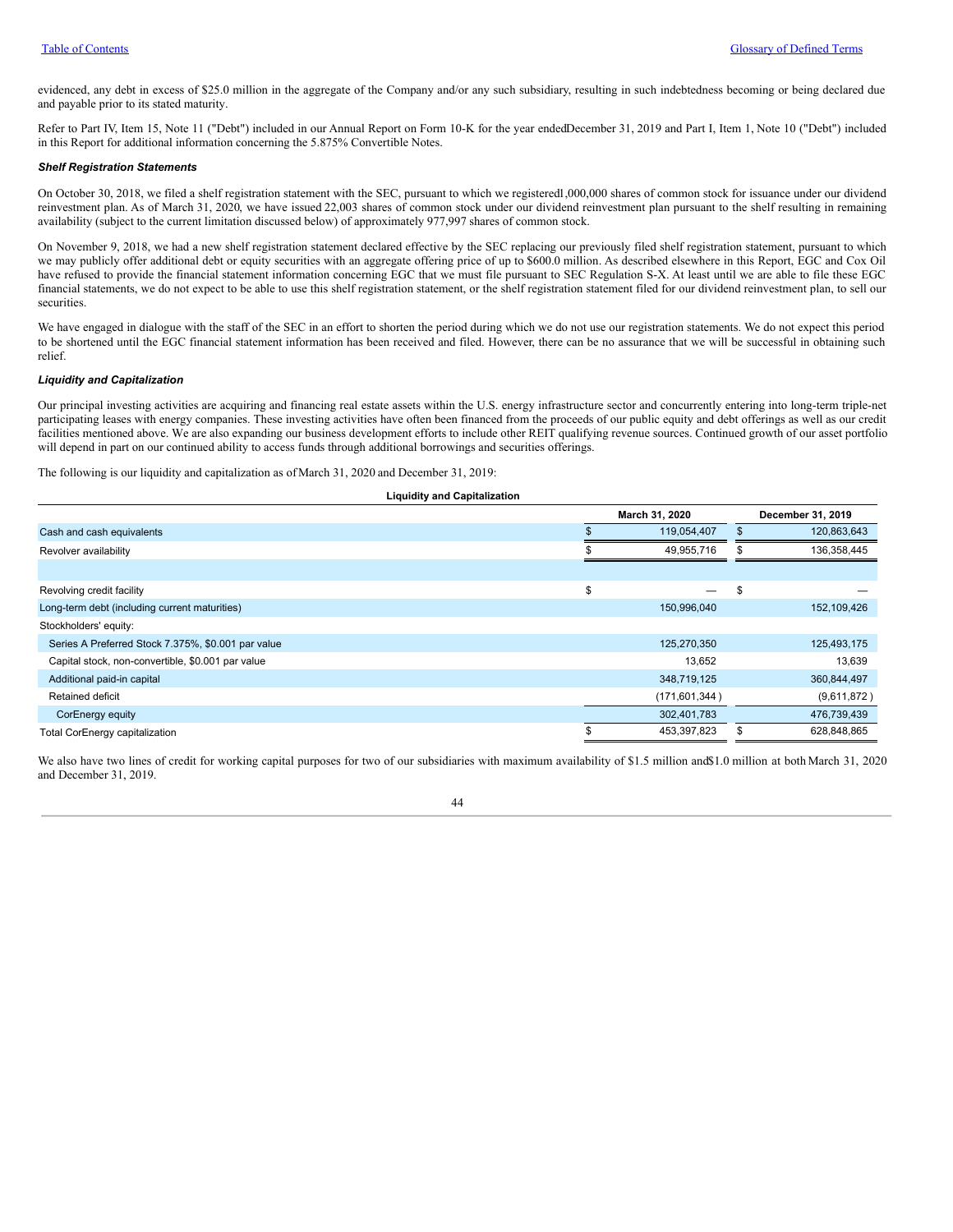evidenced, any debt in excess of $25.0 million in the aggregate of the Company and/or any such subsidiary, resulting in such indebtedness becoming or being declared due and payable prior to its stated maturity.

Refer to Part IV, Item 15, Note 11 ("Debt") included in our Annual Report on Form 10-K for the year ended December 31, 2019 and Part I, Item 1, Note 10 ("Debt") included in this Report for additional information concerning the 5.875% Convertible Notes.

***Shelf Registration Statements***

On October 30, 2018, we filed a shelf registration statement with the SEC, pursuant to which we registered 1,000,000 shares of common stock for issuance under our dividend reinvestment plan. As of March 31, 2020, we have issued 22,003 shares of common stock under our dividend reinvestment plan pursuant to the shelf resulting in remaining availability (subject to the current limitation discussed below) of approximately 977,997 shares of common stock.

On November 9, 2018, we had a new shelf registration statement declared effective by the SEC replacing our previously filed shelf registration statement, pursuant to which we may publicly offer additional debt or equity securities with an aggregate offering price of up to $600.0 million. As described elsewhere in this Report, EGC and Cox Oil have refused to provide the financial statement information concerning EGC that we must file pursuant to SEC Regulation S-X. At least until we are able to file these EGC financial statements, we do not expect to be able to use this shelf registration statement, or the shelf registration statement filed for our dividend reinvestment plan, to sell our securities.

We have engaged in dialogue with the staff of the SEC in an effort to shorten the period during which we do not use our registration statements. We do not expect this period to be shortened until the EGC financial statement information has been received and filed. However, there can be no assurance that we will be successful in obtaining such relief.

***Liquidity and Capitalization***

Our principal investing activities are acquiring and financing real estate assets within the U.S. energy infrastructure sector and concurrently entering into long-term triple-net participating leases with energy companies. These investing activities have often been financed from the proceeds of our public equity and debt offerings as well as our credit facilities mentioned above. We are also expanding our business development efforts to include other REIT qualifying revenue sources. Continued growth of our asset portfolio will depend in part on our continued ability to access funds through additional borrowings and securities offerings.

The following is our liquidity and capitalization as of March 31, 2020 and December 31, 2019:

**Liquidity and Capitalization**

| | March 31, 2020 | December 31, 2019 |
|---|---|---|
| Cash and cash equivalents | $ 119,054,407 | $ 120,863,643 |
| Revolver availability | $ 49,955,716 | $ 136,358,445 |
| | | |
| Revolving credit facility | $ — | $ — |
| Long-term debt (including current maturities) | 150,996,040 | 152,109,426 |
| Stockholders' equity: | | |
| Series A Preferred Stock 7.375%, $0.001 par value | 125,270,350 | 125,493,175 |
| Capital stock, non-convertible, $0.001 par value | 13,652 | 13,639 |
| Additional paid-in capital | 348,719,125 | 360,844,497 |
| Retained deficit | (171,601,344 ) | (9,611,872 ) |
| CorEnergy equity | 302,401,783 | 476,739,439 |
| Total CorEnergy capitalization | $ 453,397,823 | $ 628,848,865 |

We also have two lines of credit for working capital purposes for two of our subsidiaries with maximum availability of $1.5 million and $1.0 million at both March 31, 2020 and December 31, 2019.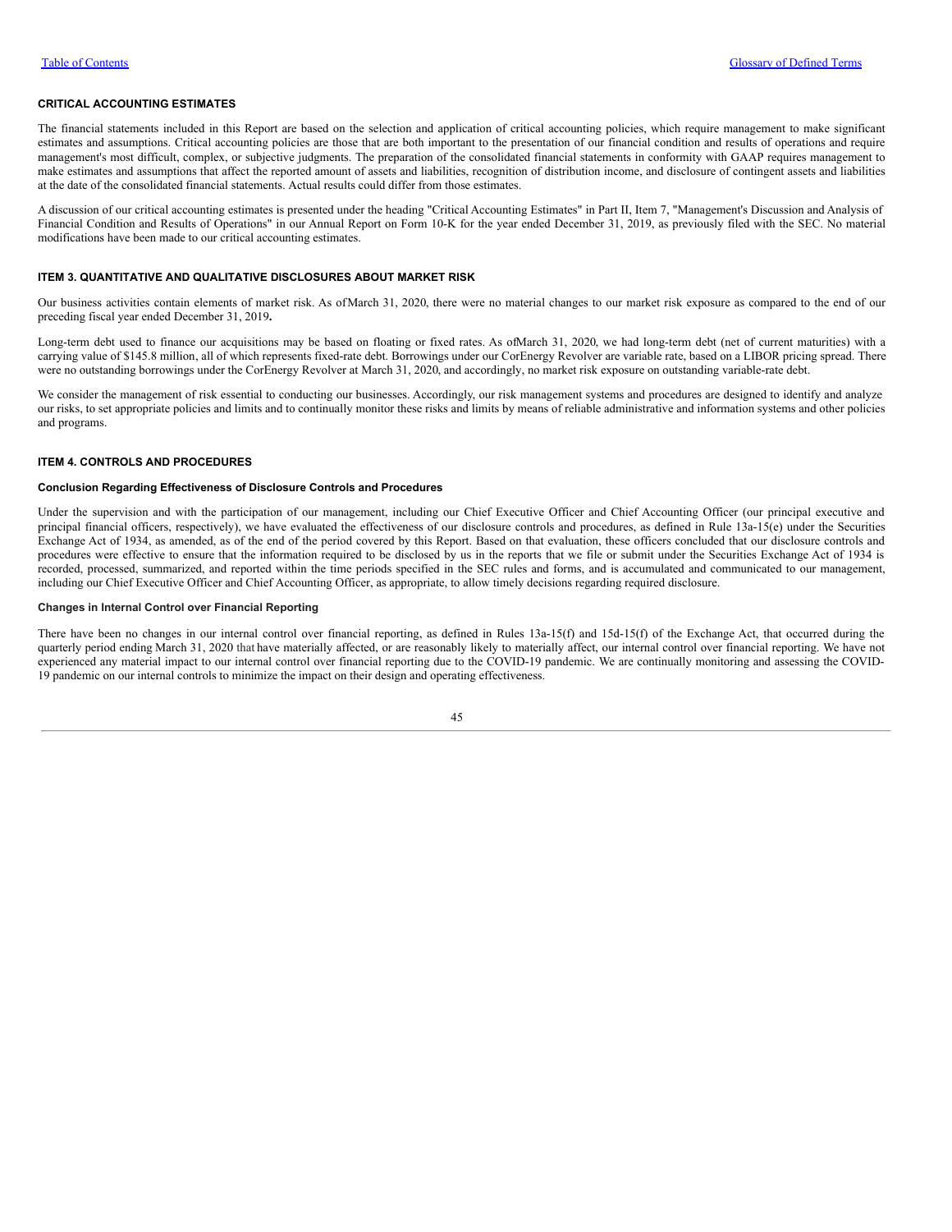## CRITICAL ACCOUNTING ESTIMATES

The financial statements included in this Report are based on the selection and application of critical accounting policies, which require management to make significant estimates and assumptions. Critical accounting policies are those that are both important to the presentation of our financial condition and results of operations and require management's most difficult, complex, or subjective judgments. The preparation of the consolidated financial statements in conformity with GAAP requires management to make estimates and assumptions that affect the reported amount of assets and liabilities, recognition of distribution income, and disclosure of contingent assets and liabilities at the date of the consolidated financial statements. Actual results could differ from those estimates.

A discussion of our critical accounting estimates is presented under the heading "Critical Accounting Estimates" in Part II, Item 7, "Management's Discussion and Analysis of Financial Condition and Results of Operations" in our Annual Report on Form 10-K for the year ended December 31, 2019, as previously filed with the SEC. No material modifications have been made to our critical accounting estimates.

## ITEM 3. QUANTITATIVE AND QUALITATIVE DISCLOSURES ABOUT MARKET RISK

Our business activities contain elements of market risk. As ofMarch 31, 2020, there were no material changes to our market risk exposure as compared to the end of our preceding fiscal year ended December 31, 2019**.**

Long-term debt used to finance our acquisitions may be based on floating or fixed rates. As ofMarch 31, 2020, we had long-term debt (net of current maturities) with a carrying value of $145.8 million, all of which represents fixed-rate debt. Borrowings under our CorEnergy Revolver are variable rate, based on a LIBOR pricing spread. There were no outstanding borrowings under the CorEnergy Revolver at March 31, 2020, and accordingly, no market risk exposure on outstanding variable-rate debt.

We consider the management of risk essential to conducting our businesses. Accordingly, our risk management systems and procedures are designed to identify and analyze our risks, to set appropriate policies and limits and to continually monitor these risks and limits by means of reliable administrative and information systems and other policies and programs.

## ITEM 4. CONTROLS AND PROCEDURES

### Conclusion Regarding Effectiveness of Disclosure Controls and Procedures

Under the supervision and with the participation of our management, including our Chief Executive Officer and Chief Accounting Officer (our principal executive and principal financial officers, respectively), we have evaluated the effectiveness of our disclosure controls and procedures, as defined in Rule 13a-15(e) under the Securities Exchange Act of 1934, as amended, as of the end of the period covered by this Report. Based on that evaluation, these officers concluded that our disclosure controls and procedures were effective to ensure that the information required to be disclosed by us in the reports that we file or submit under the Securities Exchange Act of 1934 is recorded, processed, summarized, and reported within the time periods specified in the SEC rules and forms, and is accumulated and communicated to our management, including our Chief Executive Officer and Chief Accounting Officer, as appropriate, to allow timely decisions regarding required disclosure.

### Changes in Internal Control over Financial Reporting

There have been no changes in our internal control over financial reporting, as defined in Rules 13a-15(f) and 15d-15(f) of the Exchange Act, that occurred during the quarterly period ending March 31, 2020 that have materially affected, or are reasonably likely to materially affect, our internal control over financial reporting. We have not experienced any material impact to our internal control over financial reporting due to the COVID-19 pandemic. We are continually monitoring and assessing the COVID-19 pandemic on our internal controls to minimize the impact on their design and operating effectiveness.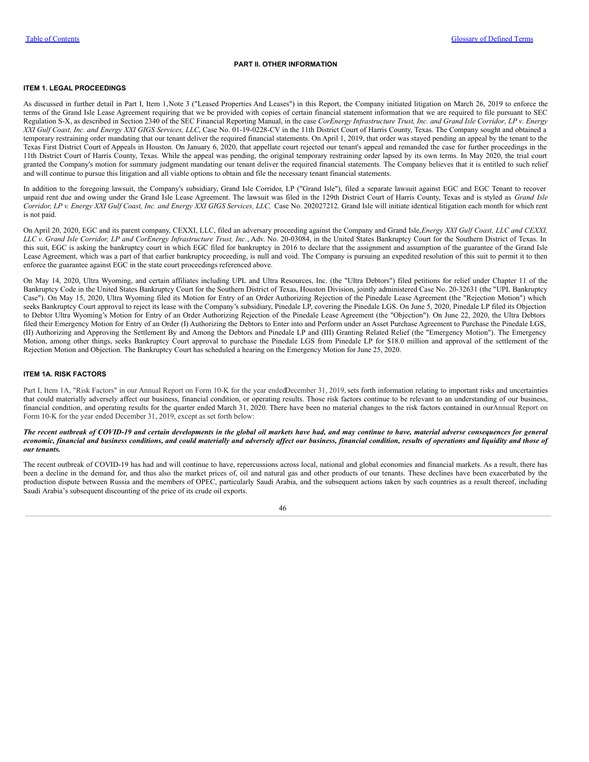## PART II. OTHER INFORMATION

### ITEM 1. LEGAL PROCEEDINGS

As discussed in further detail in Part I, Item 1,Note 3 ("Leased Properties And Leases") in this Report, the Company initiated litigation on March 26, 2019 to enforce the terms of the Grand Isle Lease Agreement requiring that we be provided with copies of certain financial statement information that we are required to file pursuant to SEC Regulation S-X, as described in Section 2340 of the SEC Financial Reporting Manual, in the case *CorEnergy Infrastructure Trust, Inc. and Grand Isle Corridor, LP v. Energy XXI Gulf Coast, Inc. and Energy XXI GIGS Services, LLC*, Case No. 01-19-0228-CV in the 11th District Court of Harris County, Texas. The Company sought and obtained a temporary restraining order mandating that our tenant deliver the required financial statements. On April 1, 2019, that order was stayed pending an appeal by the tenant to the Texas First District Court of Appeals in Houston. On January 6, 2020, that appellate court rejected our tenant's appeal and remanded the case for further proceedings in the 11th District Court of Harris County, Texas. While the appeal was pending, the original temporary restraining order lapsed by its own terms. In May 2020, the trial court granted the Company's motion for summary judgment mandating our tenant deliver the required financial statements. The Company believes that it is entitled to such relief and will continue to pursue this litigation and all viable options to obtain and file the necessary tenant financial statements.

In addition to the foregoing lawsuit, the Company's subsidiary, Grand Isle Corridor, LP ("Grand Isle"), filed a separate lawsuit against EGC and EGC Tenant to recover unpaid rent due and owing under the Grand Isle Lease Agreement. The lawsuit was filed in the 129th District Court of Harris County, Texas and is styled as *Grand Isle Corridor, LP v. Energy XXI Gulf Coast, Inc. and Energy XXI GIGS Services, LLC,* Case No. 202027212. Grand Isle will initiate identical litigation each month for which rent is not paid.

On April 20, 2020, EGC and its parent company, CEXXI, LLC, filed an adversary proceeding against the Company and Grand Isle,*Energy XXI Gulf Coast, LLC and CEXXI, LLC v. Grand Isle Corridor, LP and CorEnergy Infrastructure Trust, Inc.*, Adv. No. 20-03084, in the United States Bankruptcy Court for the Southern District of Texas. In this suit, EGC is asking the bankruptcy court in which EGC filed for bankruptcy in 2016 to declare that the assignment and assumption of the guarantee of the Grand Isle Lease Agreement, which was a part of that earlier bankruptcy proceeding, is null and void. The Company is pursuing an expedited resolution of this suit to permit it to then enforce the guarantee against EGC in the state court proceedings referenced above.

On May 14, 2020, Ultra Wyoming, and certain affiliates including UPL and Ultra Resources, Inc. (the "Ultra Debtors") filed petitions for relief under Chapter 11 of the Bankruptcy Code in the United States Bankruptcy Court for the Southern District of Texas, Houston Division, jointly administered Case No. 20-32631 (the "UPL Bankruptcy Case"). On May 15, 2020, Ultra Wyoming filed its Motion for Entry of an Order Authorizing Rejection of the Pinedale Lease Agreement (the "Rejection Motion") which seeks Bankruptcy Court approval to reject its lease with the Company's subsidiary, Pinedale LP, covering the Pinedale LGS. On June 5, 2020, Pinedale LP filed its Objection to Debtor Ultra Wyoming's Motion for Entry of an Order Authorizing Rejection of the Pinedale Lease Agreement (the "Objection"). On June 22, 2020, the Ultra Debtors filed their Emergency Motion for Entry of an Order (I) Authorizing the Debtors to Enter into and Perform under an Asset Purchase Agreement to Purchase the Pinedale LGS, (II) Authorizing and Approving the Settlement By and Among the Debtors and Pinedale LP and (III) Granting Related Relief (the "Emergency Motion"). The Emergency Motion, among other things, seeks Bankruptcy Court approval to purchase the Pinedale LGS from Pinedale LP for $18.0 million and approval of the settlement of the Rejection Motion and Objection. The Bankruptcy Court has scheduled a hearing on the Emergency Motion for June 25, 2020.

### ITEM 1A. RISK FACTORS

Part I, Item 1A, "Risk Factors" in our Annual Report on Form 10-K for the year ended December 31, 2019, sets forth information relating to important risks and uncertainties that could materially adversely affect our business, financial condition, or operating results. Those risk factors continue to be relevant to an understanding of our business, financial condition, and operating results for the quarter ended March 31, 2020. There have been no material changes to the risk factors contained in our Annual Report on Form 10-K for the year ended December 31, 2019, except as set forth below:

***The recent outbreak of COVID-19 and certain developments in the global oil markets have had, and may continue to have, material adverse consequences for general economic, financial and business conditions, and could materially and adversely affect our business, financial condition, results of operations and liquidity and those of our tenants.***

The recent outbreak of COVID-19 has had and will continue to have, repercussions across local, national and global economies and financial markets. As a result, there has been a decline in the demand for, and thus also the market prices of, oil and natural gas and other products of our tenants. These declines have been exacerbated by the production dispute between Russia and the members of OPEC, particularly Saudi Arabia, and the subsequent actions taken by such countries as a result thereof, including Saudi Arabia's subsequent discounting of the price of its crude oil exports.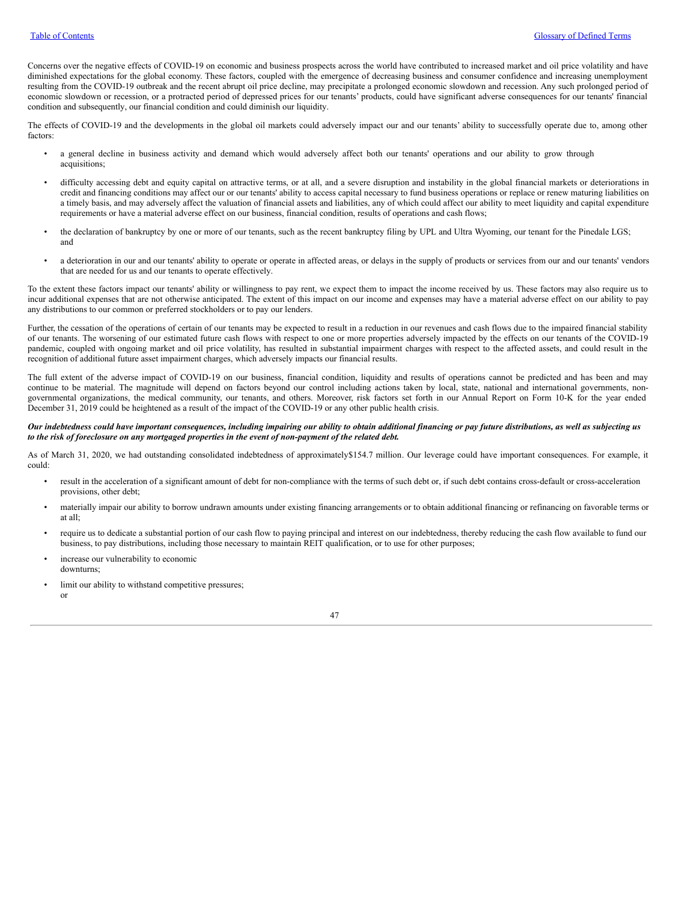Concerns over the negative effects of COVID-19 on economic and business prospects across the world have contributed to increased market and oil price volatility and have diminished expectations for the global economy. These factors, coupled with the emergence of decreasing business and consumer confidence and increasing unemployment resulting from the COVID-19 outbreak and the recent abrupt oil price decline, may precipitate a prolonged economic slowdown and recession. Any such prolonged period of economic slowdown or recession, or a protracted period of depressed prices for our tenants' products, could have significant adverse consequences for our tenants' financial condition and subsequently, our financial condition and could diminish our liquidity.

The effects of COVID-19 and the developments in the global oil markets could adversely impact our and our tenants' ability to successfully operate due to, among other factors:

- a general decline in business activity and demand which would adversely affect both our tenants' operations and our ability to grow through acquisitions;
- difficulty accessing debt and equity capital on attractive terms, or at all, and a severe disruption and instability in the global financial markets or deteriorations in credit and financing conditions may affect our or our tenants' ability to access capital necessary to fund business operations or replace or renew maturing liabilities on a timely basis, and may adversely affect the valuation of financial assets and liabilities, any of which could affect our ability to meet liquidity and capital expenditure requirements or have a material adverse effect on our business, financial condition, results of operations and cash flows;
- the declaration of bankruptcy by one or more of our tenants, such as the recent bankruptcy filing by UPL and Ultra Wyoming, our tenant for the Pinedale LGS; and
- a deterioration in our and our tenants' ability to operate or operate in affected areas, or delays in the supply of products or services from our and our tenants' vendors that are needed for us and our tenants to operate effectively.

To the extent these factors impact our tenants' ability or willingness to pay rent, we expect them to impact the income received by us. These factors may also require us to incur additional expenses that are not otherwise anticipated. The extent of this impact on our income and expenses may have a material adverse effect on our ability to pay any distributions to our common or preferred stockholders or to pay our lenders.

Further, the cessation of the operations of certain of our tenants may be expected to result in a reduction in our revenues and cash flows due to the impaired financial stability of our tenants. The worsening of our estimated future cash flows with respect to one or more properties adversely impacted by the effects on our tenants of the COVID-19 pandemic, coupled with ongoing market and oil price volatility, has resulted in substantial impairment charges with respect to the affected assets, and could result in the recognition of additional future asset impairment charges, which adversely impacts our financial results.

The full extent of the adverse impact of COVID-19 on our business, financial condition, liquidity and results of operations cannot be predicted and has been and may continue to be material. The magnitude will depend on factors beyond our control including actions taken by local, state, national and international governments, non-governmental organizations, the medical community, our tenants, and others. Moreover, risk factors set forth in our Annual Report on Form 10-K for the year ended December 31, 2019 could be heightened as a result of the impact of the COVID-19 or any other public health crisis.

***Our indebtedness could have important consequences, including impairing our ability to obtain additional financing or pay future distributions, as well as subjecting us to the risk of foreclosure on any mortgaged properties in the event of non-payment of the related debt.***

As of March 31, 2020, we had outstanding consolidated indebtedness of approximately$154.7 million. Our leverage could have important consequences. For example, it could:

- result in the acceleration of a significant amount of debt for non-compliance with the terms of such debt or, if such debt contains cross-default or cross-acceleration provisions, other debt;
- materially impair our ability to borrow undrawn amounts under existing financing arrangements or to obtain additional financing or refinancing on favorable terms or at all;
- require us to dedicate a substantial portion of our cash flow to paying principal and interest on our indebtedness, thereby reducing the cash flow available to fund our business, to pay distributions, including those necessary to maintain REIT qualification, or to use for other purposes;
- increase our vulnerability to economic downturns;
- limit our ability to withstand competitive pressures; or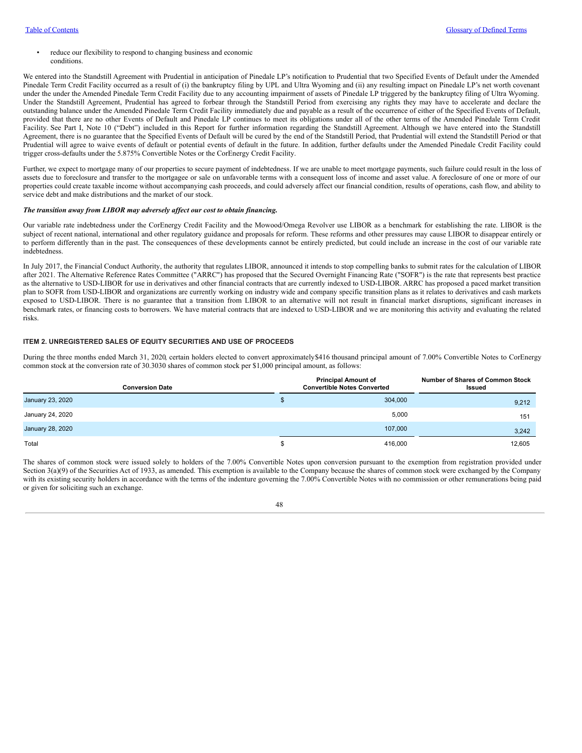- reduce our flexibility to respond to changing business and economic conditions.

We entered into the Standstill Agreement with Prudential in anticipation of Pinedale LP's notification to Prudential that two Specified Events of Default under the Amended Pinedale Term Credit Facility occurred as a result of (i) the bankruptcy filing by UPL and Ultra Wyoming and (ii) any resulting impact on Pinedale LP's net worth covenant under the under the Amended Pinedale Term Credit Facility due to any accounting impairment of assets of Pinedale LP triggered by the bankruptcy filing of Ultra Wyoming. Under the Standstill Agreement, Prudential has agreed to forbear through the Standstill Period from exercising any rights they may have to accelerate and declare the outstanding balance under the Amended Pinedale Term Credit Facility immediately due and payable as a result of the occurrence of either of the Specified Events of Default, provided that there are no other Events of Default and Pinedale LP continues to meet its obligations under all of the other terms of the Amended Pinedale Term Credit Facility. See Part I, Note 10 ("Debt") included in this Report for further information regarding the Standstill Agreement. Although we have entered into the Standstill Agreement, there is no guarantee that the Specified Events of Default will be cured by the end of the Standstill Period, that Prudential will extend the Standstill Period or that Prudential will agree to waive events of default or potential events of default in the future. In addition, further defaults under the Amended Pinedale Credit Facility could trigger cross-defaults under the 5.875% Convertible Notes or the CorEnergy Credit Facility.

Further, we expect to mortgage many of our properties to secure payment of indebtedness. If we are unable to meet mortgage payments, such failure could result in the loss of assets due to foreclosure and transfer to the mortgagee or sale on unfavorable terms with a consequent loss of income and asset value. A foreclosure of one or more of our properties could create taxable income without accompanying cash proceeds, and could adversely affect our financial condition, results of operations, cash flow, and ability to service debt and make distributions and the market of our stock.

***The transition away from LIBOR may adversely affect our cost to obtain financing.***

Our variable rate indebtedness under the CorEnergy Credit Facility and the Mowood/Omega Revolver use LIBOR as a benchmark for establishing the rate. LIBOR is the subject of recent national, international and other regulatory guidance and proposals for reform. These reforms and other pressures may cause LIBOR to disappear entirely or to perform differently than in the past. The consequences of these developments cannot be entirely predicted, but could include an increase in the cost of our variable rate indebtedness.

In July 2017, the Financial Conduct Authority, the authority that regulates LIBOR, announced it intends to stop compelling banks to submit rates for the calculation of LIBOR after 2021. The Alternative Reference Rates Committee ("ARRC") has proposed that the Secured Overnight Financing Rate ("SOFR") is the rate that represents best practice as the alternative to USD-LIBOR for use in derivatives and other financial contracts that are currently indexed to USD-LIBOR. ARRC has proposed a paced market transition plan to SOFR from USD-LIBOR and organizations are currently working on industry wide and company specific transition plans as it relates to derivatives and cash markets exposed to USD-LIBOR. There is no guarantee that a transition from LIBOR to an alternative will not result in financial market disruptions, significant increases in benchmark rates, or financing costs to borrowers. We have material contracts that are indexed to USD-LIBOR and we are monitoring this activity and evaluating the related risks.

## ITEM 2. UNREGISTERED SALES OF EQUITY SECURITIES AND USE OF PROCEEDS

During the three months ended March 31, 2020, certain holders elected to convert approximately$416 thousand principal amount of 7.00% Convertible Notes to CorEnergy common stock at the conversion rate of 30.3030 shares of common stock per $1,000 principal amount, as follows:

| Conversion Date | Principal Amount of Convertible Notes Converted | Number of Shares of Common Stock Issued |
|---|---|---|
| January 23, 2020 | $ 304,000 | 9,212 |
| January 24, 2020 | 5,000 | 151 |
| January 28, 2020 | 107,000 | 3,242 |
| Total | $ 416,000 | 12,605 |

The shares of common stock were issued solely to holders of the 7.00% Convertible Notes upon conversion pursuant to the exemption from registration provided under Section 3(a)(9) of the Securities Act of 1933, as amended. This exemption is available to the Company because the shares of common stock were exchanged by the Company with its existing security holders in accordance with the terms of the indenture governing the 7.00% Convertible Notes with no commission or other remunerations being paid or given for soliciting such an exchange.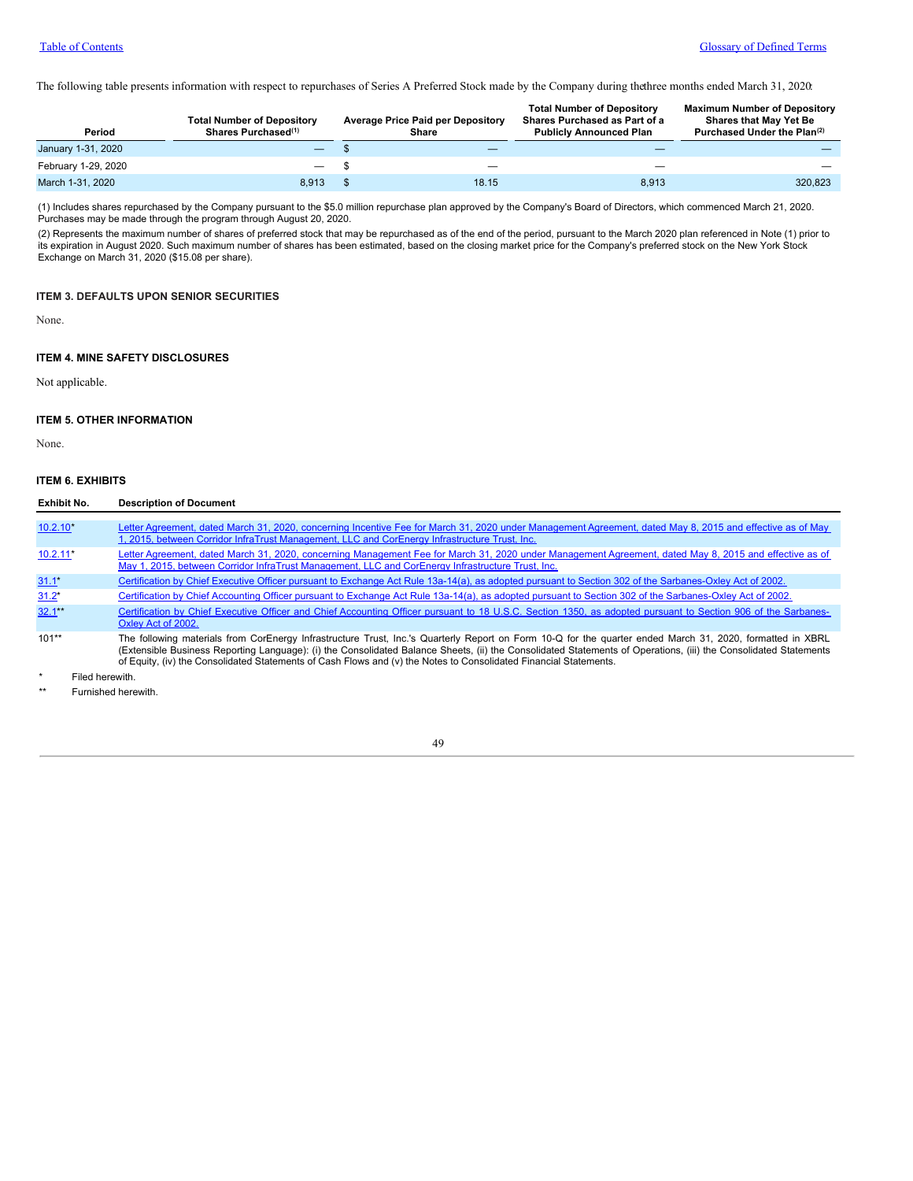The following table presents information with respect to repurchases of Series A Preferred Stock made by the Company during the three months ended March 31, 2020:

| Period | Total Number of Depository Shares Purchased[(1)] | Average Price Paid per Depository Share | Total Number of Depository Shares Purchased as Part of a Publicly Announced Plan | Maximum Number of Depository Shares that May Yet Be Purchased Under the Plan[(2)] |
|---|---|---|---|---|
| January 1-31, 2020 | — | $ — | — | — |
| February 1-29, 2020 | — | $ — | — | — |
| March 1-31, 2020 | 8,913 | $ 18.15 | 8,913 | 320,823 |

(1) Includes shares repurchased by the Company pursuant to the $5.0 million repurchase plan approved by the Company's Board of Directors, which commenced March 21, 2020. Purchases may be made through the program through August 20, 2020.

(2) Represents the maximum number of shares of preferred stock that may be repurchased as of the end of the period, pursuant to the March 2020 plan referenced in Note (1) prior to its expiration in August 2020. Such maximum number of shares has been estimated, based on the closing market price for the Company's preferred stock on the New York Stock Exchange on March 31, 2020 ($15.08 per share).

### ITEM 3. DEFAULTS UPON SENIOR SECURITIES

None.

### ITEM 4. MINE SAFETY DISCLOSURES

Not applicable.

### ITEM 5. OTHER INFORMATION

None.

### ITEM 6. EXHIBITS

| Exhibit No. | Description of Document |
|---|---|
| 10.2.10* | Letter Agreement, dated March 31, 2020, concerning Incentive Fee for March 31, 2020 under Management Agreement, dated May 8, 2015 and effective as of May 1, 2015, between Corridor InfraTrust Management, LLC and CorEnergy Infrastructure Trust, Inc. |
| 10.2.11* | Letter Agreement, dated March 31, 2020, concerning Management Fee for March 31, 2020 under Management Agreement, dated May 8, 2015 and effective as of May 1, 2015, between Corridor InfraTrust Management, LLC and CorEnergy Infrastructure Trust, Inc. |
| 31.1* | Certification by Chief Executive Officer pursuant to Exchange Act Rule 13a-14(a), as adopted pursuant to Section 302 of the Sarbanes-Oxley Act of 2002. |
| 31.2* | Certification by Chief Accounting Officer pursuant to Exchange Act Rule 13a-14(a), as adopted pursuant to Section 302 of the Sarbanes-Oxley Act of 2002. |
| 32.1** | Certification by Chief Executive Officer and Chief Accounting Officer pursuant to 18 U.S.C. Section 1350, as adopted pursuant to Section 906 of the Sarbanes-Oxley Act of 2002. |
| 101** | The following materials from CorEnergy Infrastructure Trust, Inc.'s Quarterly Report on Form 10-Q for the quarter ended March 31, 2020, formatted in XBRL (Extensible Business Reporting Language): (i) the Consolidated Balance Sheets, (ii) the Consolidated Statements of Operations, (iii) the Consolidated Statements of Equity, (iv) the Consolidated Statements of Cash Flows and (v) the Notes to Consolidated Financial Statements. |

\* Filed herewith.

\** Furnished herewith.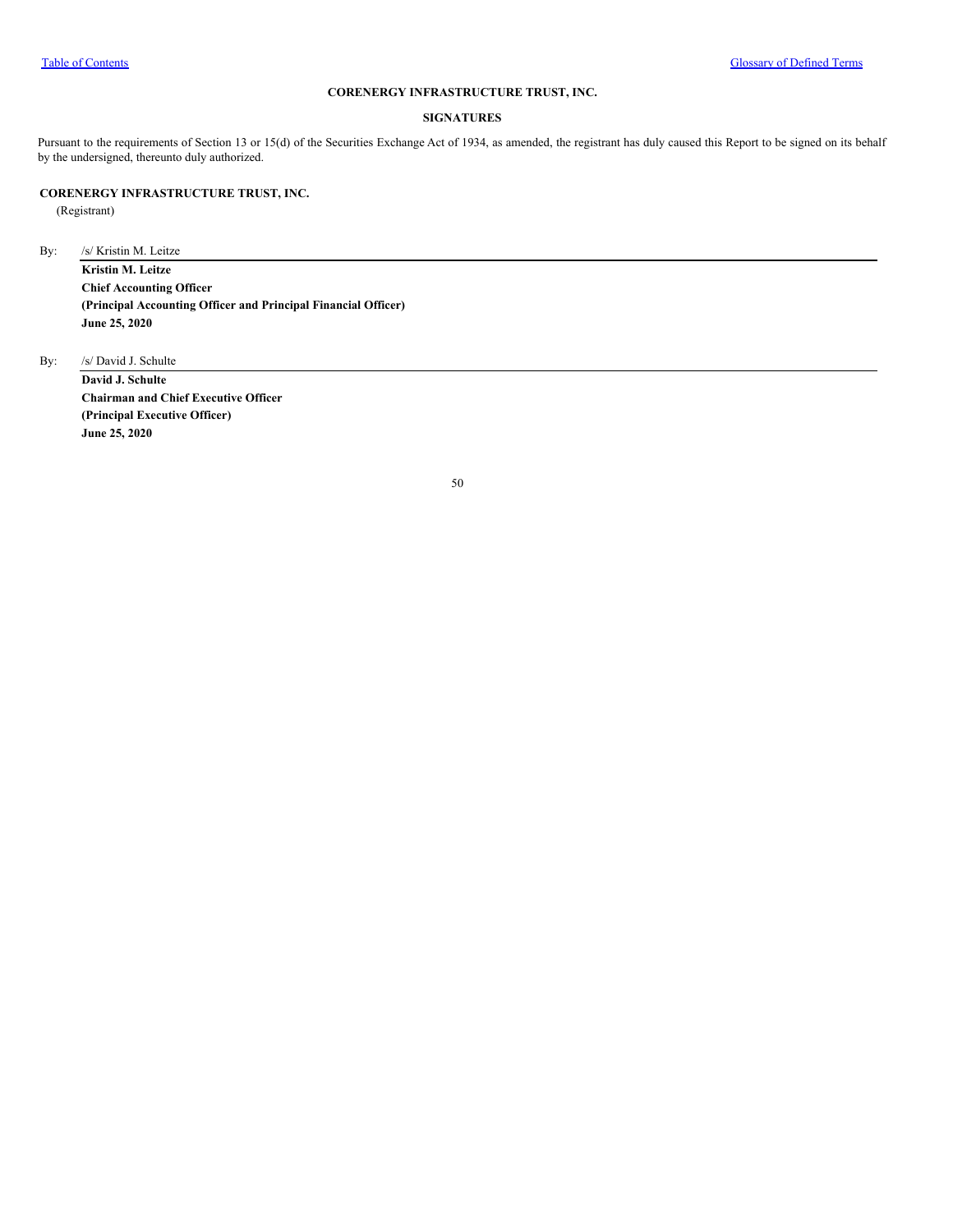**CORENERGY INFRASTRUCTURE TRUST, INC.**

**SIGNATURES**

Pursuant to the requirements of Section 13 or 15(d) of the Securities Exchange Act of 1934, as amended, the registrant has duly caused this Report to be signed on its behalf by the undersigned, thereunto duly authorized.

**CORENERGY INFRASTRUCTURE TRUST, INC.**
(Registrant)

By: /s/ Kristin M. Leitze

**Kristin M. Leitze**
**Chief Accounting Officer**
**(Principal Accounting Officer and Principal Financial Officer)**
**June 25, 2020**

By: /s/ David J. Schulte

**David J. Schulte**
**Chairman and Chief Executive Officer**
**(Principal Executive Officer)**
**June 25, 2020**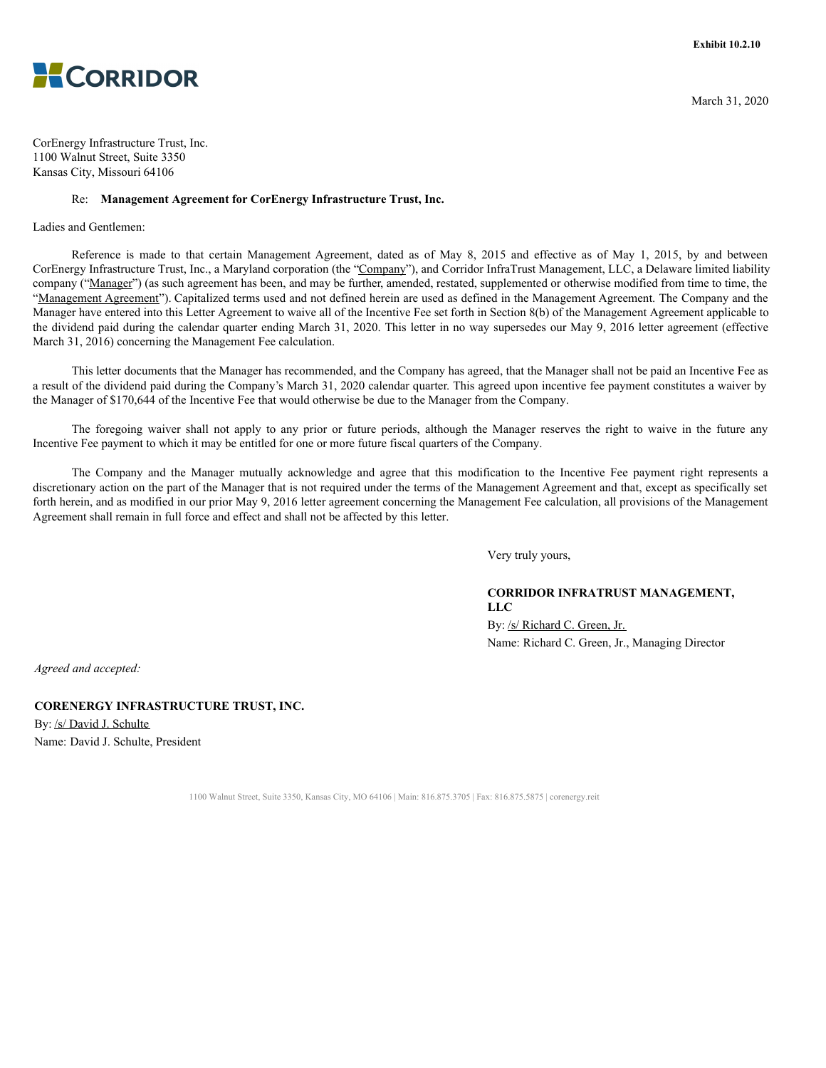**Exhibit 10.2.10**

**CORRIDOR**

March 31, 2020

CorEnergy Infrastructure Trust, Inc.
1100 Walnut Street, Suite 3350
Kansas City, Missouri 64106

Re: **Management Agreement for CorEnergy Infrastructure Trust, Inc.**

Ladies and Gentlemen:

Reference is made to that certain Management Agreement, dated as of May 8, 2015 and effective as of May 1, 2015, by and between CorEnergy Infrastructure Trust, Inc., a Maryland corporation (the "Company"), and Corridor InfraTrust Management, LLC, a Delaware limited liability company ("Manager") (as such agreement has been, and may be further, amended, restated, supplemented or otherwise modified from time to time, the "Management Agreement"). Capitalized terms used and not defined herein are used as defined in the Management Agreement. The Company and the Manager have entered into this Letter Agreement to waive all of the Incentive Fee set forth in Section 8(b) of the Management Agreement applicable to the dividend paid during the calendar quarter ending March 31, 2020. This letter in no way supersedes our May 9, 2016 letter agreement (effective March 31, 2016) concerning the Management Fee calculation.

This letter documents that the Manager has recommended, and the Company has agreed, that the Manager shall not be paid an Incentive Fee as a result of the dividend paid during the Company's March 31, 2020 calendar quarter. This agreed upon incentive fee payment constitutes a waiver by the Manager of $170,644 of the Incentive Fee that would otherwise be due to the Manager from the Company.

The foregoing waiver shall not apply to any prior or future periods, although the Manager reserves the right to waive in the future any Incentive Fee payment to which it may be entitled for one or more future fiscal quarters of the Company.

The Company and the Manager mutually acknowledge and agree that this modification to the Incentive Fee payment right represents a discretionary action on the part of the Manager that is not required under the terms of the Management Agreement and that, except as specifically set forth herein, and as modified in our prior May 9, 2016 letter agreement concerning the Management Fee calculation, all provisions of the Management Agreement shall remain in full force and effect and shall not be affected by this letter.

Very truly yours,

**CORRIDOR INFRATRUST MANAGEMENT, LLC**

By: /s/ Richard C. Green, Jr.
Name: Richard C. Green, Jr., Managing Director

*Agreed and accepted:*

**CORENERGY INFRASTRUCTURE TRUST, INC.**

By: /s/ David J. Schulte
Name: David J. Schulte, President

1100 Walnut Street, Suite 3350, Kansas City, MO 64106 | Main: 816.875.3705 | Fax: 816.875.5875 | corenergy.reit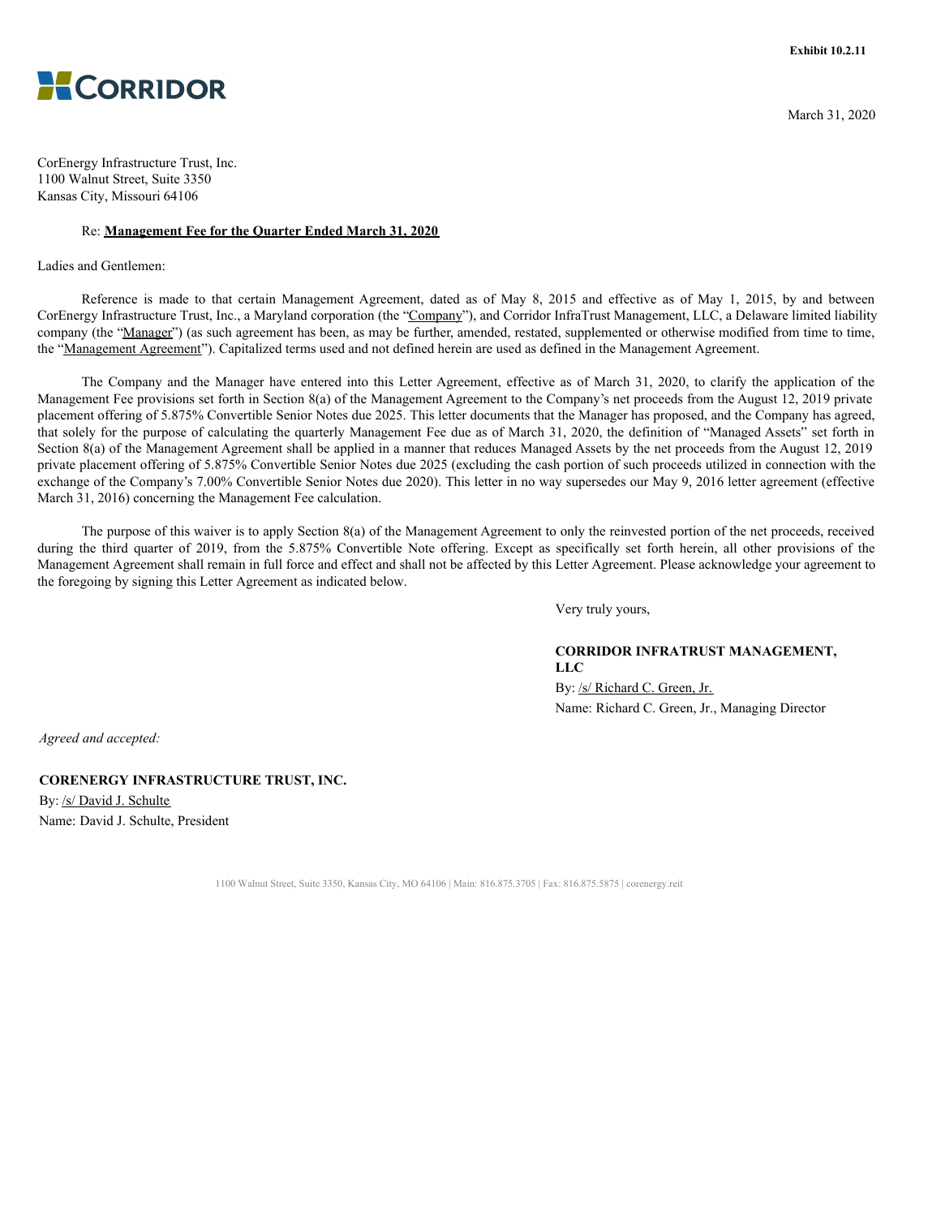Exhibit 10.2.11

CORRIDOR

March 31, 2020

CorEnergy Infrastructure Trust, Inc.
1100 Walnut Street, Suite 3350
Kansas City, Missouri 64106

Re: **Management Fee for the Quarter Ended March 31, 2020**

Ladies and Gentlemen:

Reference is made to that certain Management Agreement, dated as of May 8, 2015 and effective as of May 1, 2015, by and between CorEnergy Infrastructure Trust, Inc., a Maryland corporation (the "Company"), and Corridor InfraTrust Management, LLC, a Delaware limited liability company (the "Manager") (as such agreement has been, as may be further, amended, restated, supplemented or otherwise modified from time to time, the "Management Agreement"). Capitalized terms used and not defined herein are used as defined in the Management Agreement.

The Company and the Manager have entered into this Letter Agreement, effective as of March 31, 2020, to clarify the application of the Management Fee provisions set forth in Section 8(a) of the Management Agreement to the Company's net proceeds from the August 12, 2019 private placement offering of 5.875% Convertible Senior Notes due 2025. This letter documents that the Manager has proposed, and the Company has agreed, that solely for the purpose of calculating the quarterly Management Fee due as of March 31, 2020, the definition of "Managed Assets" set forth in Section 8(a) of the Management Agreement shall be applied in a manner that reduces Managed Assets by the net proceeds from the August 12, 2019 private placement offering of 5.875% Convertible Senior Notes due 2025 (excluding the cash portion of such proceeds utilized in connection with the exchange of the Company's 7.00% Convertible Senior Notes due 2020). This letter in no way supersedes our May 9, 2016 letter agreement (effective March 31, 2016) concerning the Management Fee calculation.

The purpose of this waiver is to apply Section 8(a) of the Management Agreement to only the reinvested portion of the net proceeds, received during the third quarter of 2019, from the 5.875% Convertible Note offering. Except as specifically set forth herein, all other provisions of the Management Agreement shall remain in full force and effect and shall not be affected by this Letter Agreement. Please acknowledge your agreement to the foregoing by signing this Letter Agreement as indicated below.

Very truly yours,

**CORRIDOR INFRATRUST MANAGEMENT, LLC**
By: /s/ Richard C. Green, Jr.
Name: Richard C. Green, Jr., Managing Director

*Agreed and accepted:*

**CORENERGY INFRASTRUCTURE TRUST, INC.**
By: /s/ David J. Schulte
Name: David J. Schulte, President

1100 Walnut Street, Suite 3350, Kansas City, MO 64106 | Main: 816.875.3705 | Fax: 816.875.5875 | corenergy.reit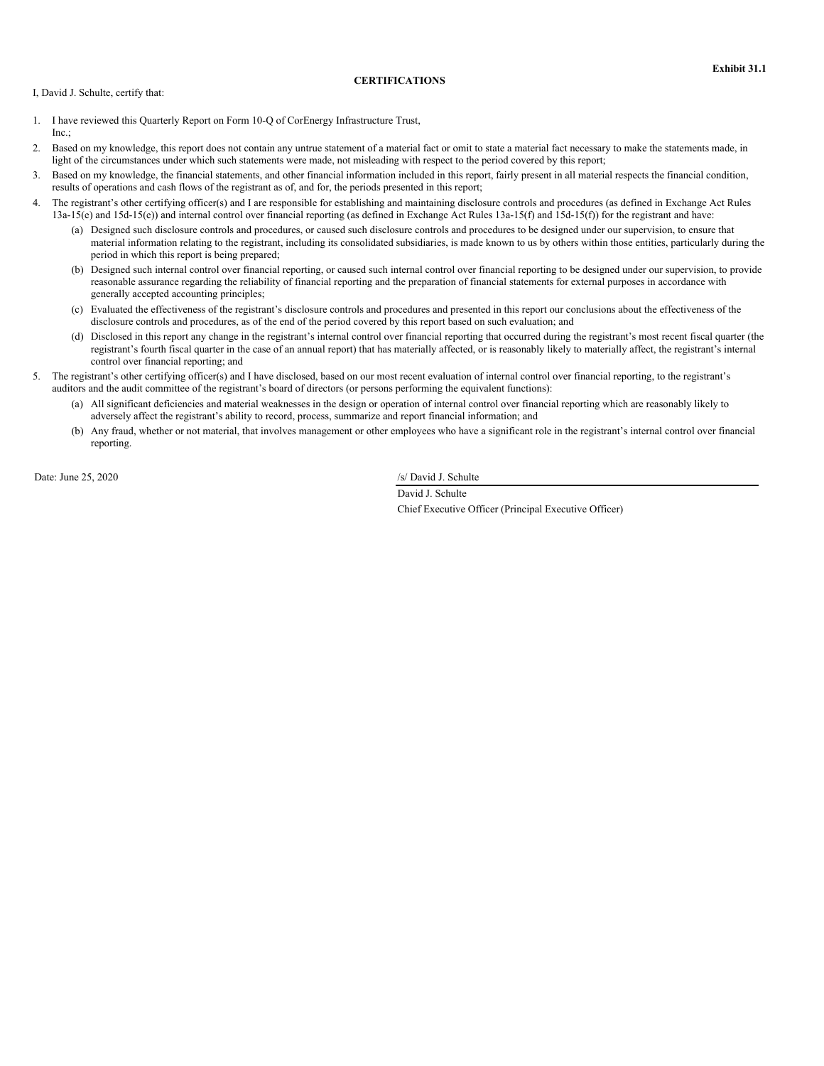**Exhibit 31.1**

**CERTIFICATIONS**

I, David J. Schulte, certify that:

1. I have reviewed this Quarterly Report on Form 10-Q of CorEnergy Infrastructure Trust, Inc.;
2. Based on my knowledge, this report does not contain any untrue statement of a material fact or omit to state a material fact necessary to make the statements made, in light of the circumstances under which such statements were made, not misleading with respect to the period covered by this report;
3. Based on my knowledge, the financial statements, and other financial information included in this report, fairly present in all material respects the financial condition, results of operations and cash flows of the registrant as of, and for, the periods presented in this report;
4. The registrant's other certifying officer(s) and I are responsible for establishing and maintaining disclosure controls and procedures (as defined in Exchange Act Rules 13a-15(e) and 15d-15(e)) and internal control over financial reporting (as defined in Exchange Act Rules 13a-15(f) and 15d-15(f)) for the registrant and have:
   (a) Designed such disclosure controls and procedures, or caused such disclosure controls and procedures to be designed under our supervision, to ensure that material information relating to the registrant, including its consolidated subsidiaries, is made known to us by others within those entities, particularly during the period in which this report is being prepared;
   (b) Designed such internal control over financial reporting, or caused such internal control over financial reporting to be designed under our supervision, to provide reasonable assurance regarding the reliability of financial reporting and the preparation of financial statements for external purposes in accordance with generally accepted accounting principles;
   (c) Evaluated the effectiveness of the registrant's disclosure controls and procedures and presented in this report our conclusions about the effectiveness of the disclosure controls and procedures, as of the end of the period covered by this report based on such evaluation; and
   (d) Disclosed in this report any change in the registrant's internal control over financial reporting that occurred during the registrant's most recent fiscal quarter (the registrant's fourth fiscal quarter in the case of an annual report) that has materially affected, or is reasonably likely to materially affect, the registrant's internal control over financial reporting; and
5. The registrant's other certifying officer(s) and I have disclosed, based on our most recent evaluation of internal control over financial reporting, to the registrant's auditors and the audit committee of the registrant's board of directors (or persons performing the equivalent functions):
   (a) All significant deficiencies and material weaknesses in the design or operation of internal control over financial reporting which are reasonably likely to adversely affect the registrant's ability to record, process, summarize and report financial information; and
   (b) Any fraud, whether or not material, that involves management or other employees who have a significant role in the registrant's internal control over financial reporting.

Date: June 25, 2020

/s/ David J. Schulte

David J. Schulte
Chief Executive Officer (Principal Executive Officer)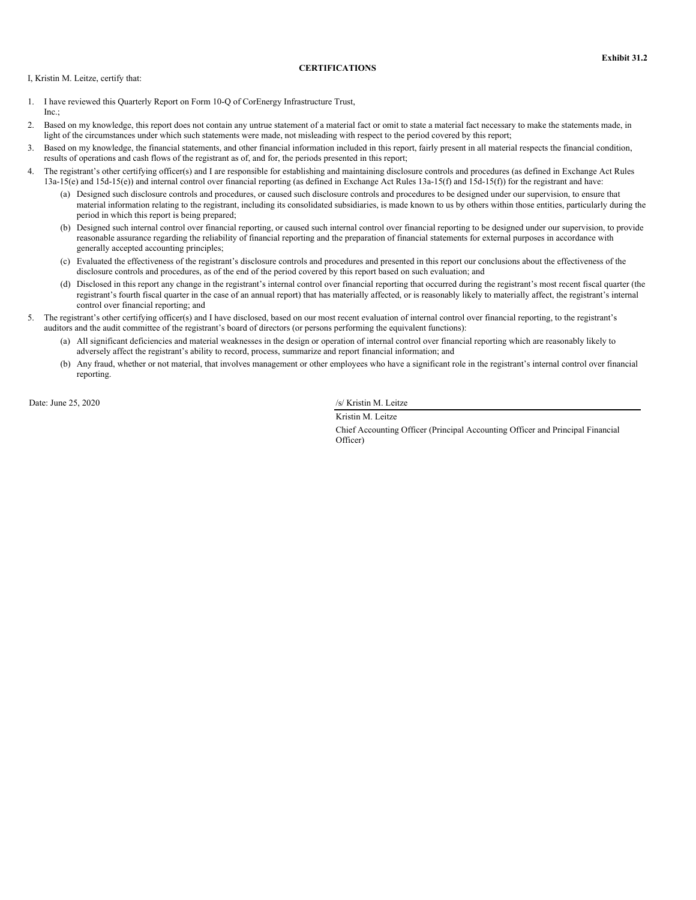**Exhibit 31.2**

**CERTIFICATIONS**

I, Kristin M. Leitze, certify that:

1. I have reviewed this Quarterly Report on Form 10-Q of CorEnergy Infrastructure Trust, Inc.;
2. Based on my knowledge, this report does not contain any untrue statement of a material fact or omit to state a material fact necessary to make the statements made, in light of the circumstances under which such statements were made, not misleading with respect to the period covered by this report;
3. Based on my knowledge, the financial statements, and other financial information included in this report, fairly present in all material respects the financial condition, results of operations and cash flows of the registrant as of, and for, the periods presented in this report;
4. The registrant's other certifying officer(s) and I are responsible for establishing and maintaining disclosure controls and procedures (as defined in Exchange Act Rules 13a-15(e) and 15d-15(e)) and internal control over financial reporting (as defined in Exchange Act Rules 13a-15(f) and 15d-15(f)) for the registrant and have:
   - (a) Designed such disclosure controls and procedures, or caused such disclosure controls and procedures to be designed under our supervision, to ensure that material information relating to the registrant, including its consolidated subsidiaries, is made known to us by others within those entities, particularly during the period in which this report is being prepared;
   - (b) Designed such internal control over financial reporting, or caused such internal control over financial reporting to be designed under our supervision, to provide reasonable assurance regarding the reliability of financial reporting and the preparation of financial statements for external purposes in accordance with generally accepted accounting principles;
   - (c) Evaluated the effectiveness of the registrant's disclosure controls and procedures and presented in this report our conclusions about the effectiveness of the disclosure controls and procedures, as of the end of the period covered by this report based on such evaluation; and
   - (d) Disclosed in this report any change in the registrant's internal control over financial reporting that occurred during the registrant's most recent fiscal quarter (the registrant's fourth fiscal quarter in the case of an annual report) that has materially affected, or is reasonably likely to materially affect, the registrant's internal control over financial reporting; and
5. The registrant's other certifying officer(s) and I have disclosed, based on our most recent evaluation of internal control over financial reporting, to the registrant's auditors and the audit committee of the registrant's board of directors (or persons performing the equivalent functions):
   - (a) All significant deficiencies and material weaknesses in the design or operation of internal control over financial reporting which are reasonably likely to adversely affect the registrant's ability to record, process, summarize and report financial information; and
   - (b) Any fraud, whether or not material, that involves management or other employees who have a significant role in the registrant's internal control over financial reporting.

Date: June 25, 2020

/s/ Kristin M. Leitze

Kristin M. Leitze

Chief Accounting Officer (Principal Accounting Officer and Principal Financial Officer)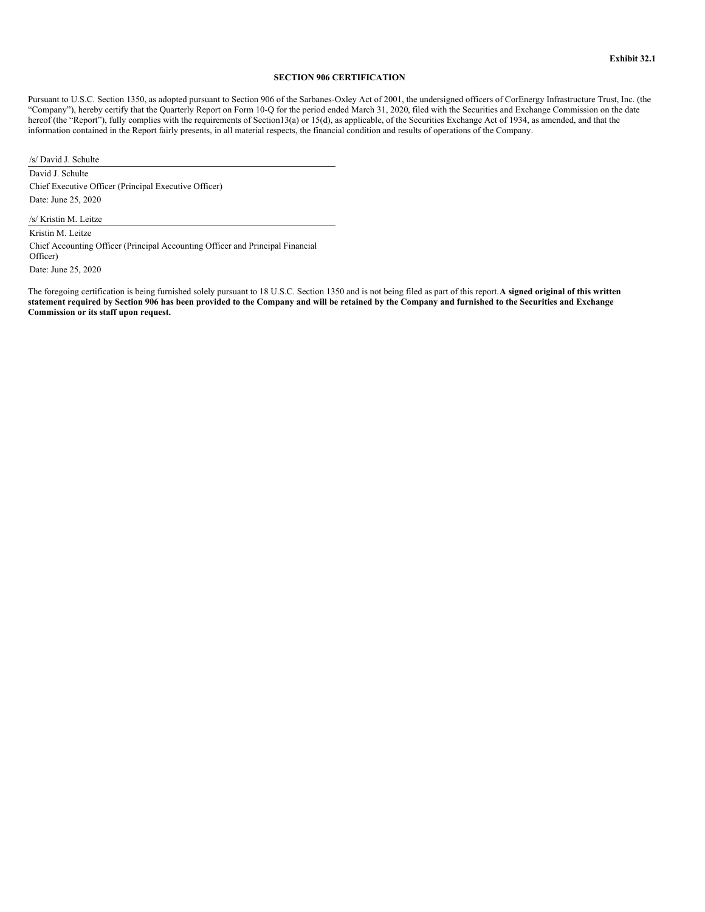**Exhibit 32.1**

**SECTION 906 CERTIFICATION**

Pursuant to U.S.C. Section 1350, as adopted pursuant to Section 906 of the Sarbanes-Oxley Act of 2001, the undersigned officers of CorEnergy Infrastructure Trust, Inc. (the "Company"), hereby certify that the Quarterly Report on Form 10-Q for the period ended March 31, 2020, filed with the Securities and Exchange Commission on the date hereof (the "Report"), fully complies with the requirements of Section13(a) or 15(d), as applicable, of the Securities Exchange Act of 1934, as amended, and that the information contained in the Report fairly presents, in all material respects, the financial condition and results of operations of the Company.

/s/ David J. Schulte

David J. Schulte
Chief Executive Officer (Principal Executive Officer)
Date: June 25, 2020

/s/ Kristin M. Leitze

Kristin M. Leitze
Chief Accounting Officer (Principal Accounting Officer and Principal Financial Officer)
Date: June 25, 2020

The foregoing certification is being furnished solely pursuant to 18 U.S.C. Section 1350 and is not being filed as part of this report. **A signed original of this written statement required by Section 906 has been provided to the Company and will be retained by the Company and furnished to the Securities and Exchange Commission or its staff upon request.**